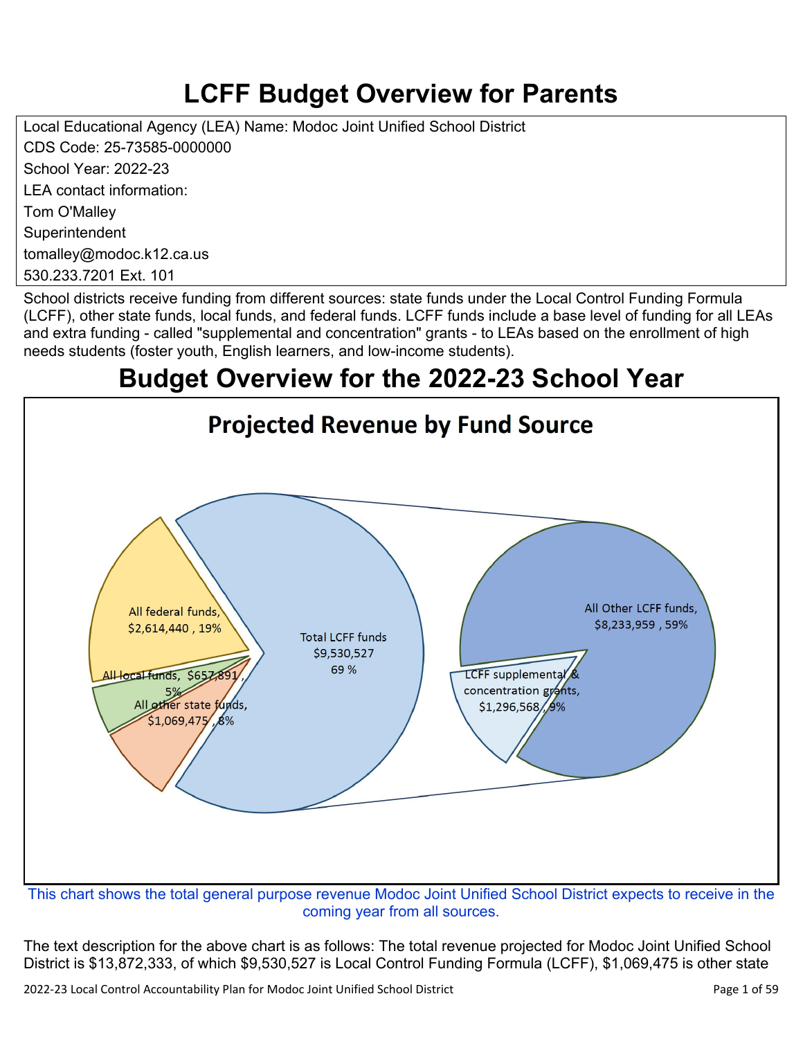# LCFF Budget Overview for Parents

Local Educational Agency (LEA) Name: Modoc Joint Unified School District
CDS Code: 25-73585-0000000
School Year: 2022-23
LEA contact information:
Tom O'Malley
Superintendent
tomalley@modoc.k12.ca.us
530.233.7201 Ext. 101

School districts receive funding from different sources: state funds under the Local Control Funding Formula (LCFF), other state funds, local funds, and federal funds. LCFF funds include a base level of funding for all LEAs and extra funding - called "supplemental and concentration" grants - to LEAs based on the enrollment of high needs students (foster youth, English learners, and low-income students).

# Budget Overview for the 2022-23 School Year

## Projected Revenue by Fund Source

- All federal funds, $2,614,440, 19%
- All local funds, $657,891, 5%
- All other state funds, $1,069,475, 8%
- Total LCFF funds, $9,530,527, 69%
  - All Other LCFF funds, $8,233,959, 59%
  - LCFF supplemental & concentration grants, $1,296,568, 9%

This chart shows the total general purpose revenue Modoc Joint Unified School District expects to receive in the coming year from all sources.

The text description for the above chart is as follows: The total revenue projected for Modoc Joint Unified School District is $13,872,333, of which $9,530,527 is Local Control Funding Formula (LCFF), $1,069,475 is other state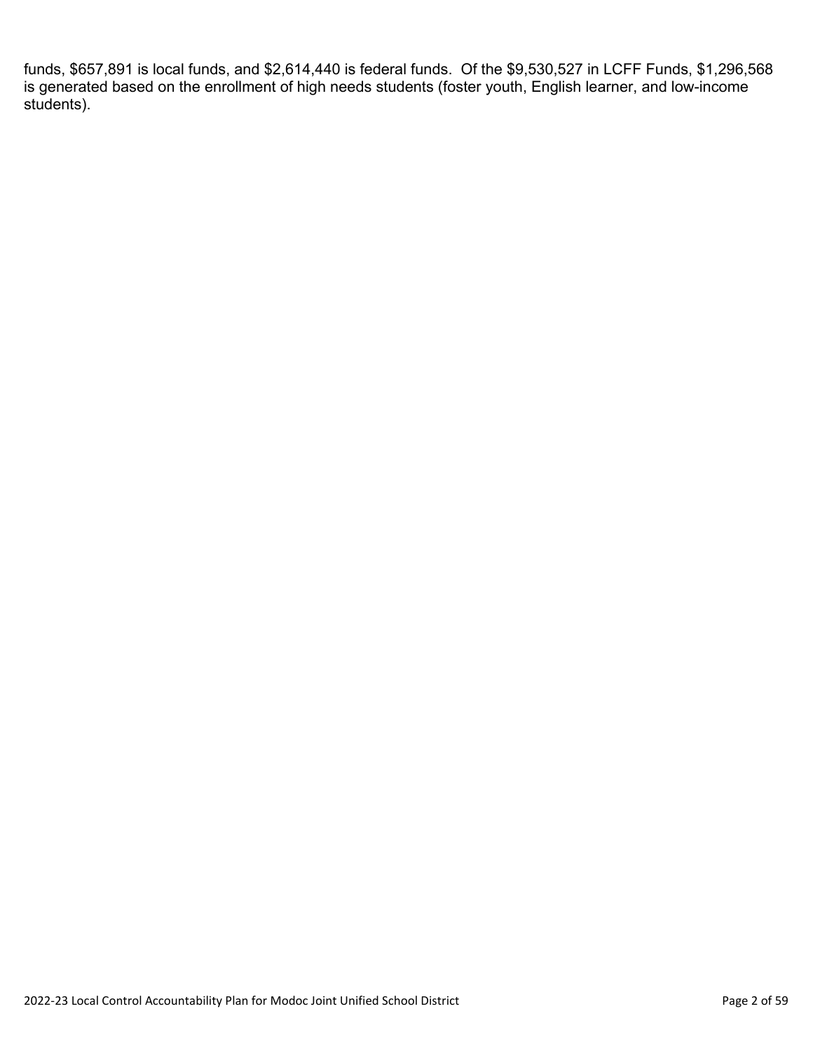funds, $657,891 is local funds, and $2,614,440 is federal funds.  Of the $9,530,527 in LCFF Funds, $1,296,568 is generated based on the enrollment of high needs students (foster youth, English learner, and low-income students).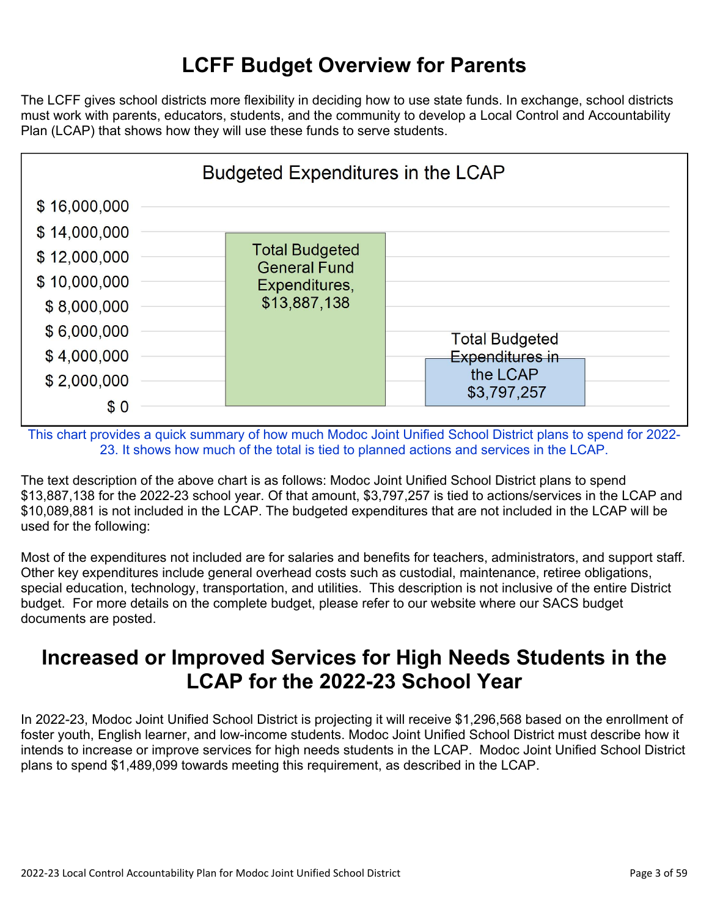# LCFF Budget Overview for Parents

The LCFF gives school districts more flexibility in deciding how to use state funds. In exchange, school districts must work with parents, educators, students, and the community to develop a Local Control and Accountability Plan (LCAP) that shows how they will use these funds to serve students.

**Budgeted Expenditures in the LCAP**

| Category | Amount |
|---|---|
| Total Budgeted General Fund Expenditures | $13,887,138 |
| Total Budgeted Expenditures in the LCAP | $3,797,257 |

This chart provides a quick summary of how much Modoc Joint Unified School District plans to spend for 2022-23. It shows how much of the total is tied to planned actions and services in the LCAP.

The text description of the above chart is as follows: Modoc Joint Unified School District plans to spend $13,887,138 for the 2022-23 school year. Of that amount, $3,797,257 is tied to actions/services in the LCAP and $10,089,881 is not included in the LCAP. The budgeted expenditures that are not included in the LCAP will be used for the following:

Most of the expenditures not included are for salaries and benefits for teachers, administrators, and support staff. Other key expenditures include general overhead costs such as custodial, maintenance, retiree obligations, special education, technology, transportation, and utilities. This description is not inclusive of the entire District budget. For more details on the complete budget, please refer to our website where our SACS budget documents are posted.

# Increased or Improved Services for High Needs Students in the LCAP for the 2022-23 School Year

In 2022-23, Modoc Joint Unified School District is projecting it will receive $1,296,568 based on the enrollment of foster youth, English learner, and low-income students. Modoc Joint Unified School District must describe how it intends to increase or improve services for high needs students in the LCAP. Modoc Joint Unified School District plans to spend $1,489,099 towards meeting this requirement, as described in the LCAP.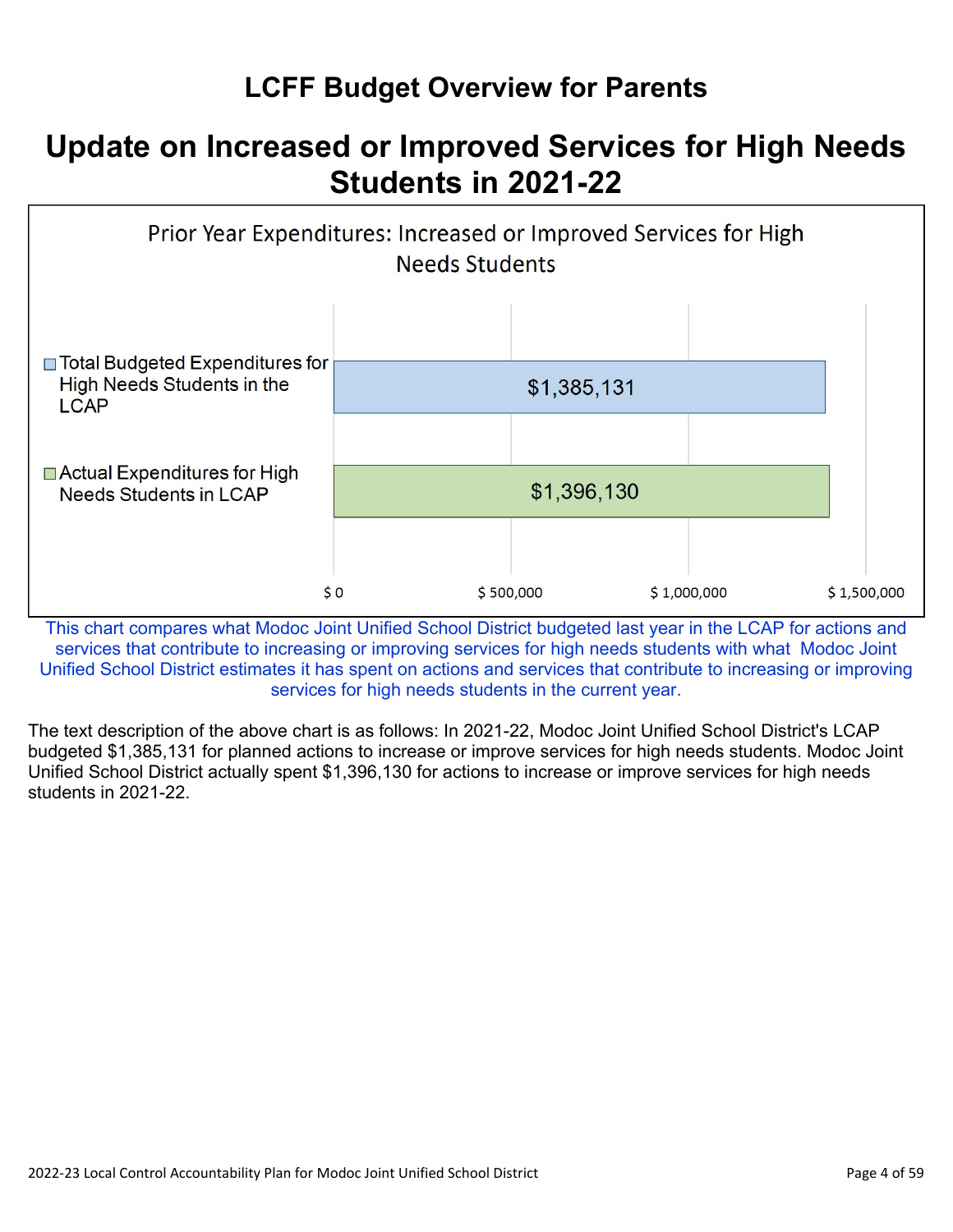# LCFF Budget Overview for Parents

## Update on Increased or Improved Services for High Needs Students in 2021-22

**Prior Year Expenditures: Increased or Improved Services for High Needs Students**

| Category | Amount |
| --- | --- |
| Total Budgeted Expenditures for High Needs Students in the LCAP | $1,385,131 |
| Actual Expenditures for High Needs Students in LCAP | $1,396,130 |

This chart compares what Modoc Joint Unified School District budgeted last year in the LCAP for actions and services that contribute to increasing or improving services for high needs students with what Modoc Joint Unified School District estimates it has spent on actions and services that contribute to increasing or improving services for high needs students in the current year.

The text description of the above chart is as follows: In 2021-22, Modoc Joint Unified School District's LCAP budgeted $1,385,131 for planned actions to increase or improve services for high needs students. Modoc Joint Unified School District actually spent $1,396,130 for actions to increase or improve services for high needs students in 2021-22.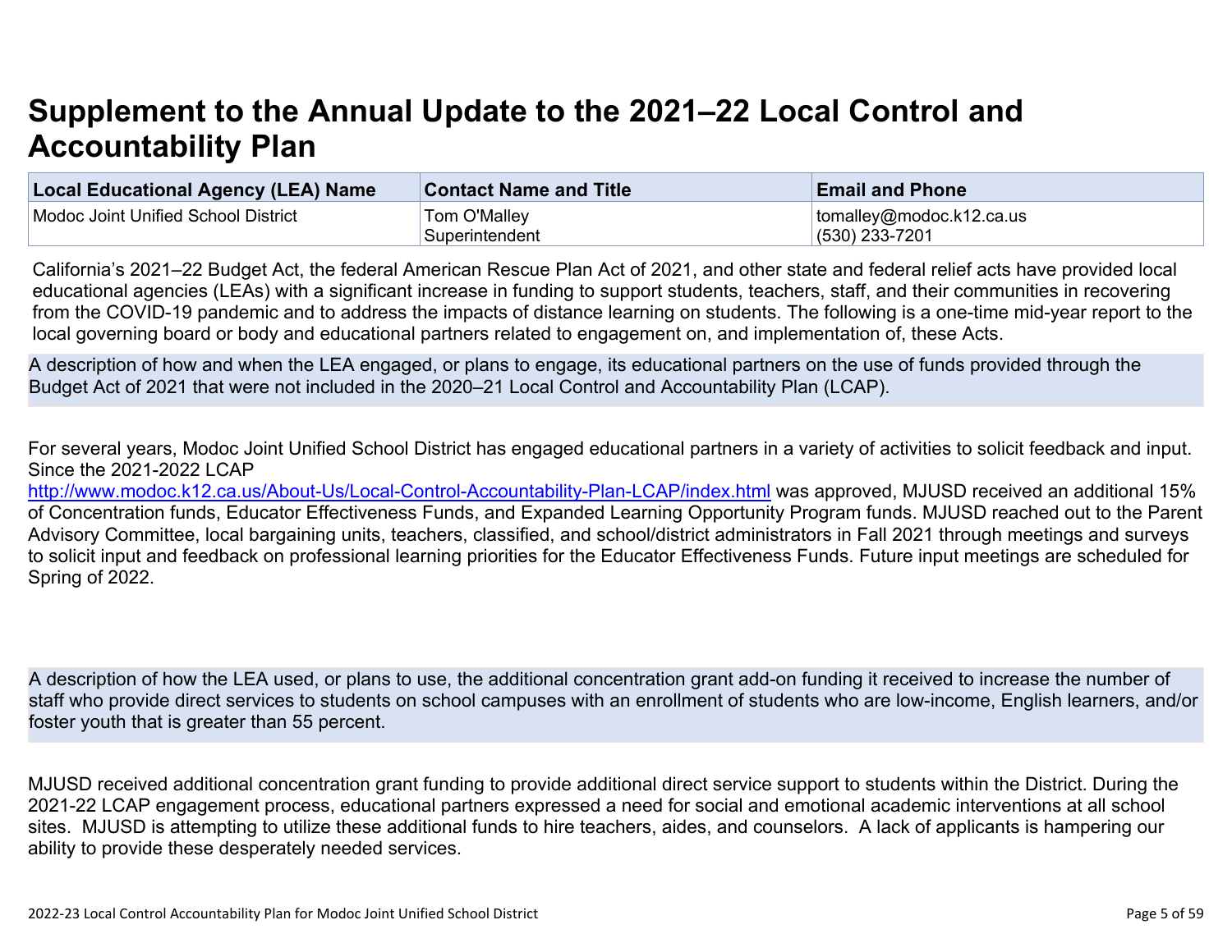# Supplement to the Annual Update to the 2021–22 Local Control and Accountability Plan

| Local Educational Agency (LEA) Name | Contact Name and Title | Email and Phone |
| --- | --- | --- |
| Modoc Joint Unified School District | Tom O'Malley<br>Superintendent | tomalley@modoc.k12.ca.us<br>(530) 233-7201 |

California's 2021–22 Budget Act, the federal American Rescue Plan Act of 2021, and other state and federal relief acts have provided local educational agencies (LEAs) with a significant increase in funding to support students, teachers, staff, and their communities in recovering from the COVID-19 pandemic and to address the impacts of distance learning on students. The following is a one-time mid-year report to the local governing board or body and educational partners related to engagement on, and implementation of, these Acts.

A description of how and when the LEA engaged, or plans to engage, its educational partners on the use of funds provided through the Budget Act of 2021 that were not included in the 2020–21 Local Control and Accountability Plan (LCAP).

For several years, Modoc Joint Unified School District has engaged educational partners in a variety of activities to solicit feedback and input. Since the 2021-2022 LCAP http://www.modoc.k12.ca.us/About-Us/Local-Control-Accountability-Plan-LCAP/index.html was approved, MJUSD received an additional 15% of Concentration funds, Educator Effectiveness Funds, and Expanded Learning Opportunity Program funds. MJUSD reached out to the Parent Advisory Committee, local bargaining units, teachers, classified, and school/district administrators in Fall 2021 through meetings and surveys to solicit input and feedback on professional learning priorities for the Educator Effectiveness Funds. Future input meetings are scheduled for Spring of 2022.

A description of how the LEA used, or plans to use, the additional concentration grant add-on funding it received to increase the number of staff who provide direct services to students on school campuses with an enrollment of students who are low-income, English learners, and/or foster youth that is greater than 55 percent.

MJUSD received additional concentration grant funding to provide additional direct service support to students within the District. During the 2021-22 LCAP engagement process, educational partners expressed a need for social and emotional academic interventions at all school sites. MJUSD is attempting to utilize these additional funds to hire teachers, aides, and counselors. A lack of applicants is hampering our ability to provide these desperately needed services.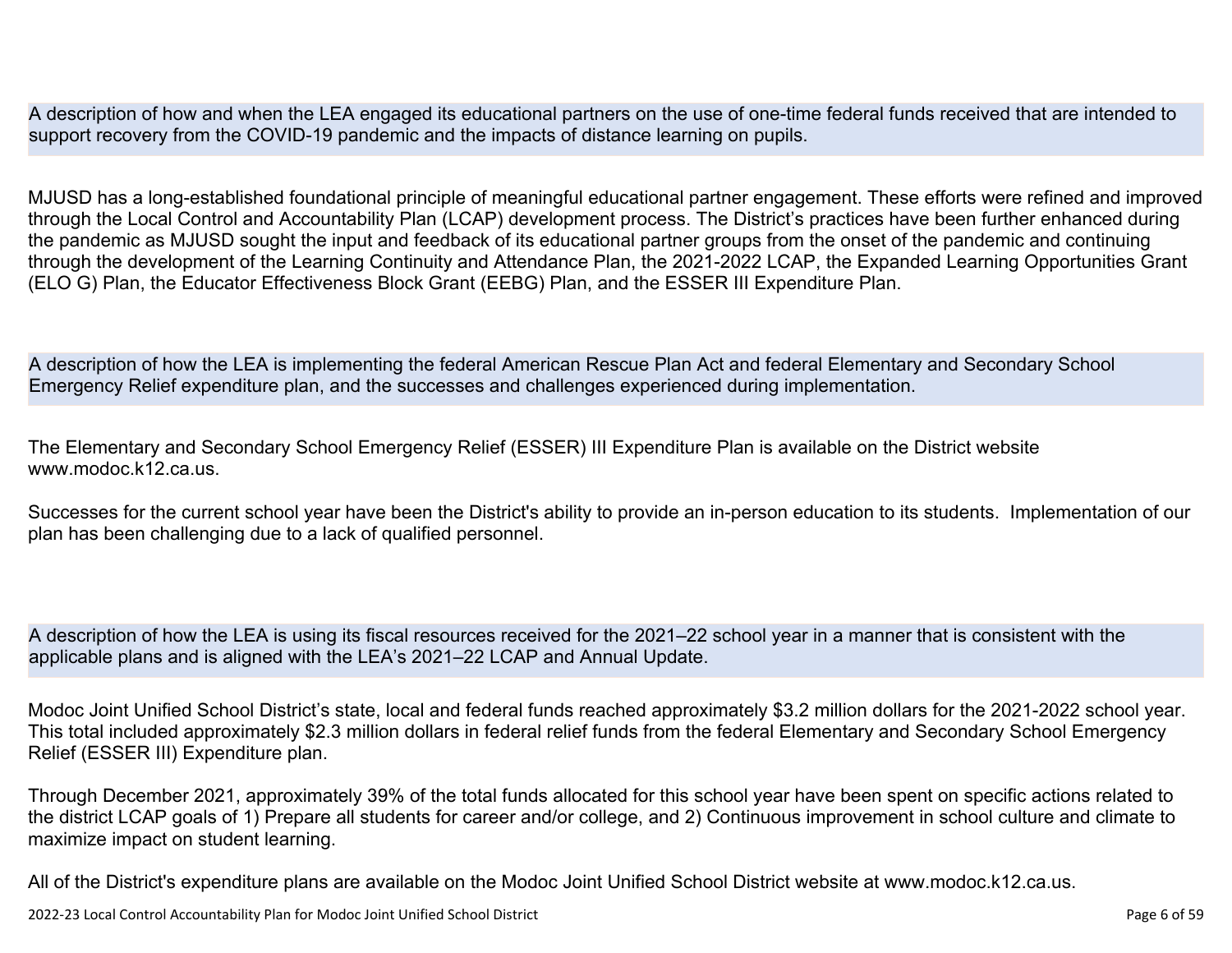## A description of how and when the LEA engaged its educational partners on the use of one-time federal funds received that are intended to support recovery from the COVID-19 pandemic and the impacts of distance learning on pupils.

MJUSD has a long-established foundational principle of meaningful educational partner engagement. These efforts were refined and improved through the Local Control and Accountability Plan (LCAP) development process. The District's practices have been further enhanced during the pandemic as MJUSD sought the input and feedback of its educational partner groups from the onset of the pandemic and continuing through the development of the Learning Continuity and Attendance Plan, the 2021-2022 LCAP, the Expanded Learning Opportunities Grant (ELO G) Plan, the Educator Effectiveness Block Grant (EEBG) Plan, and the ESSER III Expenditure Plan.

## A description of how the LEA is implementing the federal American Rescue Plan Act and federal Elementary and Secondary School Emergency Relief expenditure plan, and the successes and challenges experienced during implementation.

The Elementary and Secondary School Emergency Relief (ESSER) III Expenditure Plan is available on the District website www.modoc.k12.ca.us.

Successes for the current school year have been the District's ability to provide an in-person education to its students. Implementation of our plan has been challenging due to a lack of qualified personnel.

## A description of how the LEA is using its fiscal resources received for the 2021–22 school year in a manner that is consistent with the applicable plans and is aligned with the LEA's 2021–22 LCAP and Annual Update.

Modoc Joint Unified School District's state, local and federal funds reached approximately $3.2 million dollars for the 2021-2022 school year. This total included approximately $2.3 million dollars in federal relief funds from the federal Elementary and Secondary School Emergency Relief (ESSER III) Expenditure plan.

Through December 2021, approximately 39% of the total funds allocated for this school year have been spent on specific actions related to the district LCAP goals of 1) Prepare all students for career and/or college, and 2) Continuous improvement in school culture and climate to maximize impact on student learning.

All of the District's expenditure plans are available on the Modoc Joint Unified School District website at www.modoc.k12.ca.us.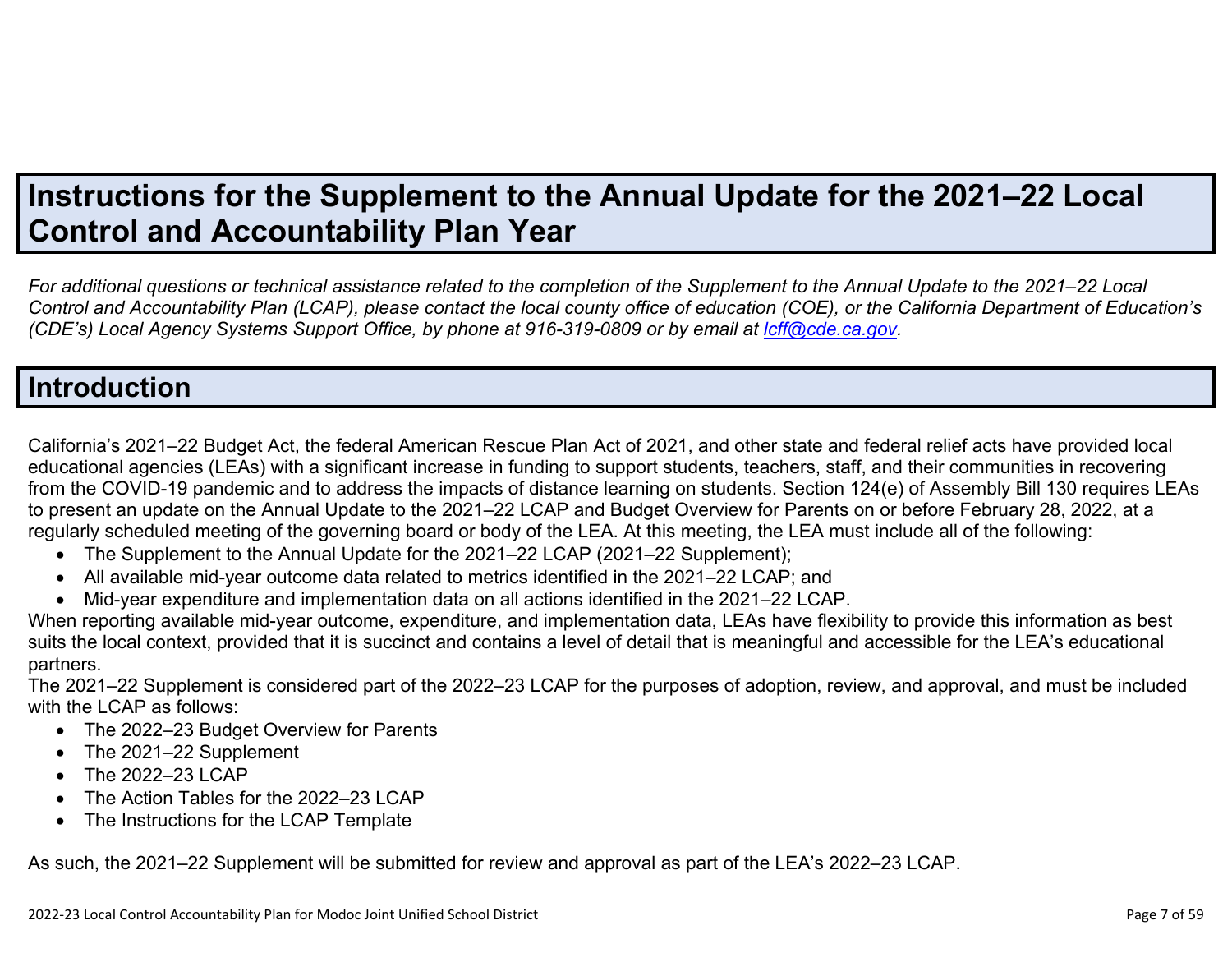# Instructions for the Supplement to the Annual Update for the 2021–22 Local Control and Accountability Plan Year

*For additional questions or technical assistance related to the completion of the Supplement to the Annual Update to the 2021–22 Local Control and Accountability Plan (LCAP), please contact the local county office of education (COE), or the California Department of Education's (CDE's) Local Agency Systems Support Office, by phone at 916-319-0809 or by email at [lcff@cde.ca.gov](mailto:lcff@cde.ca.gov).*

## Introduction

California's 2021–22 Budget Act, the federal American Rescue Plan Act of 2021, and other state and federal relief acts have provided local educational agencies (LEAs) with a significant increase in funding to support students, teachers, staff, and their communities in recovering from the COVID-19 pandemic and to address the impacts of distance learning on students. Section 124(e) of Assembly Bill 130 requires LEAs to present an update on the Annual Update to the 2021–22 LCAP and Budget Overview for Parents on or before February 28, 2022, at a regularly scheduled meeting of the governing board or body of the LEA. At this meeting, the LEA must include all of the following:

- The Supplement to the Annual Update for the 2021–22 LCAP (2021–22 Supplement);
- All available mid-year outcome data related to metrics identified in the 2021–22 LCAP; and
- Mid-year expenditure and implementation data on all actions identified in the 2021–22 LCAP.

When reporting available mid-year outcome, expenditure, and implementation data, LEAs have flexibility to provide this information as best suits the local context, provided that it is succinct and contains a level of detail that is meaningful and accessible for the LEA's educational partners.

The 2021–22 Supplement is considered part of the 2022–23 LCAP for the purposes of adoption, review, and approval, and must be included with the LCAP as follows:

- The 2022–23 Budget Overview for Parents
- The 2021–22 Supplement
- The 2022–23 LCAP
- The Action Tables for the 2022–23 LCAP
- The Instructions for the LCAP Template

As such, the 2021–22 Supplement will be submitted for review and approval as part of the LEA's 2022–23 LCAP.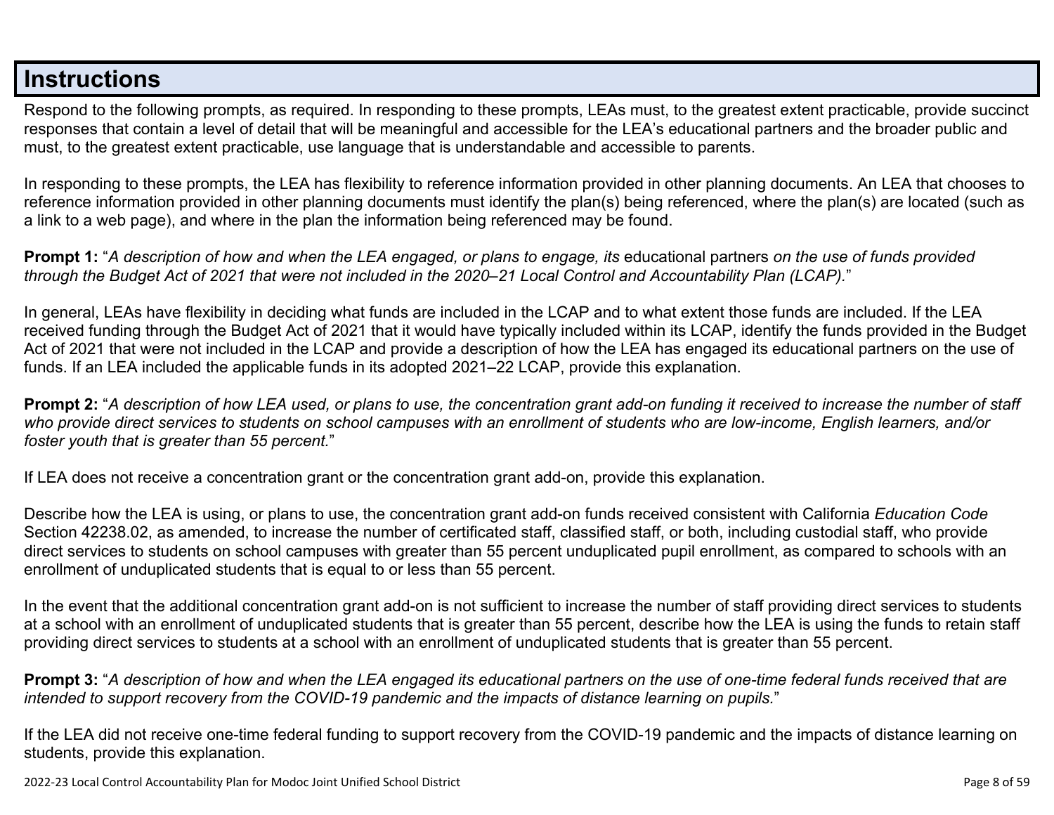# Instructions

Respond to the following prompts, as required. In responding to these prompts, LEAs must, to the greatest extent practicable, provide succinct responses that contain a level of detail that will be meaningful and accessible for the LEA's educational partners and the broader public and must, to the greatest extent practicable, use language that is understandable and accessible to parents.

In responding to these prompts, the LEA has flexibility to reference information provided in other planning documents. An LEA that chooses to reference information provided in other planning documents must identify the plan(s) being referenced, where the plan(s) are located (such as a link to a web page), and where in the plan the information being referenced may be found.

**Prompt 1:** "*A description of how and when the LEA engaged, or plans to engage, its* educational partners *on the use of funds provided through the Budget Act of 2021 that were not included in the 2020–21 Local Control and Accountability Plan (LCAP).*"

In general, LEAs have flexibility in deciding what funds are included in the LCAP and to what extent those funds are included. If the LEA received funding through the Budget Act of 2021 that it would have typically included within its LCAP, identify the funds provided in the Budget Act of 2021 that were not included in the LCAP and provide a description of how the LEA has engaged its educational partners on the use of funds. If an LEA included the applicable funds in its adopted 2021–22 LCAP, provide this explanation.

**Prompt 2:** "*A description of how LEA used, or plans to use, the concentration grant add-on funding it received to increase the number of staff who provide direct services to students on school campuses with an enrollment of students who are low-income, English learners, and/or foster youth that is greater than 55 percent.*"

If LEA does not receive a concentration grant or the concentration grant add-on, provide this explanation.

Describe how the LEA is using, or plans to use, the concentration grant add-on funds received consistent with California *Education Code* Section 42238.02, as amended, to increase the number of certificated staff, classified staff, or both, including custodial staff, who provide direct services to students on school campuses with greater than 55 percent unduplicated pupil enrollment, as compared to schools with an enrollment of unduplicated students that is equal to or less than 55 percent.

In the event that the additional concentration grant add-on is not sufficient to increase the number of staff providing direct services to students at a school with an enrollment of unduplicated students that is greater than 55 percent, describe how the LEA is using the funds to retain staff providing direct services to students at a school with an enrollment of unduplicated students that is greater than 55 percent.

**Prompt 3:** "*A description of how and when the LEA engaged its educational partners on the use of one-time federal funds received that are intended to support recovery from the COVID-19 pandemic and the impacts of distance learning on pupils.*"

If the LEA did not receive one-time federal funding to support recovery from the COVID-19 pandemic and the impacts of distance learning on students, provide this explanation.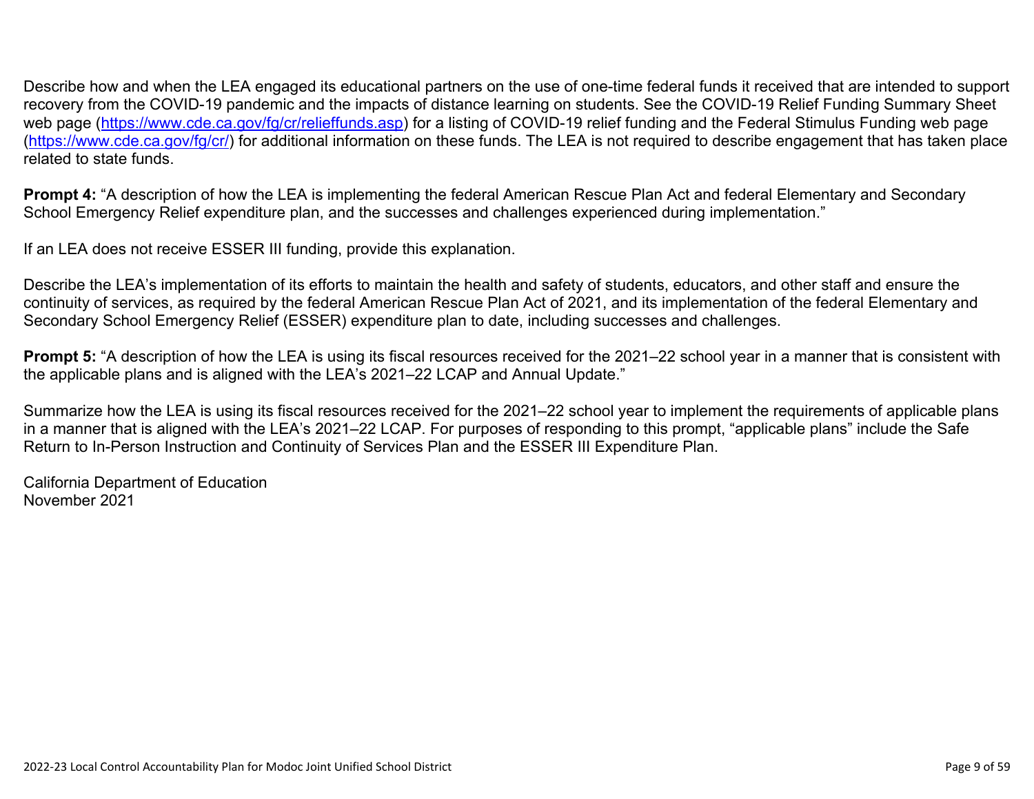Describe how and when the LEA engaged its educational partners on the use of one-time federal funds it received that are intended to support recovery from the COVID-19 pandemic and the impacts of distance learning on students. See the COVID-19 Relief Funding Summary Sheet web page (https://www.cde.ca.gov/fg/cr/relieffunds.asp) for a listing of COVID-19 relief funding and the Federal Stimulus Funding web page (https://www.cde.ca.gov/fg/cr/) for additional information on these funds. The LEA is not required to describe engagement that has taken place related to state funds.

**Prompt 4:** "A description of how the LEA is implementing the federal American Rescue Plan Act and federal Elementary and Secondary School Emergency Relief expenditure plan, and the successes and challenges experienced during implementation."

If an LEA does not receive ESSER III funding, provide this explanation.

Describe the LEA's implementation of its efforts to maintain the health and safety of students, educators, and other staff and ensure the continuity of services, as required by the federal American Rescue Plan Act of 2021, and its implementation of the federal Elementary and Secondary School Emergency Relief (ESSER) expenditure plan to date, including successes and challenges.

**Prompt 5:** "A description of how the LEA is using its fiscal resources received for the 2021–22 school year in a manner that is consistent with the applicable plans and is aligned with the LEA's 2021–22 LCAP and Annual Update."

Summarize how the LEA is using its fiscal resources received for the 2021–22 school year to implement the requirements of applicable plans in a manner that is aligned with the LEA's 2021–22 LCAP. For purposes of responding to this prompt, "applicable plans" include the Safe Return to In-Person Instruction and Continuity of Services Plan and the ESSER III Expenditure Plan.

California Department of Education
November 2021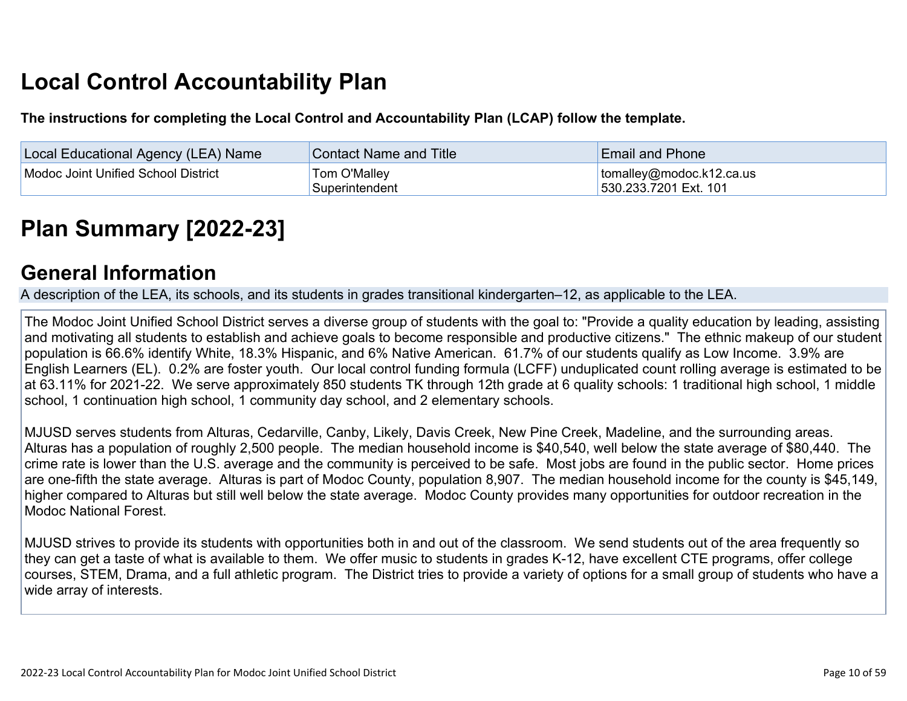# Local Control Accountability Plan

**The instructions for completing the Local Control and Accountability Plan (LCAP) follow the template.**

| Local Educational Agency (LEA) Name | Contact Name and Title | Email and Phone |
|---|---|---|
| Modoc Joint Unified School District | Tom O'Malley<br>Superintendent | tomalley@modoc.k12.ca.us<br>530.233.7201 Ext. 101 |

# Plan Summary [2022-23]

## General Information

A description of the LEA, its schools, and its students in grades transitional kindergarten–12, as applicable to the LEA.

The Modoc Joint Unified School District serves a diverse group of students with the goal to: "Provide a quality education by leading, assisting and motivating all students to establish and achieve goals to become responsible and productive citizens." The ethnic makeup of our student population is 66.6% identify White, 18.3% Hispanic, and 6% Native American. 61.7% of our students qualify as Low Income. 3.9% are English Learners (EL). 0.2% are foster youth. Our local control funding formula (LCFF) unduplicated count rolling average is estimated to be at 63.11% for 2021-22. We serve approximately 850 students TK through 12th grade at 6 quality schools: 1 traditional high school, 1 middle school, 1 continuation high school, 1 community day school, and 2 elementary schools.

MJUSD serves students from Alturas, Cedarville, Canby, Likely, Davis Creek, New Pine Creek, Madeline, and the surrounding areas. Alturas has a population of roughly 2,500 people. The median household income is $40,540, well below the state average of $80,440. The crime rate is lower than the U.S. average and the community is perceived to be safe. Most jobs are found in the public sector. Home prices are one-fifth the state average. Alturas is part of Modoc County, population 8,907. The median household income for the county is $45,149, higher compared to Alturas but still well below the state average. Modoc County provides many opportunities for outdoor recreation in the Modoc National Forest.

MJUSD strives to provide its students with opportunities both in and out of the classroom. We send students out of the area frequently so they can get a taste of what is available to them. We offer music to students in grades K-12, have excellent CTE programs, offer college courses, STEM, Drama, and a full athletic program. The District tries to provide a variety of options for a small group of students who have a wide array of interests.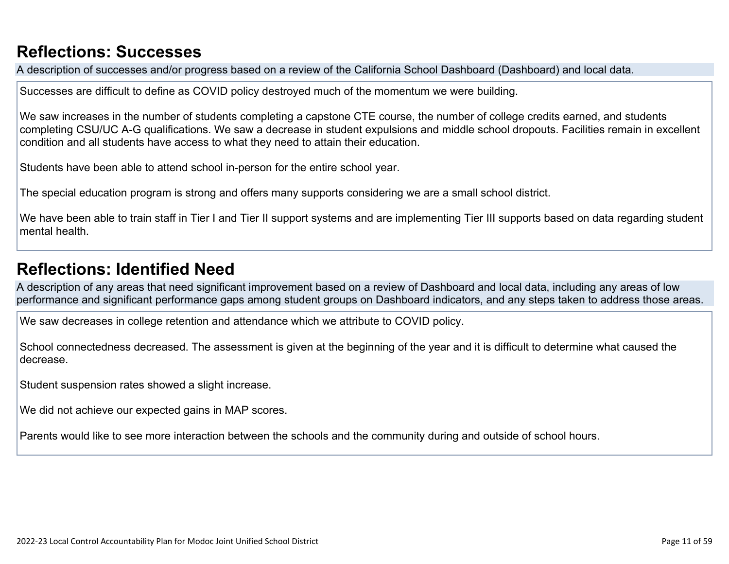# Reflections: Successes

A description of successes and/or progress based on a review of the California School Dashboard (Dashboard) and local data.

Successes are difficult to define as COVID policy destroyed much of the momentum we were building.

We saw increases in the number of students completing a capstone CTE course, the number of college credits earned, and students completing CSU/UC A-G qualifications. We saw a decrease in student expulsions and middle school dropouts. Facilities remain in excellent condition and all students have access to what they need to attain their education.

Students have been able to attend school in-person for the entire school year.

The special education program is strong and offers many supports considering we are a small school district.

We have been able to train staff in Tier I and Tier II support systems and are implementing Tier III supports based on data regarding student mental health.

# Reflections: Identified Need

A description of any areas that need significant improvement based on a review of Dashboard and local data, including any areas of low performance and significant performance gaps among student groups on Dashboard indicators, and any steps taken to address those areas.

We saw decreases in college retention and attendance which we attribute to COVID policy.

School connectedness decreased. The assessment is given at the beginning of the year and it is difficult to determine what caused the decrease.

Student suspension rates showed a slight increase.

We did not achieve our expected gains in MAP scores.

Parents would like to see more interaction between the schools and the community during and outside of school hours.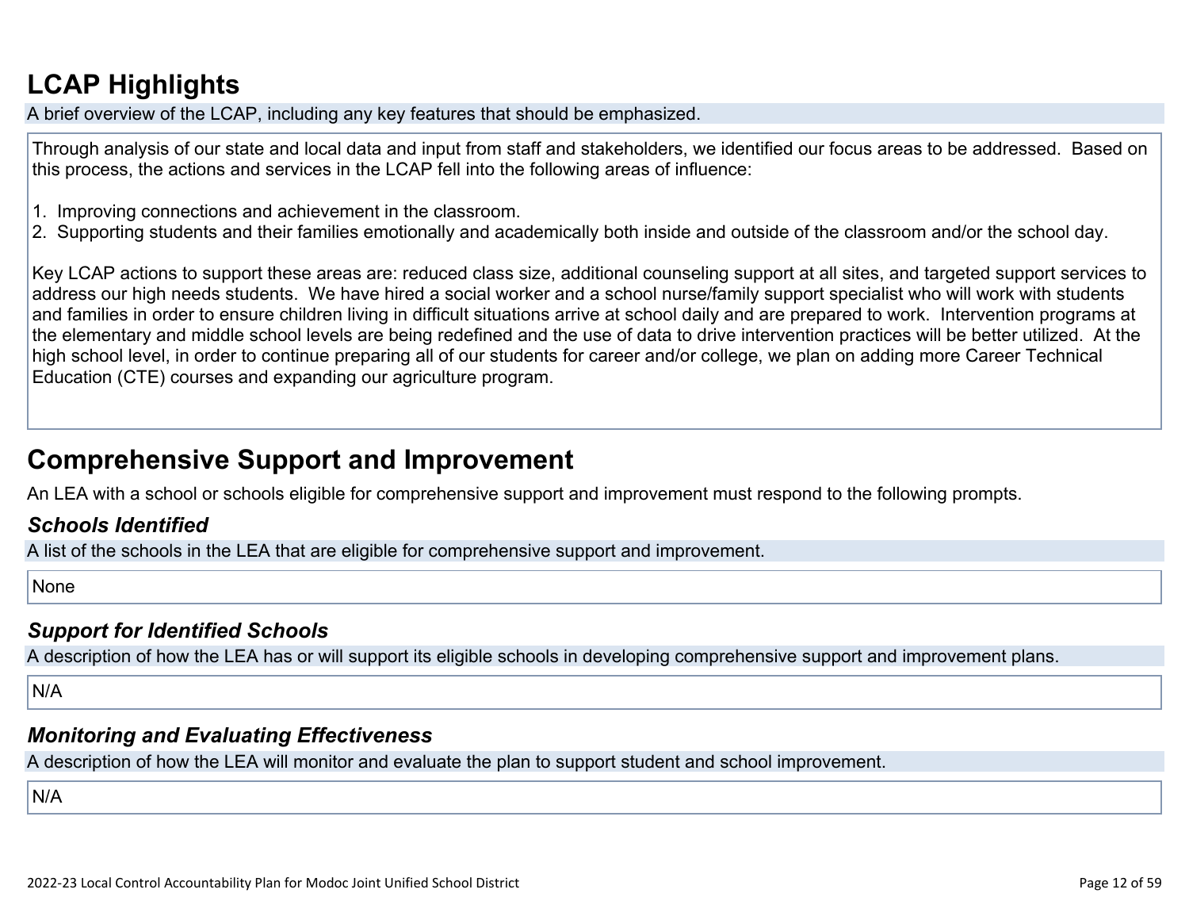# LCAP Highlights

A brief overview of the LCAP, including any key features that should be emphasized.

Through analysis of our state and local data and input from staff and stakeholders, we identified our focus areas to be addressed. Based on this process, the actions and services in the LCAP fell into the following areas of influence:

1. Improving connections and achievement in the classroom.
2. Supporting students and their families emotionally and academically both inside and outside of the classroom and/or the school day.

Key LCAP actions to support these areas are: reduced class size, additional counseling support at all sites, and targeted support services to address our high needs students. We have hired a social worker and a school nurse/family support specialist who will work with students and families in order to ensure children living in difficult situations arrive at school daily and are prepared to work. Intervention programs at the elementary and middle school levels are being redefined and the use of data to drive intervention practices will be better utilized. At the high school level, in order to continue preparing all of our students for career and/or college, we plan on adding more Career Technical Education (CTE) courses and expanding our agriculture program.

# Comprehensive Support and Improvement

An LEA with a school or schools eligible for comprehensive support and improvement must respond to the following prompts.

### *Schools Identified*

A list of the schools in the LEA that are eligible for comprehensive support and improvement.

None

### *Support for Identified Schools*

A description of how the LEA has or will support its eligible schools in developing comprehensive support and improvement plans.

N/A

### *Monitoring and Evaluating Effectiveness*

A description of how the LEA will monitor and evaluate the plan to support student and school improvement.

N/A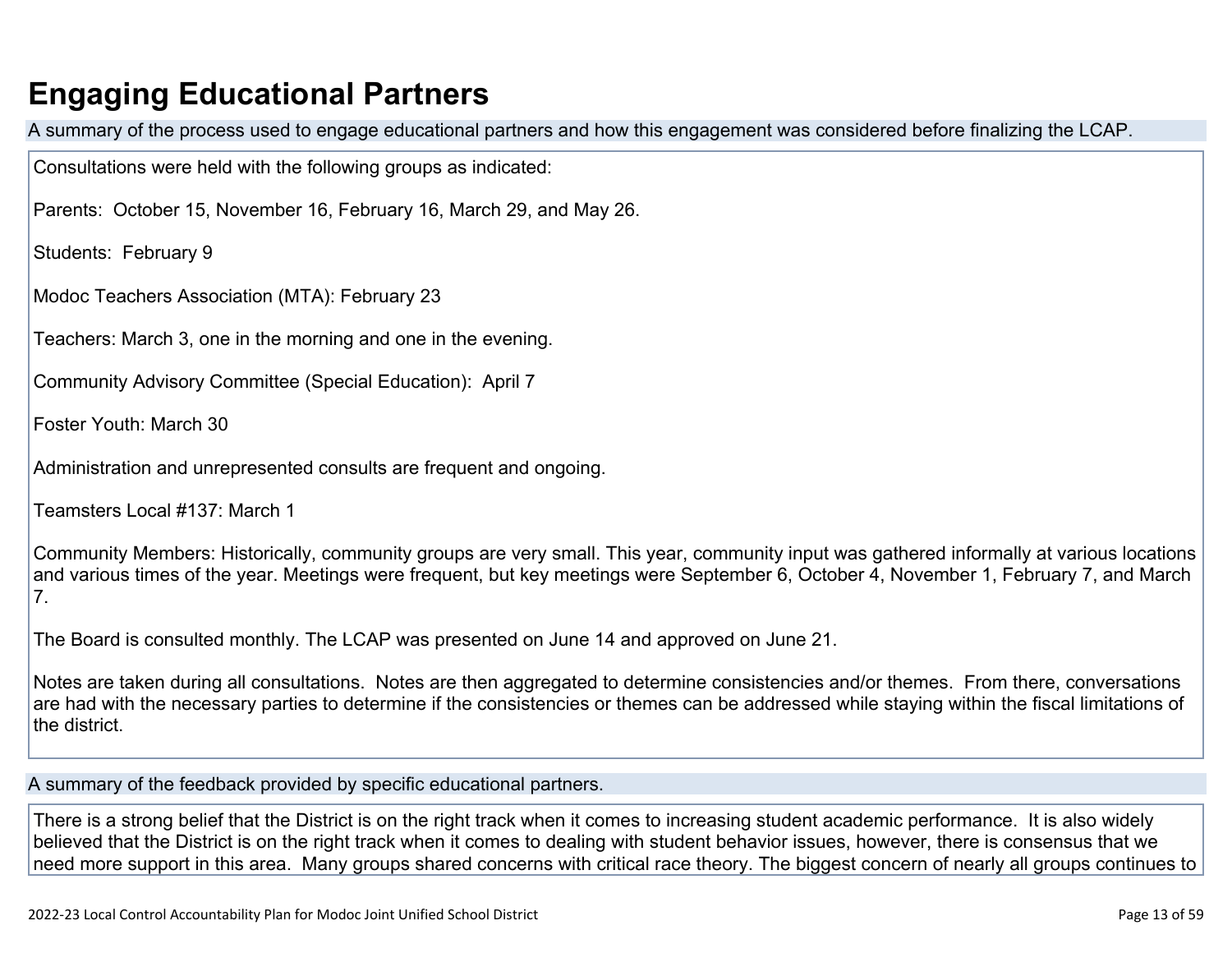# Engaging Educational Partners

A summary of the process used to engage educational partners and how this engagement was considered before finalizing the LCAP.

Consultations were held with the following groups as indicated:

Parents: October 15, November 16, February 16, March 29, and May 26.

Students: February 9

Modoc Teachers Association (MTA): February 23

Teachers: March 3, one in the morning and one in the evening.

Community Advisory Committee (Special Education): April 7

Foster Youth: March 30

Administration and unrepresented consults are frequent and ongoing.

Teamsters Local #137: March 1

Community Members: Historically, community groups are very small. This year, community input was gathered informally at various locations and various times of the year. Meetings were frequent, but key meetings were September 6, October 4, November 1, February 7, and March 7.

The Board is consulted monthly. The LCAP was presented on June 14 and approved on June 21.

Notes are taken during all consultations. Notes are then aggregated to determine consistencies and/or themes. From there, conversations are had with the necessary parties to determine if the consistencies or themes can be addressed while staying within the fiscal limitations of the district.

A summary of the feedback provided by specific educational partners.

There is a strong belief that the District is on the right track when it comes to increasing student academic performance. It is also widely believed that the District is on the right track when it comes to dealing with student behavior issues, however, there is consensus that we need more support in this area. Many groups shared concerns with critical race theory. The biggest concern of nearly all groups continues to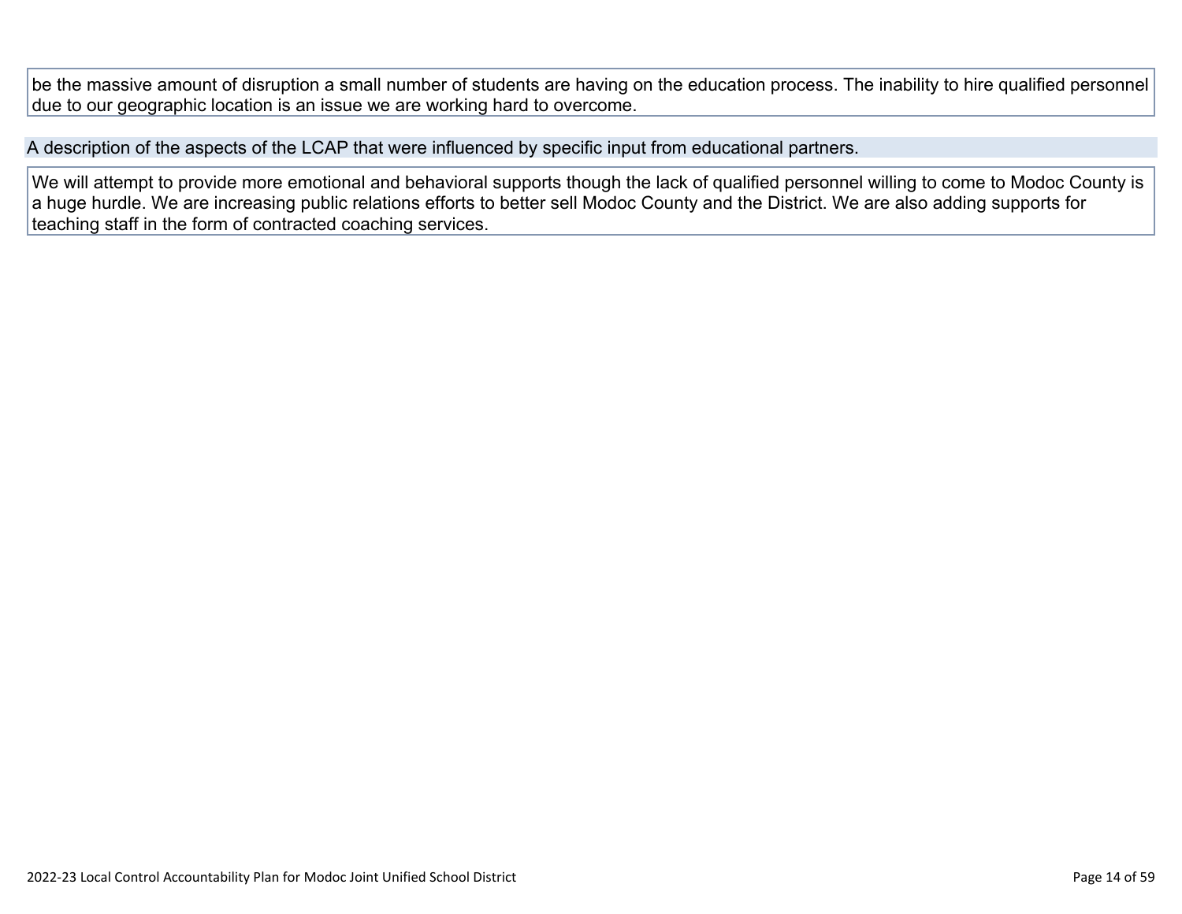be the massive amount of disruption a small number of students are having on the education process. The inability to hire qualified personnel due to our geographic location is an issue we are working hard to overcome.

A description of the aspects of the LCAP that were influenced by specific input from educational partners.

We will attempt to provide more emotional and behavioral supports though the lack of qualified personnel willing to come to Modoc County is a huge hurdle. We are increasing public relations efforts to better sell Modoc County and the District. We are also adding supports for teaching staff in the form of contracted coaching services.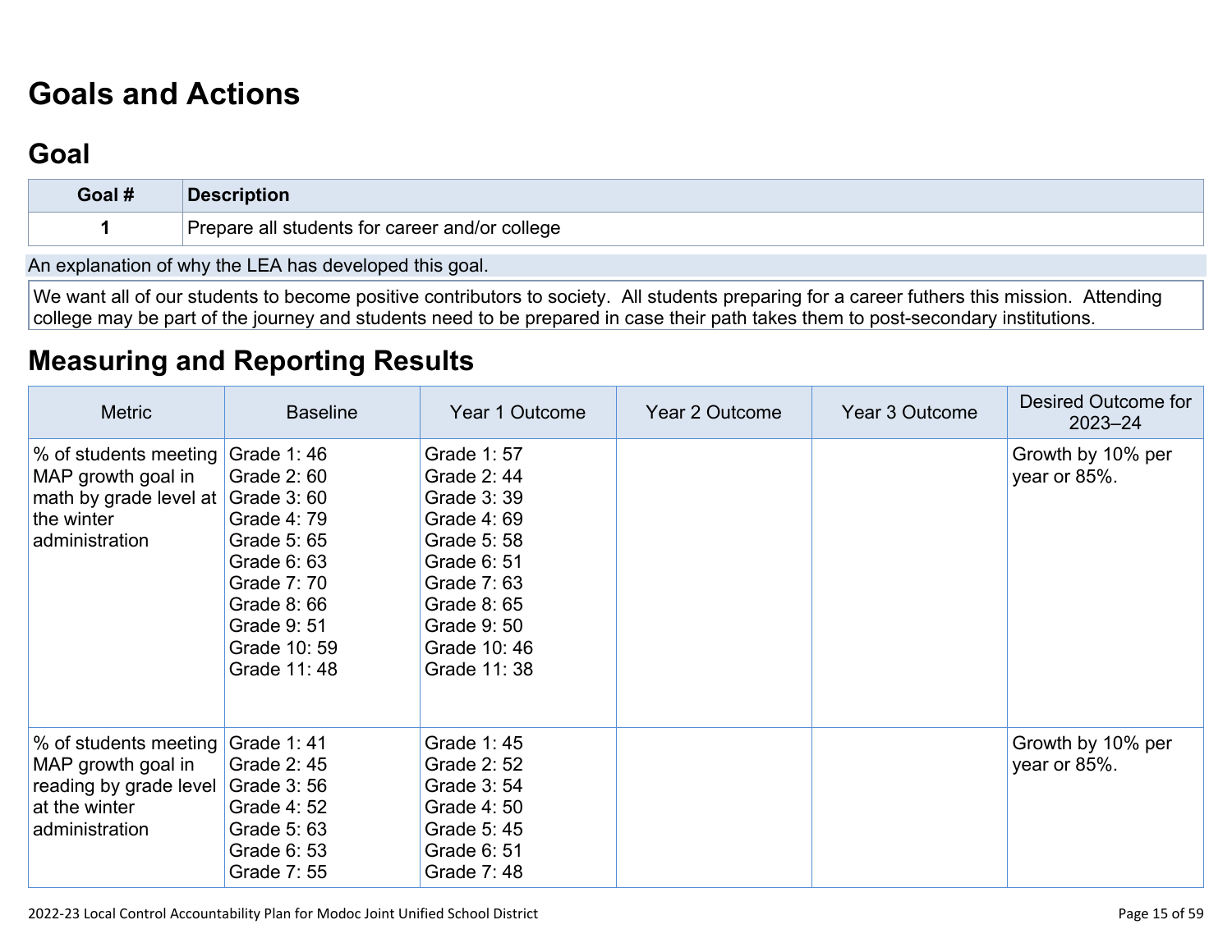# Goals and Actions

## Goal

| Goal # | Description |
|---|---|
| 1 | Prepare all students for career and/or college |

An explanation of why the LEA has developed this goal.

We want all of our students to become positive contributors to society. All students preparing for a career futhers this mission. Attending college may be part of the journey and students need to be prepared in case their path takes them to post-secondary institutions.

## Measuring and Reporting Results

| Metric | Baseline | Year 1 Outcome | Year 2 Outcome | Year 3 Outcome | Desired Outcome for 2023–24 |
|---|---|---|---|---|---|
| % of students meeting MAP growth goal in math by grade level at the winter administration | Grade 1: 46<br>Grade 2: 60<br>Grade 3: 60<br>Grade 4: 79<br>Grade 5: 65<br>Grade 6: 63<br>Grade 7: 70<br>Grade 8: 66<br>Grade 9: 51<br>Grade 10: 59<br>Grade 11: 48 | Grade 1: 57<br>Grade 2: 44<br>Grade 3: 39<br>Grade 4: 69<br>Grade 5: 58<br>Grade 6: 51<br>Grade 7: 63<br>Grade 8: 65<br>Grade 9: 50<br>Grade 10: 46<br>Grade 11: 38 | | | Growth by 10% per year or 85%. |
| % of students meeting MAP growth goal in reading by grade level at the winter administration | Grade 1: 41<br>Grade 2: 45<br>Grade 3: 56<br>Grade 4: 52<br>Grade 5: 63<br>Grade 6: 53<br>Grade 7: 55 | Grade 1: 45<br>Grade 2: 52<br>Grade 3: 54<br>Grade 4: 50<br>Grade 5: 45<br>Grade 6: 51<br>Grade 7: 48 | | | Growth by 10% per year or 85%. |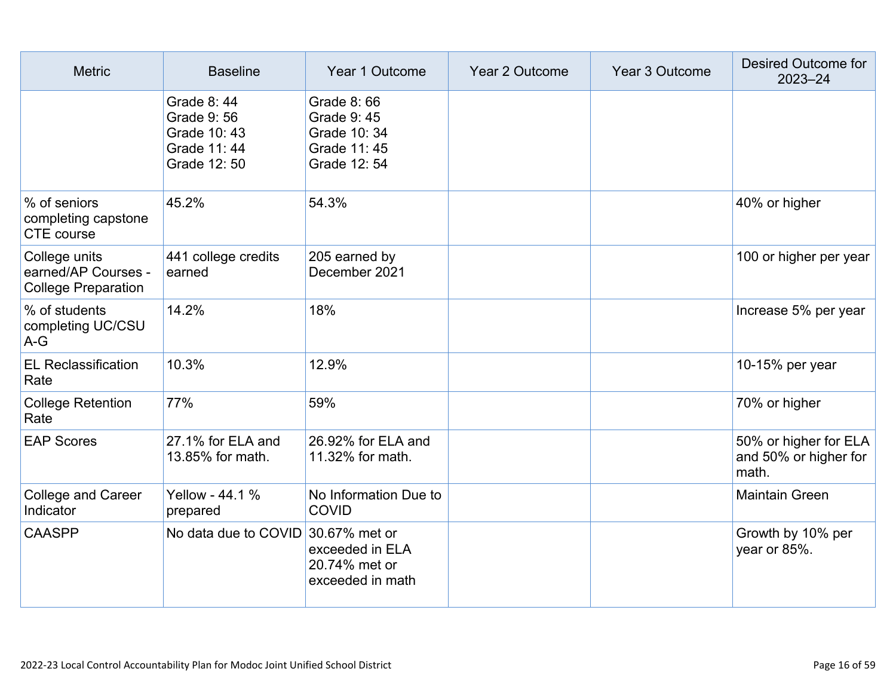| Metric | Baseline | Year 1 Outcome | Year 2 Outcome | Year 3 Outcome | Desired Outcome for 2023–24 |
|---|---|---|---|---|---|
| | Grade 8: 44<br>Grade 9: 56<br>Grade 10: 43<br>Grade 11: 44<br>Grade 12: 50 | Grade 8: 66<br>Grade 9: 45<br>Grade 10: 34<br>Grade 11: 45<br>Grade 12: 54 | | | |
| % of seniors completing capstone CTE course | 45.2% | 54.3% | | | 40% or higher |
| College units earned/AP Courses - College Preparation | 441 college credits earned | 205 earned by December 2021 | | | 100 or higher per year |
| % of students completing UC/CSU A-G | 14.2% | 18% | | | Increase 5% per year |
| EL Reclassification Rate | 10.3% | 12.9% | | | 10-15% per year |
| College Retention Rate | 77% | 59% | | | 70% or higher |
| EAP Scores | 27.1% for ELA and 13.85% for math. | 26.92% for ELA and 11.32% for math. | | | 50% or higher for ELA and 50% or higher for math. |
| College and Career Indicator | Yellow - 44.1 % prepared | No Information Due to COVID | | | Maintain Green |
| CAASPP | No data due to COVID | 30.67% met or exceeded in ELA<br>20.74% met or exceeded in math | | | Growth by 10% per year or 85%. |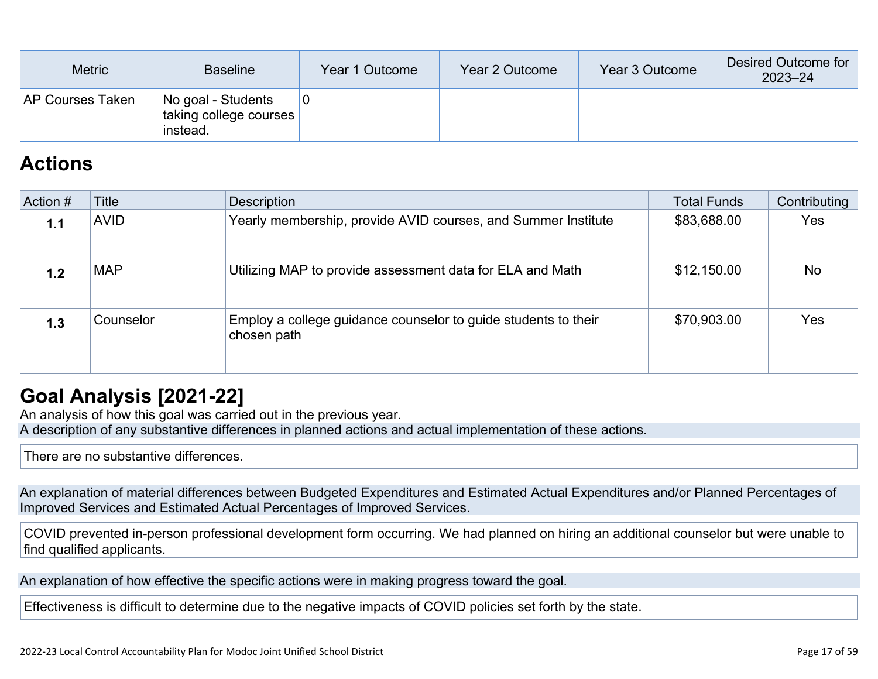| Metric | Baseline | Year 1 Outcome | Year 2 Outcome | Year 3 Outcome | Desired Outcome for 2023–24 |
|---|---|---|---|---|---|
| AP Courses Taken | No goal - Students taking college courses instead. | 0 | | | |

## Actions

| Action # | Title | Description | Total Funds | Contributing |
|---|---|---|---|---|
| **1.1** | AVID | Yearly membership, provide AVID courses, and Summer Institute | $83,688.00 | Yes |
| **1.2** | MAP | Utilizing MAP to provide assessment data for ELA and Math | $12,150.00 | No |
| **1.3** | Counselor | Employ a college guidance counselor to guide students to their chosen path | $70,903.00 | Yes |

## Goal Analysis [2021-22]

An analysis of how this goal was carried out in the previous year.

A description of any substantive differences in planned actions and actual implementation of these actions.

There are no substantive differences.

An explanation of material differences between Budgeted Expenditures and Estimated Actual Expenditures and/or Planned Percentages of Improved Services and Estimated Actual Percentages of Improved Services.

COVID prevented in-person professional development form occurring. We had planned on hiring an additional counselor but were unable to find qualified applicants.

An explanation of how effective the specific actions were in making progress toward the goal.

Effectiveness is difficult to determine due to the negative impacts of COVID policies set forth by the state.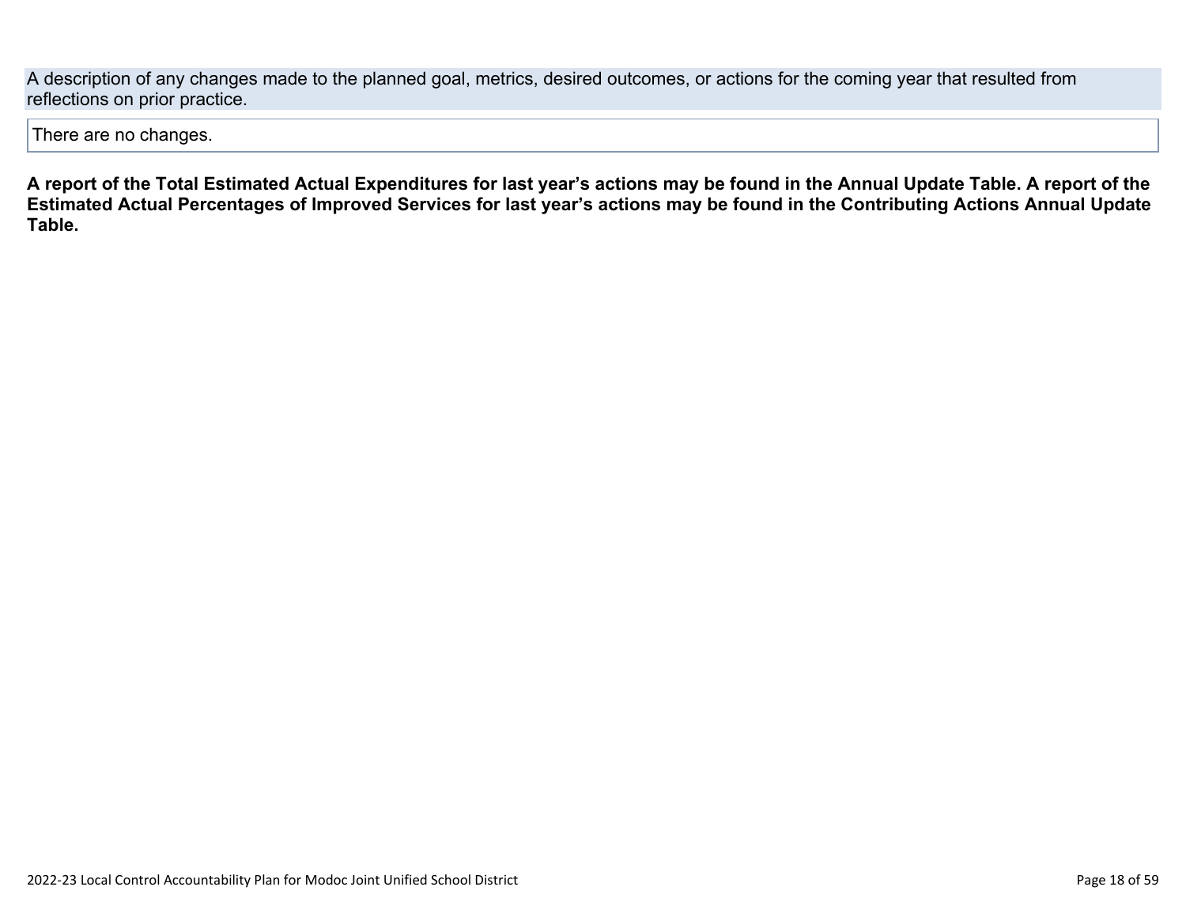A description of any changes made to the planned goal, metrics, desired outcomes, or actions for the coming year that resulted from reflections on prior practice.

There are no changes.

**A report of the Total Estimated Actual Expenditures for last year's actions may be found in the Annual Update Table. A report of the Estimated Actual Percentages of Improved Services for last year's actions may be found in the Contributing Actions Annual Update Table.**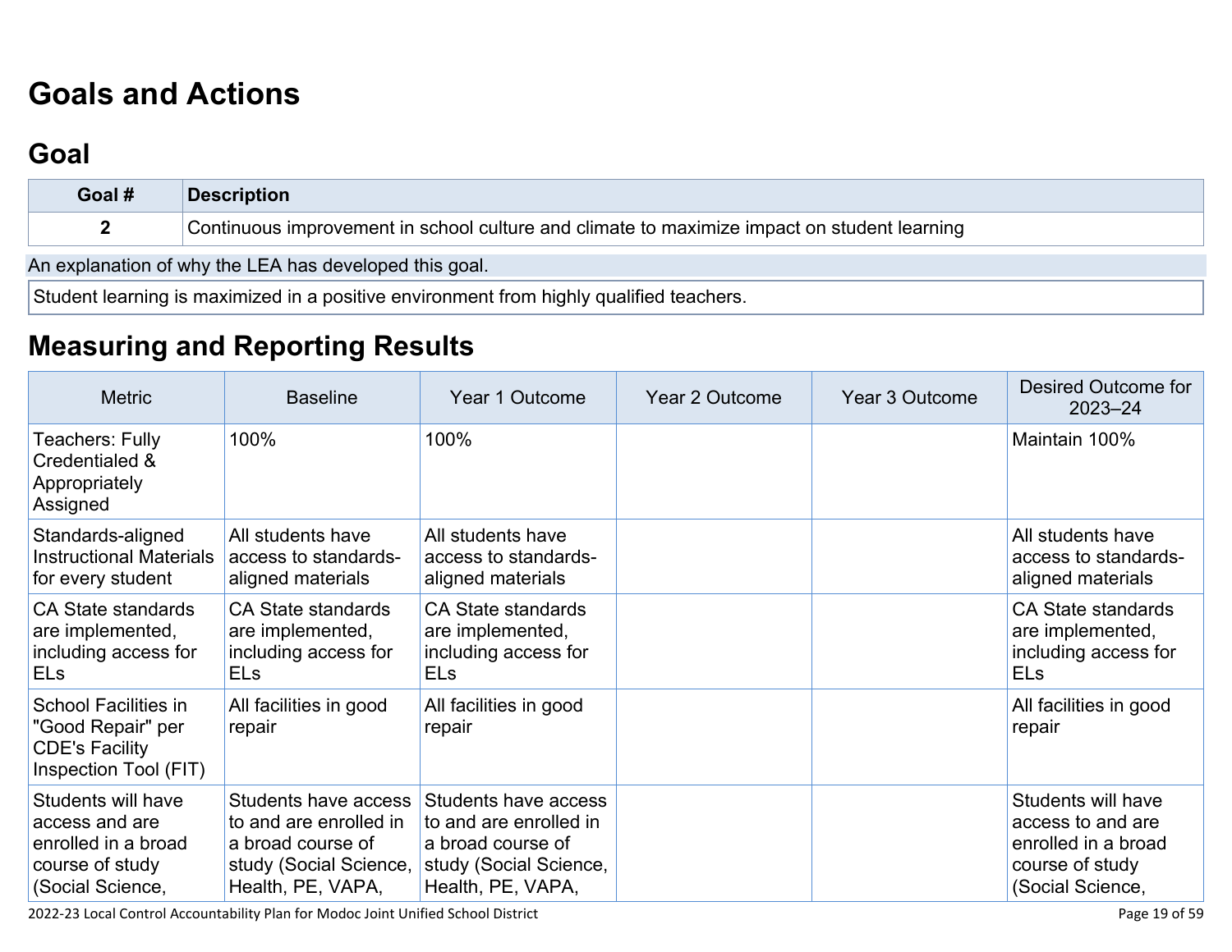# Goals and Actions

## Goal

| Goal # | Description |
| --- | --- |
| 2 | Continuous improvement in school culture and climate to maximize impact on student learning |

An explanation of why the LEA has developed this goal.

Student learning is maximized in a positive environment from highly qualified teachers.

## Measuring and Reporting Results

| Metric | Baseline | Year 1 Outcome | Year 2 Outcome | Year 3 Outcome | Desired Outcome for 2023–24 |
| --- | --- | --- | --- | --- | --- |
| Teachers: Fully Credentialed & Appropriately Assigned | 100% | 100% | | | Maintain 100% |
| Standards-aligned Instructional Materials for every student | All students have access to standards-aligned materials | All students have access to standards-aligned materials | | | All students have access to standards-aligned materials |
| CA State standards are implemented, including access for ELs | CA State standards are implemented, including access for ELs | CA State standards are implemented, including access for ELs | | | CA State standards are implemented, including access for ELs |
| School Facilities in "Good Repair" per CDE's Facility Inspection Tool (FIT) | All facilities in good repair | All facilities in good repair | | | All facilities in good repair |
| Students will have access and are enrolled in a broad course of study (Social Science, | Students have access to and are enrolled in a broad course of study (Social Science, Health, PE, VAPA, | Students have access to and are enrolled in a broad course of study (Social Science, Health, PE, VAPA, | | | Students will have access to and are enrolled in a broad course of study (Social Science, |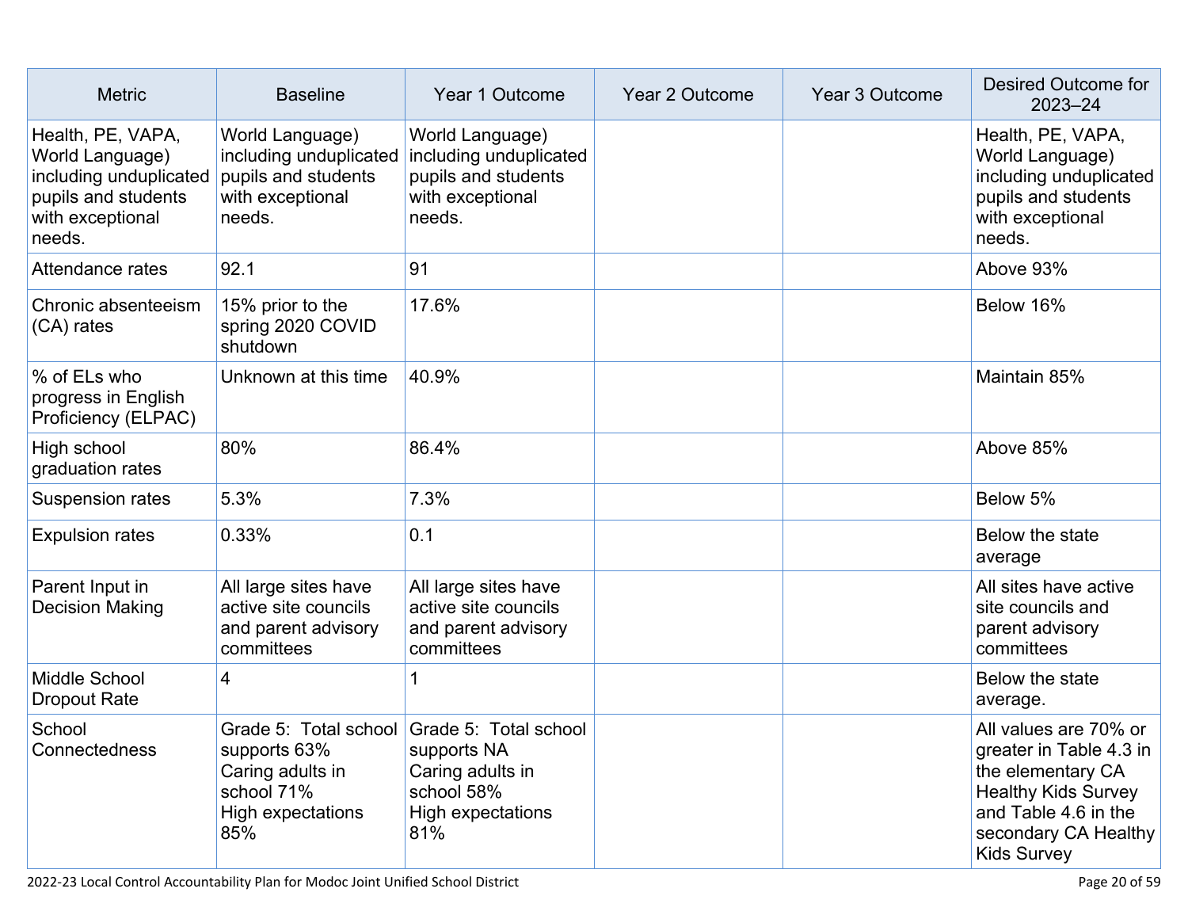| Metric | Baseline | Year 1 Outcome | Year 2 Outcome | Year 3 Outcome | Desired Outcome for 2023–24 |
|---|---|---|---|---|---|
| Health, PE, VAPA, World Language) including unduplicated pupils and students with exceptional needs. | World Language) including unduplicated pupils and students with exceptional needs. | World Language) including unduplicated pupils and students with exceptional needs. | | | Health, PE, VAPA, World Language) including unduplicated pupils and students with exceptional needs. |
| Attendance rates | 92.1 | 91 | | | Above 93% |
| Chronic absenteeism (CA) rates | 15% prior to the spring 2020 COVID shutdown | 17.6% | | | Below 16% |
| % of ELs who progress in English Proficiency (ELPAC) | Unknown at this time | 40.9% | | | Maintain 85% |
| High school graduation rates | 80% | 86.4% | | | Above 85% |
| Suspension rates | 5.3% | 7.3% | | | Below 5% |
| Expulsion rates | 0.33% | 0.1 | | | Below the state average |
| Parent Input in Decision Making | All large sites have active site councils and parent advisory committees | All large sites have active site councils and parent advisory committees | | | All sites have active site councils and parent advisory committees |
| Middle School Dropout Rate | 4 | 1 | | | Below the state average. |
| School Connectedness | Grade 5: Total school supports 63%<br>Caring adults in school 71%<br>High expectations 85% | Grade 5: Total school supports NA<br>Caring adults in school 58%<br>High expectations 81% | | | All values are 70% or greater in Table 4.3 in the elementary CA Healthy Kids Survey and Table 4.6 in the secondary CA Healthy Kids Survey |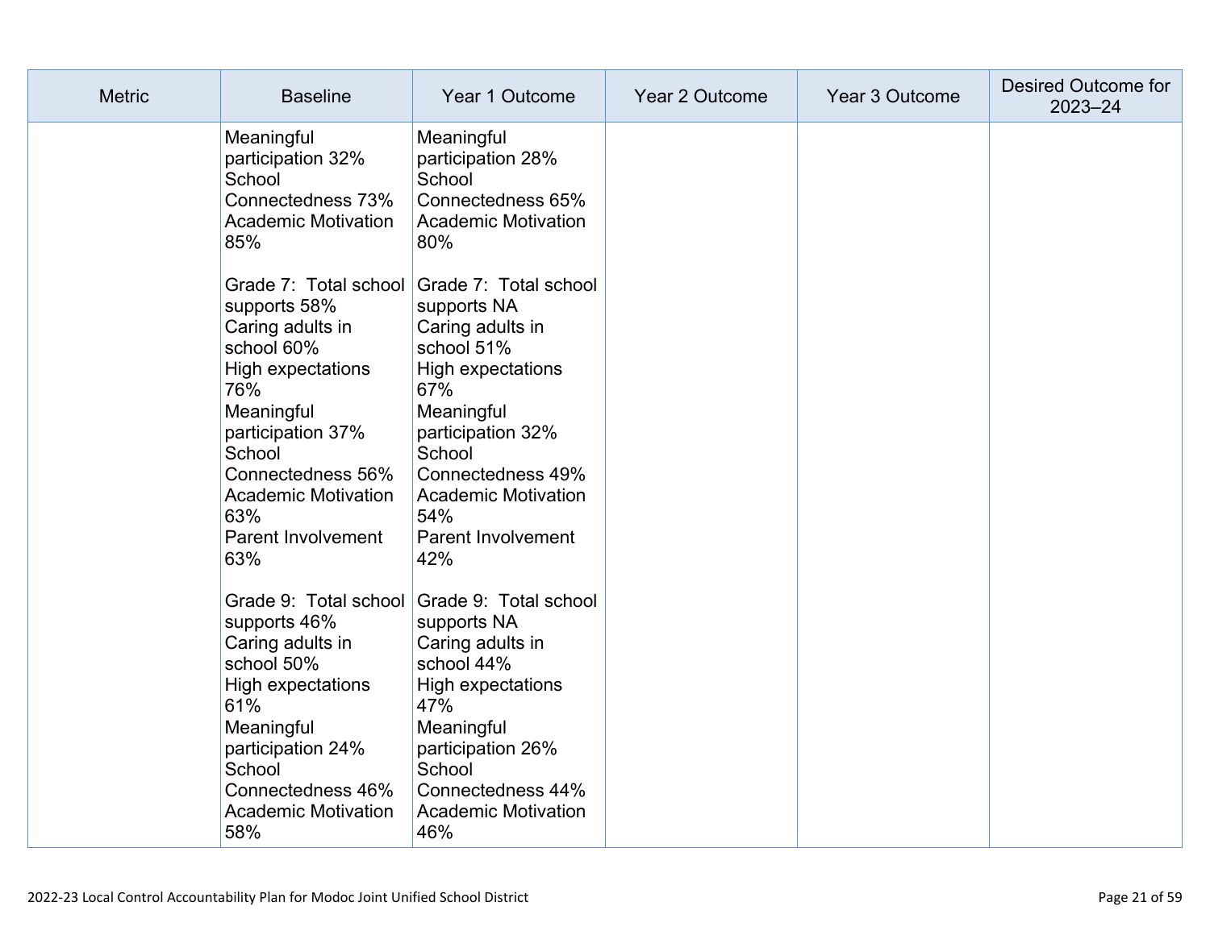| Metric | Baseline | Year 1 Outcome | Year 2 Outcome | Year 3 Outcome | Desired Outcome for 2023–24 |
|---|---|---|---|---|---|
| | Meaningful participation 32%<br>School Connectedness 73%<br>Academic Motivation 85%<br><br>Grade 7: Total school supports 58%<br>Caring adults in school 60%<br>High expectations 76%<br>Meaningful participation 37%<br>School Connectedness 56%<br>Academic Motivation 63%<br>Parent Involvement 63%<br><br>Grade 9: Total school supports 46%<br>Caring adults in school 50%<br>High expectations 61%<br>Meaningful participation 24%<br>School Connectedness 46%<br>Academic Motivation 58% | Meaningful participation 28%<br>School Connectedness 65%<br>Academic Motivation 80%<br><br>Grade 7: Total school supports NA<br>Caring adults in school 51%<br>High expectations 67%<br>Meaningful participation 32%<br>School Connectedness 49%<br>Academic Motivation 54%<br>Parent Involvement 42%<br><br>Grade 9: Total school supports NA<br>Caring adults in school 44%<br>High expectations 47%<br>Meaningful participation 26%<br>School Connectedness 44%<br>Academic Motivation 46% | | | |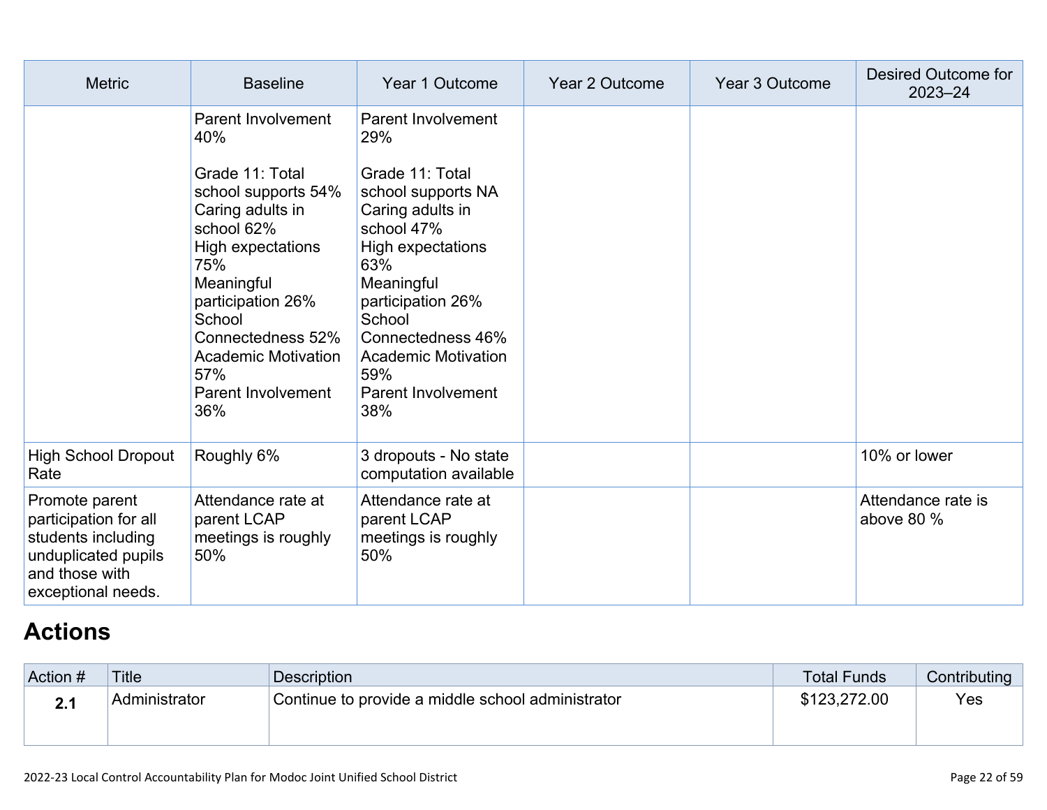| Metric | Baseline | Year 1 Outcome | Year 2 Outcome | Year 3 Outcome | Desired Outcome for 2023–24 |
|---|---|---|---|---|---|
| | Parent Involvement 40%<br><br>Grade 11: Total school supports 54%<br>Caring adults in school 62%<br>High expectations 75%<br>Meaningful participation 26%<br>School Connectedness 52%<br>Academic Motivation 57%<br>Parent Involvement 36% | Parent Involvement 29%<br><br>Grade 11: Total school supports NA<br>Caring adults in school 47%<br>High expectations 63%<br>Meaningful participation 26%<br>School Connectedness 46%<br>Academic Motivation 59%<br>Parent Involvement 38% | | | |
| High School Dropout Rate | Roughly 6% | 3 dropouts - No state computation available | | | 10% or lower |
| Promote parent participation for all students including unduplicated pupils and those with exceptional needs. | Attendance rate at parent LCAP meetings is roughly 50% | Attendance rate at parent LCAP meetings is roughly 50% | | | Attendance rate is above 80 % |

# Actions

| Action # | Title | Description | Total Funds | Contributing |
|---|---|---|---|---|
| **2.1** | Administrator | Continue to provide a middle school administrator | $123,272.00 | Yes |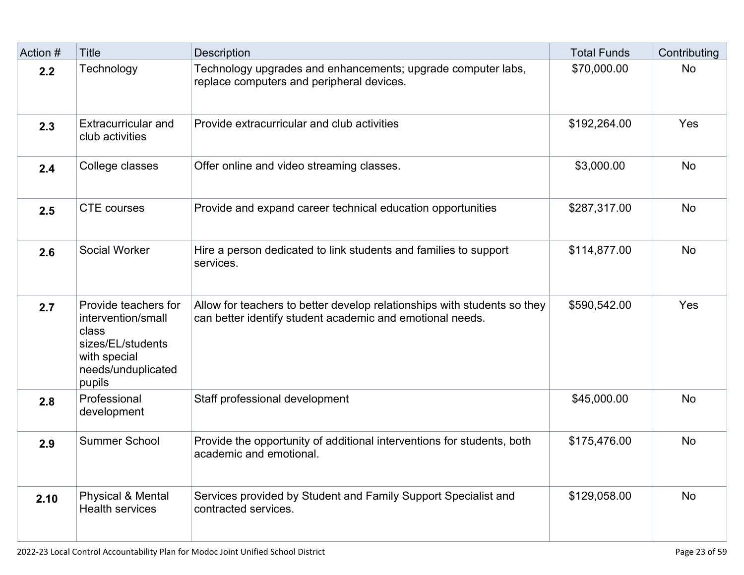| Action # | Title | Description | Total Funds | Contributing |
|---|---|---|---|---|
| **2.2** | Technology | Technology upgrades and enhancements; upgrade computer labs, replace computers and peripheral devices. | $70,000.00 | No |
| **2.3** | Extracurricular and club activities | Provide extracurricular and club activities | $192,264.00 | Yes |
| **2.4** | College classes | Offer online and video streaming classes. | $3,000.00 | No |
| **2.5** | CTE courses | Provide and expand career technical education opportunities | $287,317.00 | No |
| **2.6** | Social Worker | Hire a person dedicated to link students and families to support services. | $114,877.00 | No |
| **2.7** | Provide teachers for intervention/small class sizes/EL/students with special needs/unduplicated pupils | Allow for teachers to better develop relationships with students so they can better identify student academic and emotional needs. | $590,542.00 | Yes |
| **2.8** | Professional development | Staff professional development | $45,000.00 | No |
| **2.9** | Summer School | Provide the opportunity of additional interventions for students, both academic and emotional. | $175,476.00 | No |
| **2.10** | Physical & Mental Health services | Services provided by Student and Family Support Specialist and contracted services. | $129,058.00 | No |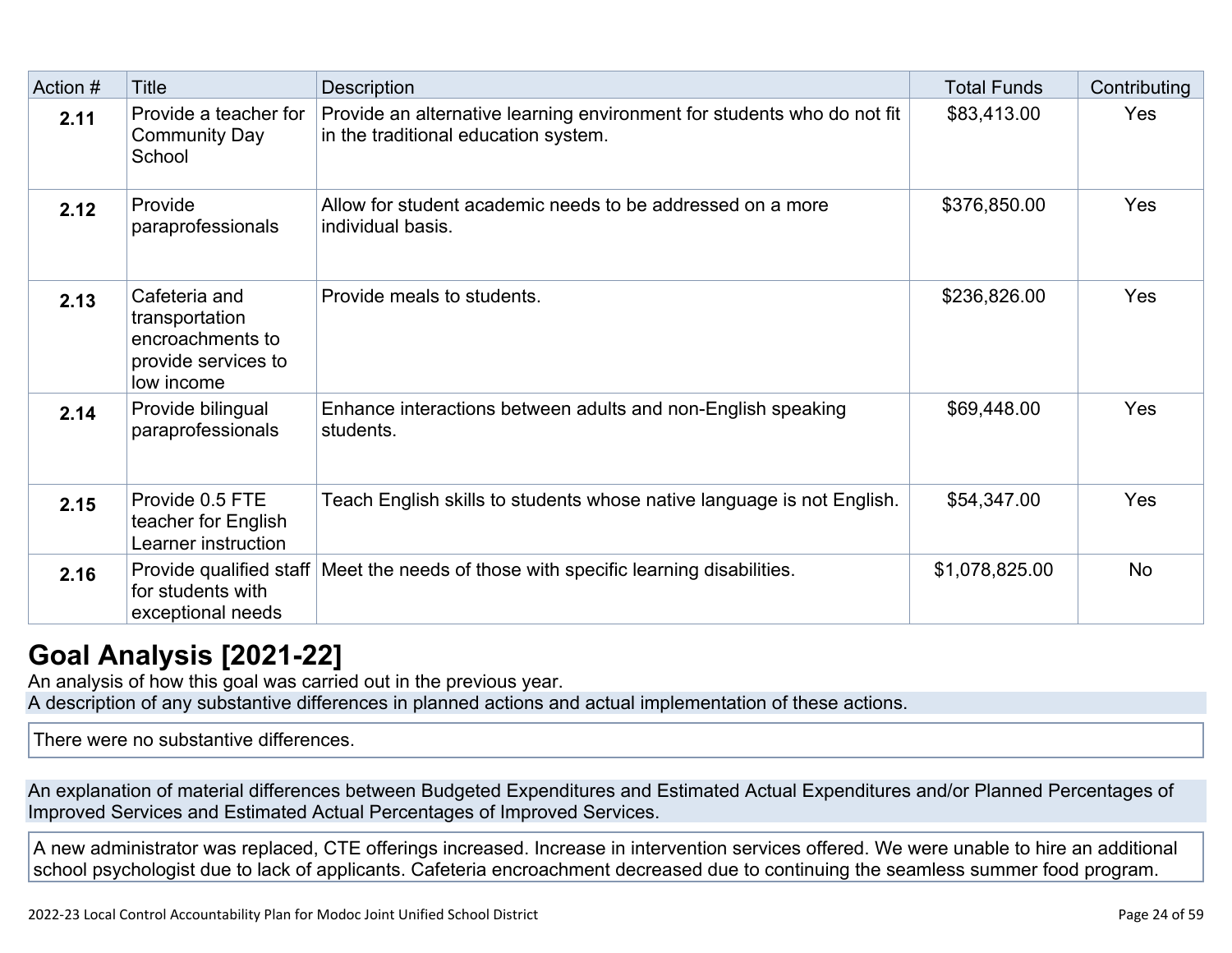| Action # | Title | Description | Total Funds | Contributing |
|---|---|---|---|---|
| **2.11** | Provide a teacher for Community Day School | Provide an alternative learning environment for students who do not fit in the traditional education system. | $83,413.00 | Yes |
| **2.12** | Provide paraprofessionals | Allow for student academic needs to be addressed on a more individual basis. | $376,850.00 | Yes |
| **2.13** | Cafeteria and transportation encroachments to provide services to low income | Provide meals to students. | $236,826.00 | Yes |
| **2.14** | Provide bilingual paraprofessionals | Enhance interactions between adults and non-English speaking students. | $69,448.00 | Yes |
| **2.15** | Provide 0.5 FTE teacher for English Learner instruction | Teach English skills to students whose native language is not English. | $54,347.00 | Yes |
| **2.16** | Provide qualified staff for students with exceptional needs | Meet the needs of those with specific learning disabilities. | $1,078,825.00 | No |

## Goal Analysis [2021-22]

An analysis of how this goal was carried out in the previous year.

A description of any substantive differences in planned actions and actual implementation of these actions.

There were no substantive differences.

An explanation of material differences between Budgeted Expenditures and Estimated Actual Expenditures and/or Planned Percentages of Improved Services and Estimated Actual Percentages of Improved Services.

A new administrator was replaced, CTE offerings increased. Increase in intervention services offered. We were unable to hire an additional school psychologist due to lack of applicants. Cafeteria encroachment decreased due to continuing the seamless summer food program.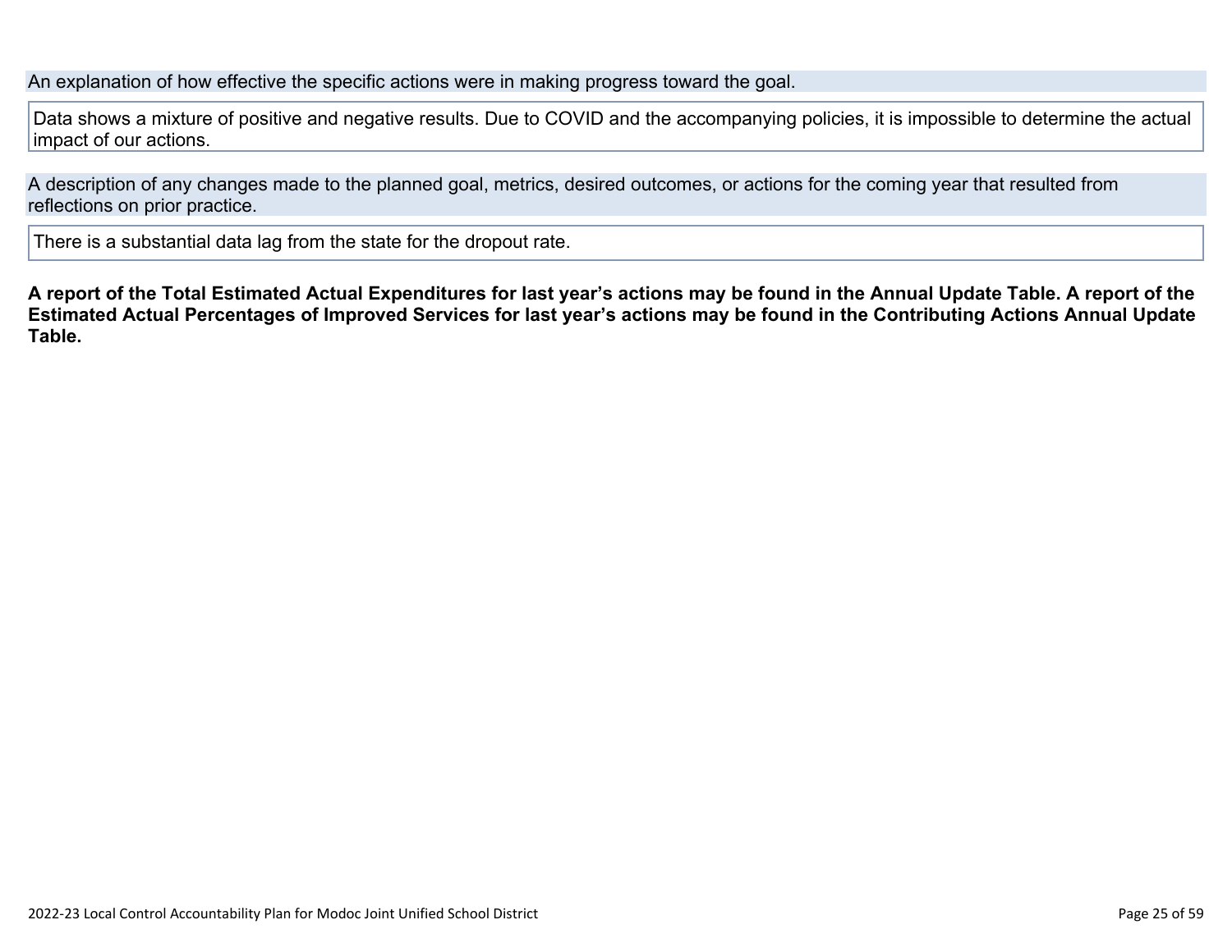An explanation of how effective the specific actions were in making progress toward the goal.

Data shows a mixture of positive and negative results. Due to COVID and the accompanying policies, it is impossible to determine the actual impact of our actions.

A description of any changes made to the planned goal, metrics, desired outcomes, or actions for the coming year that resulted from reflections on prior practice.

There is a substantial data lag from the state for the dropout rate.

**A report of the Total Estimated Actual Expenditures for last year's actions may be found in the Annual Update Table. A report of the Estimated Actual Percentages of Improved Services for last year's actions may be found in the Contributing Actions Annual Update Table.**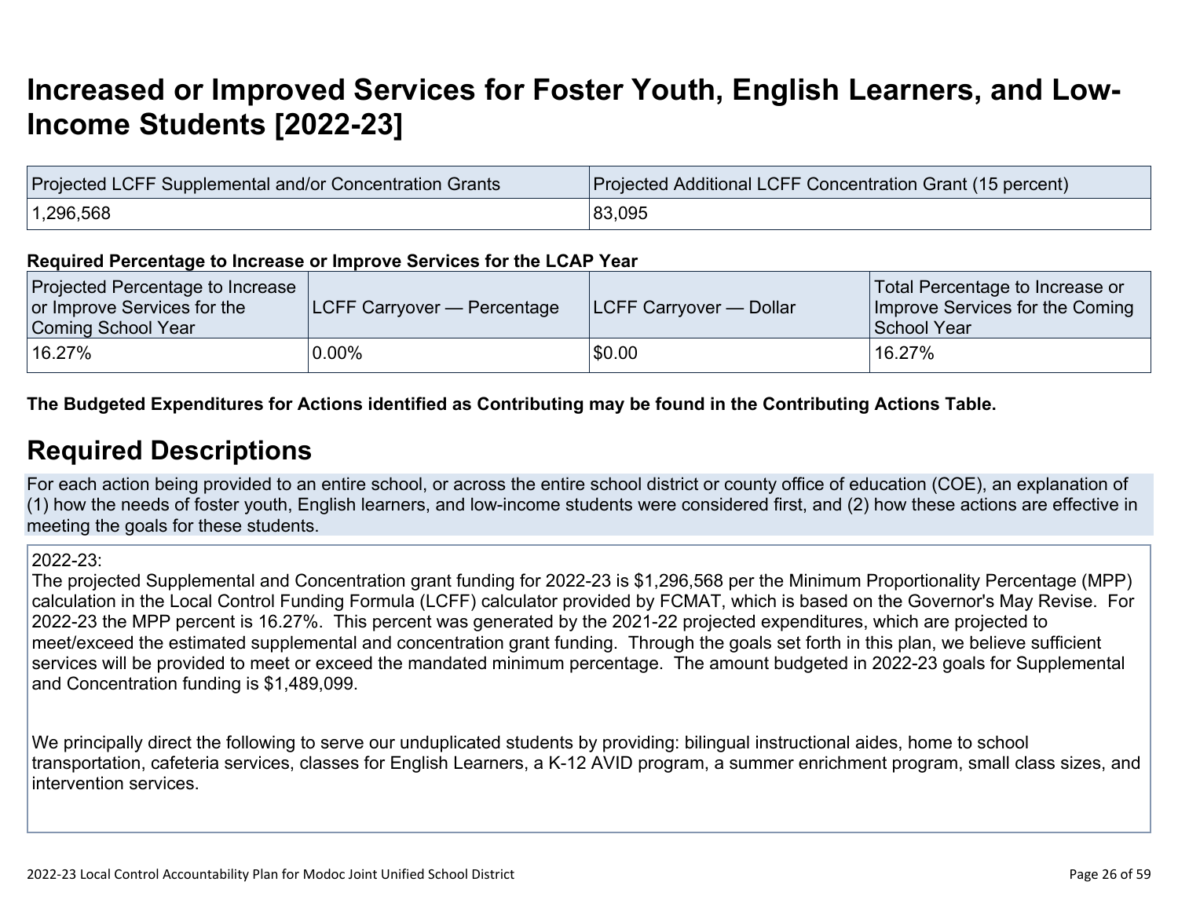# Increased or Improved Services for Foster Youth, English Learners, and Low-Income Students [2022-23]

| Projected LCFF Supplemental and/or Concentration Grants | Projected Additional LCFF Concentration Grant (15 percent) |
|---|---|
| 1,296,568 | 83,095 |

**Required Percentage to Increase or Improve Services for the LCAP Year**

| Projected Percentage to Increase or Improve Services for the Coming School Year | LCFF Carryover — Percentage | LCFF Carryover — Dollar | Total Percentage to Increase or Improve Services for the Coming School Year |
|---|---|---|---|
| 16.27% | 0.00% | $0.00 | 16.27% |

**The Budgeted Expenditures for Actions identified as Contributing may be found in the Contributing Actions Table.**

## Required Descriptions

For each action being provided to an entire school, or across the entire school district or county office of education (COE), an explanation of (1) how the needs of foster youth, English learners, and low-income students were considered first, and (2) how these actions are effective in meeting the goals for these students.

2022-23:
The projected Supplemental and Concentration grant funding for 2022-23 is $1,296,568 per the Minimum Proportionality Percentage (MPP) calculation in the Local Control Funding Formula (LCFF) calculator provided by FCMAT, which is based on the Governor's May Revise. For 2022-23 the MPP percent is 16.27%. This percent was generated by the 2021-22 projected expenditures, which are projected to meet/exceed the estimated supplemental and concentration grant funding. Through the goals set forth in this plan, we believe sufficient services will be provided to meet or exceed the mandated minimum percentage. The amount budgeted in 2022-23 goals for Supplemental and Concentration funding is $1,489,099.

We principally direct the following to serve our unduplicated students by providing: bilingual instructional aides, home to school transportation, cafeteria services, classes for English Learners, a K-12 AVID program, a summer enrichment program, small class sizes, and intervention services.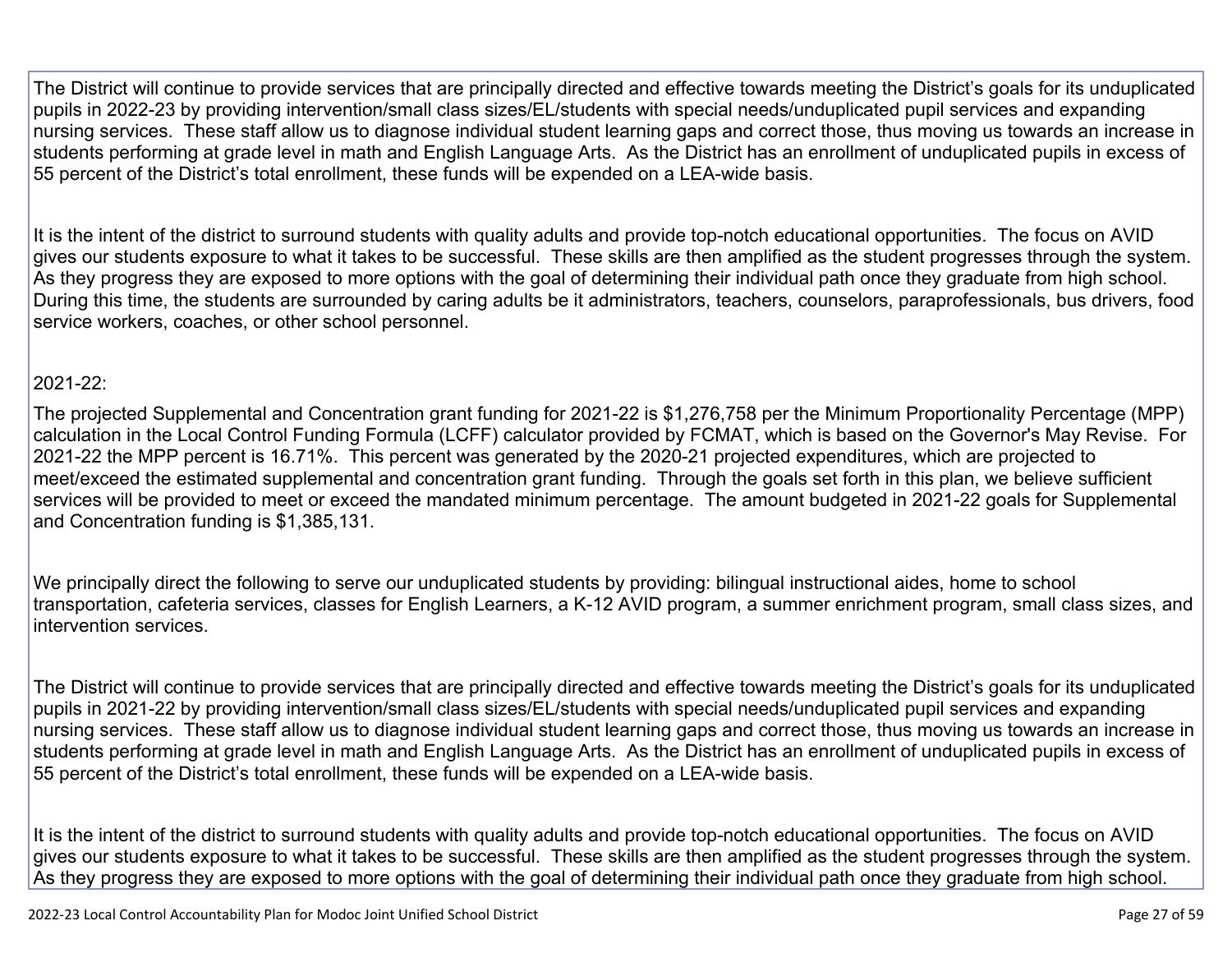The District will continue to provide services that are principally directed and effective towards meeting the District's goals for its unduplicated pupils in 2022-23 by providing intervention/small class sizes/EL/students with special needs/unduplicated pupil services and expanding nursing services. These staff allow us to diagnose individual student learning gaps and correct those, thus moving us towards an increase in students performing at grade level in math and English Language Arts. As the District has an enrollment of unduplicated pupils in excess of 55 percent of the District's total enrollment, these funds will be expended on a LEA-wide basis.

It is the intent of the district to surround students with quality adults and provide top-notch educational opportunities. The focus on AVID gives our students exposure to what it takes to be successful. These skills are then amplified as the student progresses through the system. As they progress they are exposed to more options with the goal of determining their individual path once they graduate from high school. During this time, the students are surrounded by caring adults be it administrators, teachers, counselors, paraprofessionals, bus drivers, food service workers, coaches, or other school personnel.

2021-22:

The projected Supplemental and Concentration grant funding for 2021-22 is $1,276,758 per the Minimum Proportionality Percentage (MPP) calculation in the Local Control Funding Formula (LCFF) calculator provided by FCMAT, which is based on the Governor's May Revise. For 2021-22 the MPP percent is 16.71%. This percent was generated by the 2020-21 projected expenditures, which are projected to meet/exceed the estimated supplemental and concentration grant funding. Through the goals set forth in this plan, we believe sufficient services will be provided to meet or exceed the mandated minimum percentage. The amount budgeted in 2021-22 goals for Supplemental and Concentration funding is $1,385,131.

We principally direct the following to serve our unduplicated students by providing: bilingual instructional aides, home to school transportation, cafeteria services, classes for English Learners, a K-12 AVID program, a summer enrichment program, small class sizes, and intervention services.

The District will continue to provide services that are principally directed and effective towards meeting the District's goals for its unduplicated pupils in 2021-22 by providing intervention/small class sizes/EL/students with special needs/unduplicated pupil services and expanding nursing services. These staff allow us to diagnose individual student learning gaps and correct those, thus moving us towards an increase in students performing at grade level in math and English Language Arts. As the District has an enrollment of unduplicated pupils in excess of 55 percent of the District's total enrollment, these funds will be expended on a LEA-wide basis.

It is the intent of the district to surround students with quality adults and provide top-notch educational opportunities. The focus on AVID gives our students exposure to what it takes to be successful. These skills are then amplified as the student progresses through the system. As they progress they are exposed to more options with the goal of determining their individual path once they graduate from high school.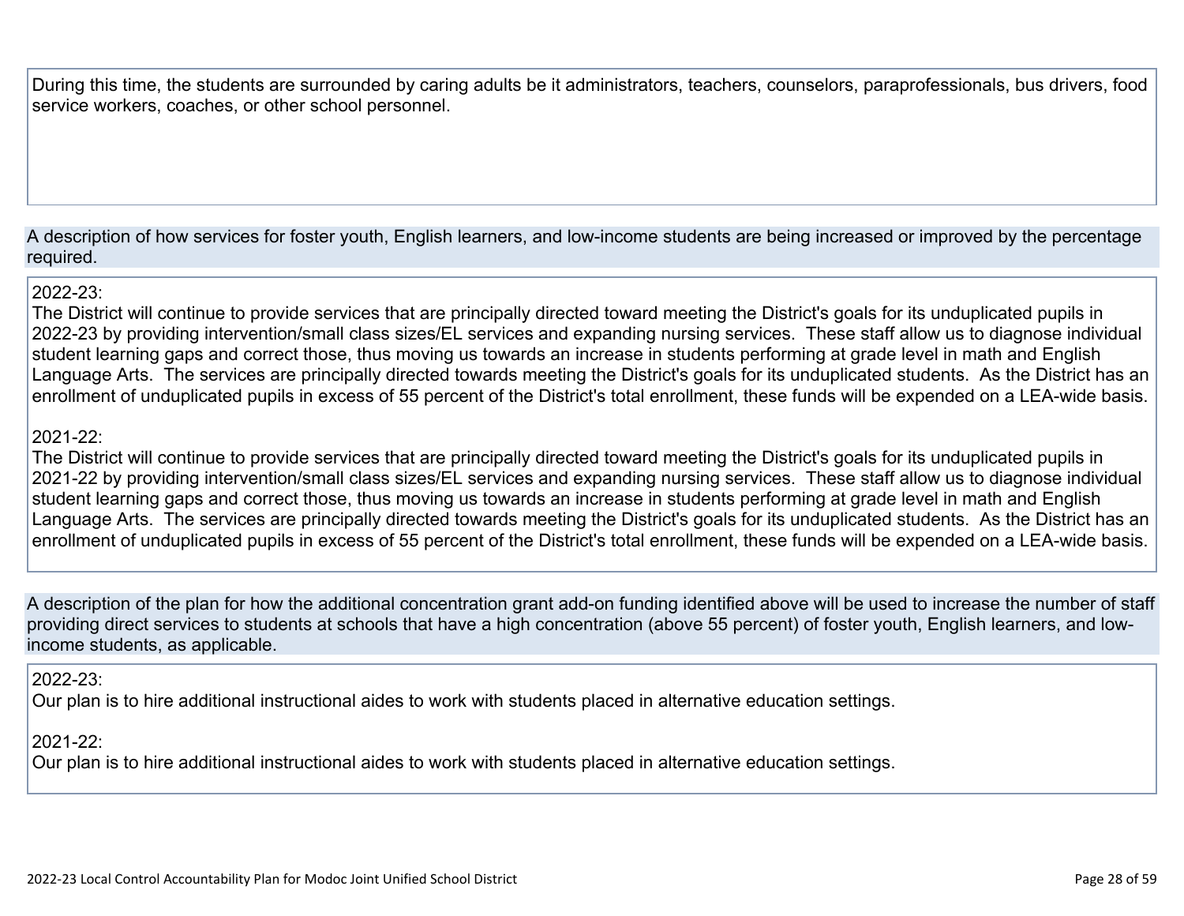During this time, the students are surrounded by caring adults be it administrators, teachers, counselors, paraprofessionals, bus drivers, food service workers, coaches, or other school personnel.

A description of how services for foster youth, English learners, and low-income students are being increased or improved by the percentage required.

2022-23:
The District will continue to provide services that are principally directed toward meeting the District's goals for its unduplicated pupils in 2022-23 by providing intervention/small class sizes/EL services and expanding nursing services. These staff allow us to diagnose individual student learning gaps and correct those, thus moving us towards an increase in students performing at grade level in math and English Language Arts. The services are principally directed towards meeting the District's goals for its unduplicated students. As the District has an enrollment of unduplicated pupils in excess of 55 percent of the District's total enrollment, these funds will be expended on a LEA-wide basis.

2021-22:
The District will continue to provide services that are principally directed toward meeting the District's goals for its unduplicated pupils in 2021-22 by providing intervention/small class sizes/EL services and expanding nursing services. These staff allow us to diagnose individual student learning gaps and correct those, thus moving us towards an increase in students performing at grade level in math and English Language Arts. The services are principally directed towards meeting the District's goals for its unduplicated students. As the District has an enrollment of unduplicated pupils in excess of 55 percent of the District's total enrollment, these funds will be expended on a LEA-wide basis.

A description of the plan for how the additional concentration grant add-on funding identified above will be used to increase the number of staff providing direct services to students at schools that have a high concentration (above 55 percent) of foster youth, English learners, and low-income students, as applicable.

2022-23:
Our plan is to hire additional instructional aides to work with students placed in alternative education settings.

2021-22:
Our plan is to hire additional instructional aides to work with students placed in alternative education settings.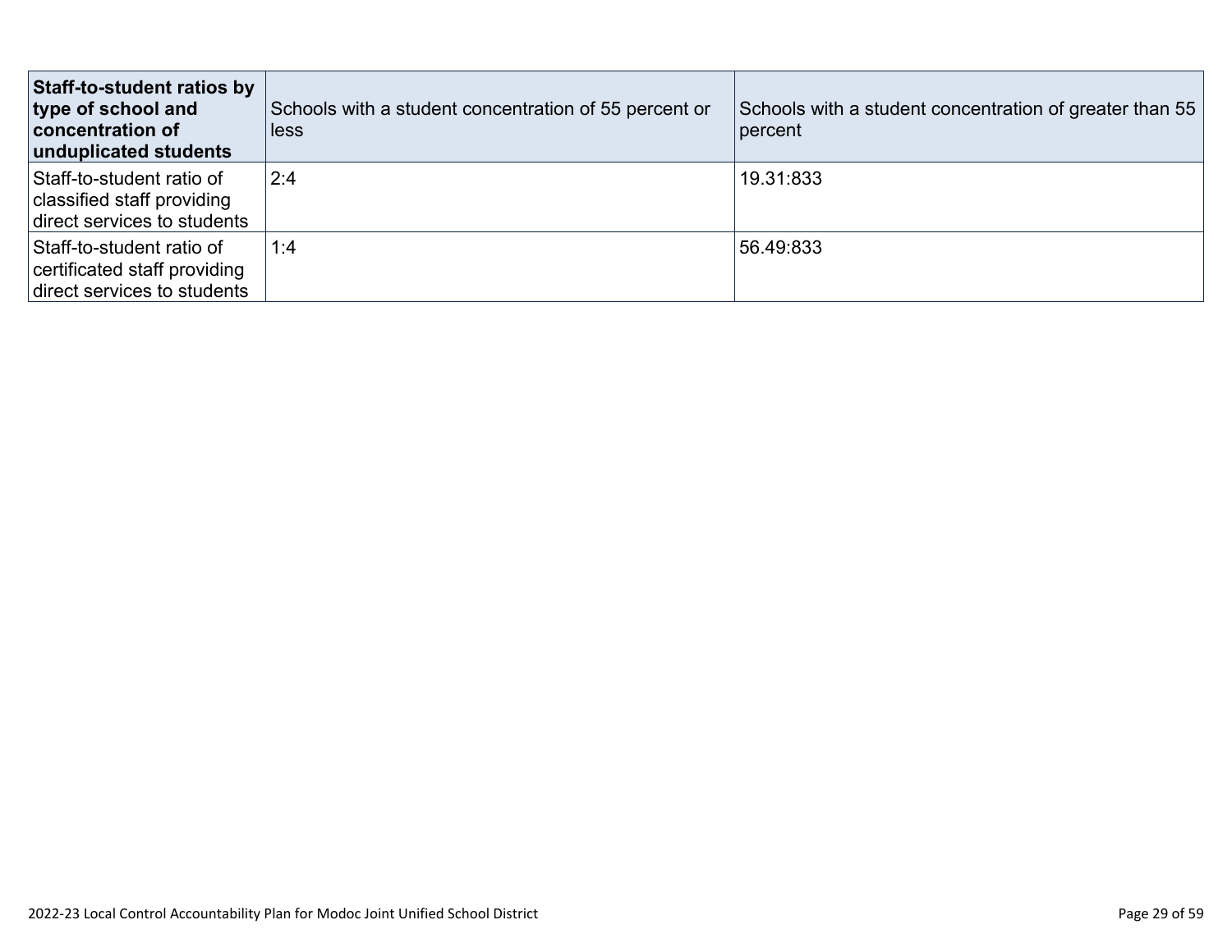| **Staff-to-student ratios by type of school and concentration of unduplicated students** | Schools with a student concentration of 55 percent or less | Schools with a student concentration of greater than 55 percent |
|---|---|---|
| Staff-to-student ratio of classified staff providing direct services to students | 2:4 | 19.31:833 |
| Staff-to-student ratio of certificated staff providing direct services to students | 1:4 | 56.49:833 |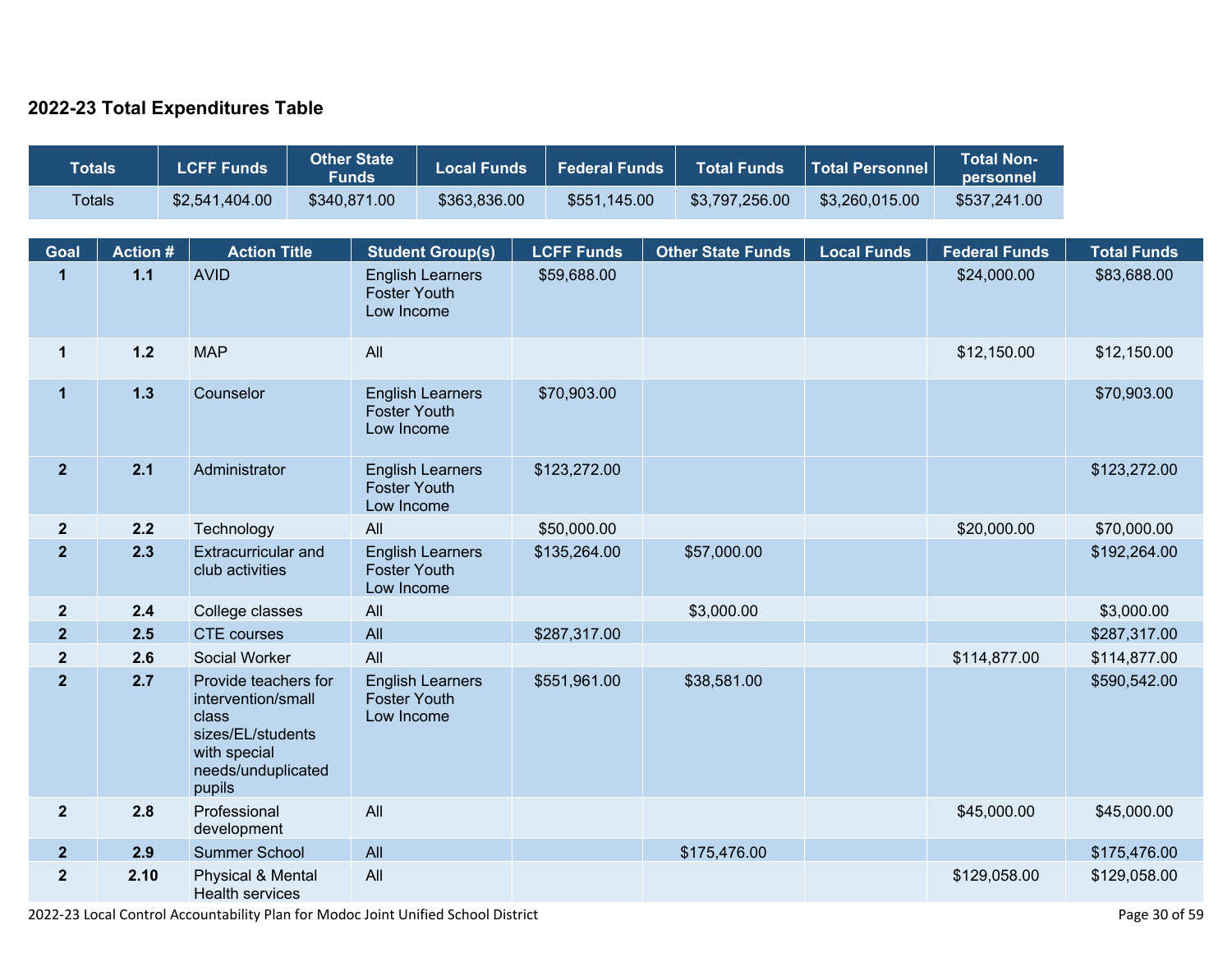## 2022-23 Total Expenditures Table

| Totals | LCFF Funds | Other State Funds | Local Funds | Federal Funds | Total Funds | Total Personnel | Total Non-personnel |
|---|---|---|---|---|---|---|---|
| Totals | $2,541,404.00 | $340,871.00 | $363,836.00 | $551,145.00 | $3,797,256.00 | $3,260,015.00 | $537,241.00 |

| Goal | Action # | Action Title | Student Group(s) | LCFF Funds | Other State Funds | Local Funds | Federal Funds | Total Funds |
|---|---|---|---|---|---|---|---|---|
| 1 | 1.1 | AVID | English Learners Foster Youth Low Income | $59,688.00 | | | $24,000.00 | $83,688.00 |
| 1 | 1.2 | MAP | All | | | | $12,150.00 | $12,150.00 |
| 1 | 1.3 | Counselor | English Learners Foster Youth Low Income | $70,903.00 | | | | $70,903.00 |
| 2 | 2.1 | Administrator | English Learners Foster Youth Low Income | $123,272.00 | | | | $123,272.00 |
| 2 | 2.2 | Technology | All | $50,000.00 | | | $20,000.00 | $70,000.00 |
| 2 | 2.3 | Extracurricular and club activities | English Learners Foster Youth Low Income | $135,264.00 | $57,000.00 | | | $192,264.00 |
| 2 | 2.4 | College classes | All | | $3,000.00 | | | $3,000.00 |
| 2 | 2.5 | CTE courses | All | $287,317.00 | | | | $287,317.00 |
| 2 | 2.6 | Social Worker | All | | | | $114,877.00 | $114,877.00 |
| 2 | 2.7 | Provide teachers for intervention/small class sizes/EL/students with special needs/unduplicated pupils | English Learners Foster Youth Low Income | $551,961.00 | $38,581.00 | | | $590,542.00 |
| 2 | 2.8 | Professional development | All | | | | $45,000.00 | $45,000.00 |
| 2 | 2.9 | Summer School | All | | $175,476.00 | | | $175,476.00 |
| 2 | 2.10 | Physical & Mental Health services | All | | | | $129,058.00 | $129,058.00 |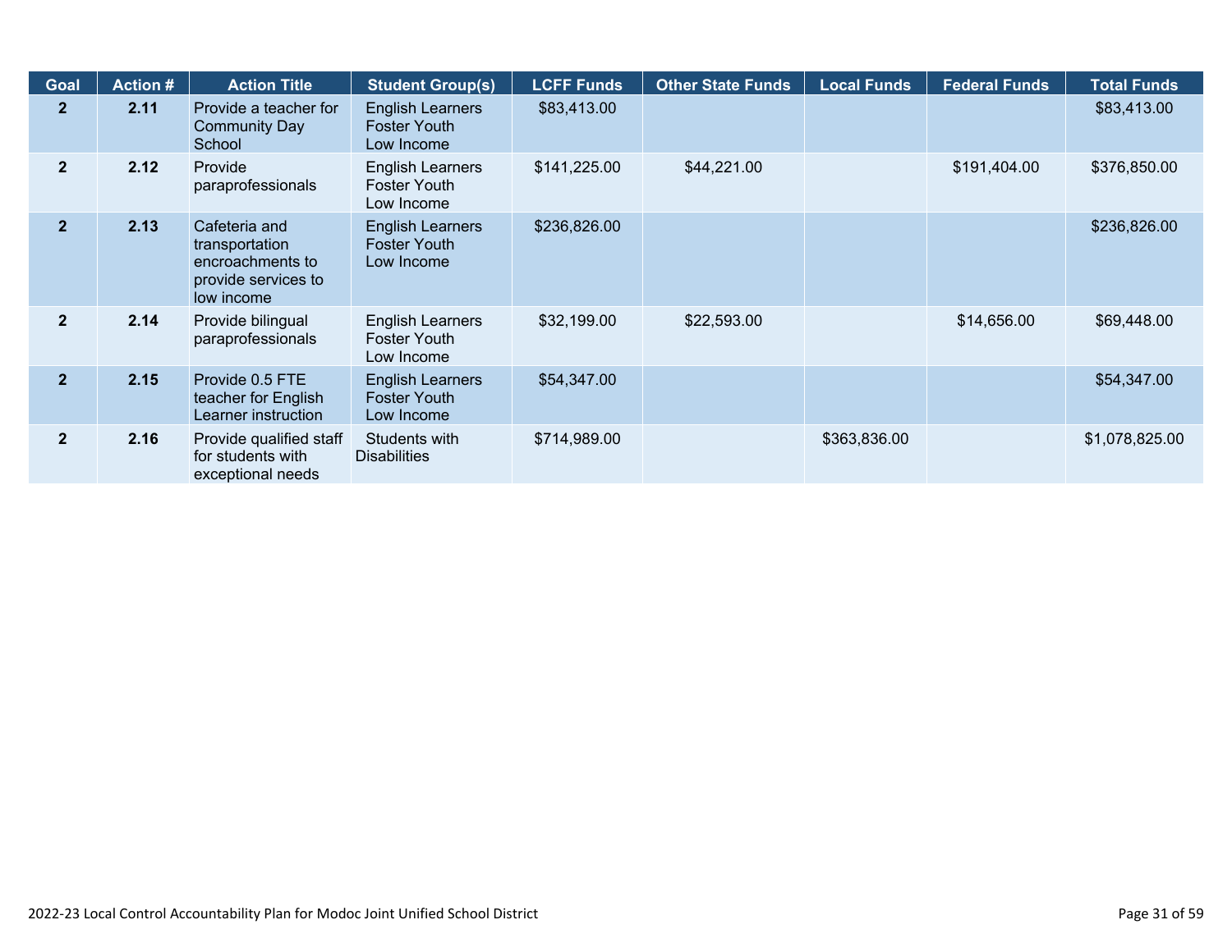| Goal | Action # | Action Title | Student Group(s) | LCFF Funds | Other State Funds | Local Funds | Federal Funds | Total Funds |
|---|---|---|---|---|---|---|---|---|
| 2 | 2.11 | Provide a teacher for Community Day School | English Learners Foster Youth Low Income | $83,413.00 | | | | $83,413.00 |
| 2 | 2.12 | Provide paraprofessionals | English Learners Foster Youth Low Income | $141,225.00 | $44,221.00 | | $191,404.00 | $376,850.00 |
| 2 | 2.13 | Cafeteria and transportation encroachments to provide services to low income | English Learners Foster Youth Low Income | $236,826.00 | | | | $236,826.00 |
| 2 | 2.14 | Provide bilingual paraprofessionals | English Learners Foster Youth Low Income | $32,199.00 | $22,593.00 | | $14,656.00 | $69,448.00 |
| 2 | 2.15 | Provide 0.5 FTE teacher for English Learner instruction | English Learners Foster Youth Low Income | $54,347.00 | | | | $54,347.00 |
| 2 | 2.16 | Provide qualified staff for students with exceptional needs | Students with Disabilities | $714,989.00 | | $363,836.00 | | $1,078,825.00 |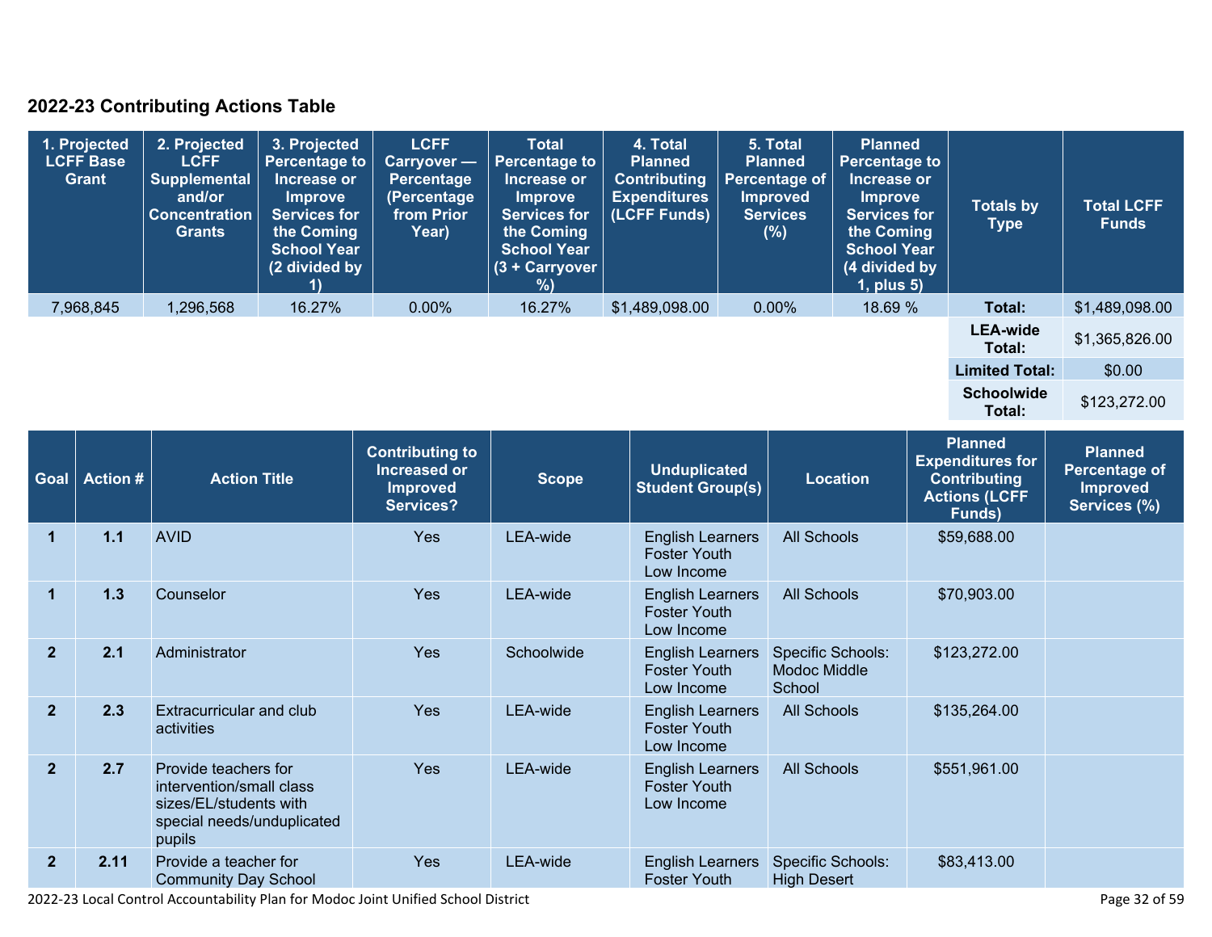## 2022-23 Contributing Actions Table

| 1. Projected LCFF Base Grant | 2. Projected LCFF Supplemental and/or Concentration Grants | 3. Projected Percentage to Increase or Improve Services for the Coming School Year (2 divided by 1) | LCFF Carryover — Percentage (Percentage from Prior Year) | Total Percentage to Increase or Improve Services for the Coming School Year (3 + Carryover %) | 4. Total Planned Contributing Expenditures (LCFF Funds) | 5. Total Planned Percentage of Improved Services (%) | Planned Percentage to Increase or Improve Services for the Coming School Year (4 divided by 1, plus 5) | Totals by Type | Total LCFF Funds |
|---|---|---|---|---|---|---|---|---|---|
| 7,968,845 | 1,296,568 | 16.27% | 0.00% | 16.27% | $1,489,098.00 | 0.00% | 18.69 % | **Total:** | $1,489,098.00 |
| | | | | | | | | **LEA-wide Total:** | $1,365,826.00 |
| | | | | | | | | **Limited Total:** | $0.00 |
| | | | | | | | | **Schoolwide Total:** | $123,272.00 |

| Goal | Action # | Action Title | Contributing to Increased or Improved Services? | Scope | Unduplicated Student Group(s) | Location | Planned Expenditures for Contributing Actions (LCFF Funds) | Planned Percentage of Improved Services (%) |
|---|---|---|---|---|---|---|---|---|
| 1 | 1.1 | AVID | Yes | LEA-wide | English Learners Foster Youth Low Income | All Schools | $59,688.00 | |
| 1 | 1.3 | Counselor | Yes | LEA-wide | English Learners Foster Youth Low Income | All Schools | $70,903.00 | |
| 2 | 2.1 | Administrator | Yes | Schoolwide | English Learners Foster Youth Low Income | Specific Schools: Modoc Middle School | $123,272.00 | |
| 2 | 2.3 | Extracurricular and club activities | Yes | LEA-wide | English Learners Foster Youth Low Income | All Schools | $135,264.00 | |
| 2 | 2.7 | Provide teachers for intervention/small class sizes/EL/students with special needs/unduplicated pupils | Yes | LEA-wide | English Learners Foster Youth Low Income | All Schools | $551,961.00 | |
| 2 | 2.11 | Provide a teacher for Community Day School | Yes | LEA-wide | English Learners Foster Youth | Specific Schools: High Desert | $83,413.00 | |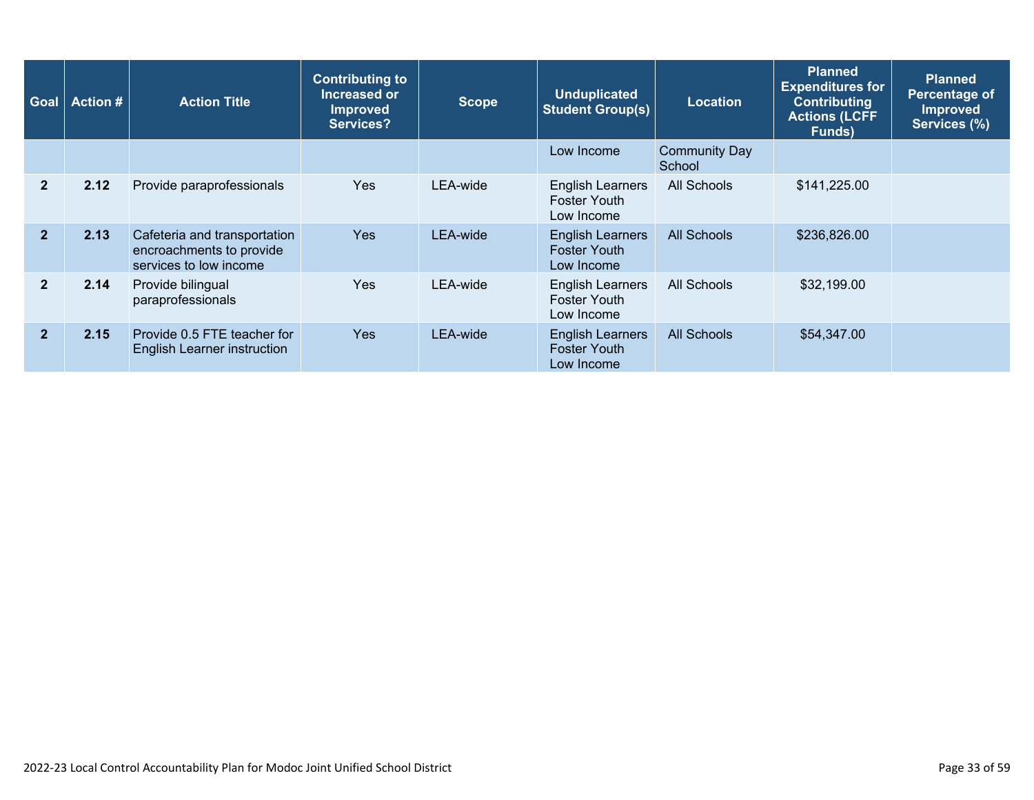| Goal | Action # | Action Title | Contributing to Increased or Improved Services? | Scope | Unduplicated Student Group(s) | Location | Planned Expenditures for Contributing Actions (LCFF Funds) | Planned Percentage of Improved Services (%) |
|---|---|---|---|---|---|---|---|---|
| | | | | | Low Income | Community Day School | | |
| 2 | 2.12 | Provide paraprofessionals | Yes | LEA-wide | English Learners<br>Foster Youth<br>Low Income | All Schools | $141,225.00 | |
| 2 | 2.13 | Cafeteria and transportation encroachments to provide services to low income | Yes | LEA-wide | English Learners<br>Foster Youth<br>Low Income | All Schools | $236,826.00 | |
| 2 | 2.14 | Provide bilingual paraprofessionals | Yes | LEA-wide | English Learners<br>Foster Youth<br>Low Income | All Schools | $32,199.00 | |
| 2 | 2.15 | Provide 0.5 FTE teacher for English Learner instruction | Yes | LEA-wide | English Learners<br>Foster Youth<br>Low Income | All Schools | $54,347.00 | |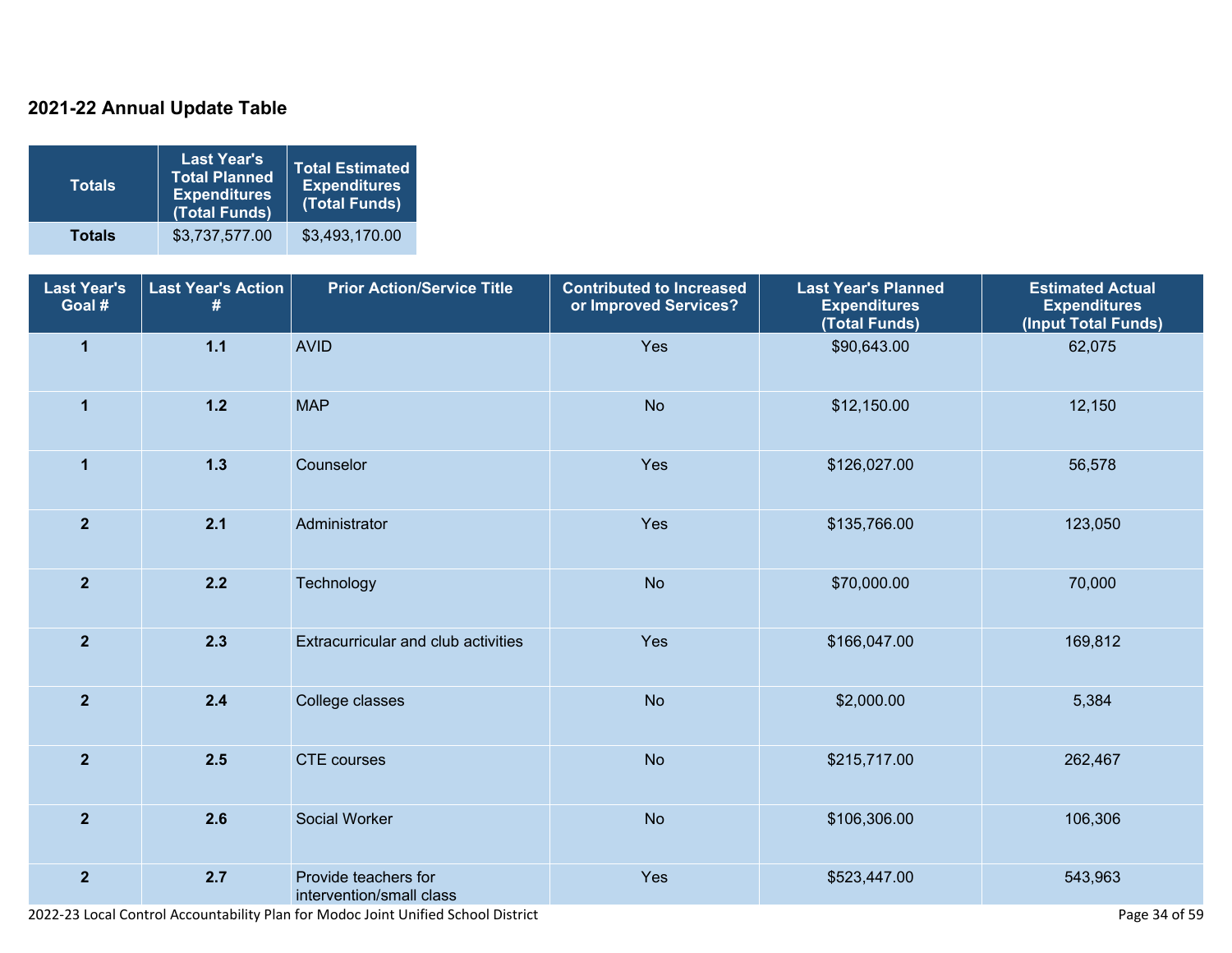## 2021-22 Annual Update Table

| Totals | Last Year's Total Planned Expenditures (Total Funds) | Total Estimated Expenditures (Total Funds) |
|---|---|---|
| **Totals** | $3,737,577.00 | $3,493,170.00 |

| Last Year's Goal # | Last Year's Action # | Prior Action/Service Title | Contributed to Increased or Improved Services? | Last Year's Planned Expenditures (Total Funds) | Estimated Actual Expenditures (Input Total Funds) |
|---|---|---|---|---|---|
| **1** | **1.1** | AVID | Yes | $90,643.00 | 62,075 |
| **1** | **1.2** | MAP | No | $12,150.00 | 12,150 |
| **1** | **1.3** | Counselor | Yes | $126,027.00 | 56,578 |
| **2** | **2.1** | Administrator | Yes | $135,766.00 | 123,050 |
| **2** | **2.2** | Technology | No | $70,000.00 | 70,000 |
| **2** | **2.3** | Extracurricular and club activities | Yes | $166,047.00 | 169,812 |
| **2** | **2.4** | College classes | No | $2,000.00 | 5,384 |
| **2** | **2.5** | CTE courses | No | $215,717.00 | 262,467 |
| **2** | **2.6** | Social Worker | No | $106,306.00 | 106,306 |
| **2** | **2.7** | Provide teachers for intervention/small class | Yes | $523,447.00 | 543,963 |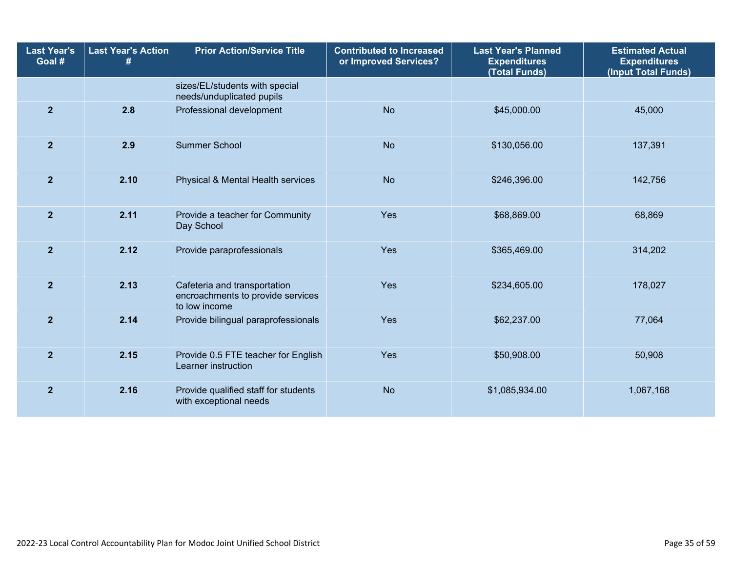| Last Year's Goal # | Last Year's Action # | Prior Action/Service Title | Contributed to Increased or Improved Services? | Last Year's Planned Expenditures (Total Funds) | Estimated Actual Expenditures (Input Total Funds) |
|---|---|---|---|---|---|
| | | sizes/EL/students with special needs/unduplicated pupils | | | |
| 2 | 2.8 | Professional development | No | $45,000.00 | 45,000 |
| 2 | 2.9 | Summer School | No | $130,056.00 | 137,391 |
| 2 | 2.10 | Physical & Mental Health services | No | $246,396.00 | 142,756 |
| 2 | 2.11 | Provide a teacher for Community Day School | Yes | $68,869.00 | 68,869 |
| 2 | 2.12 | Provide paraprofessionals | Yes | $365,469.00 | 314,202 |
| 2 | 2.13 | Cafeteria and transportation encroachments to provide services to low income | Yes | $234,605.00 | 178,027 |
| 2 | 2.14 | Provide bilingual paraprofessionals | Yes | $62,237.00 | 77,064 |
| 2 | 2.15 | Provide 0.5 FTE teacher for English Learner instruction | Yes | $50,908.00 | 50,908 |
| 2 | 2.16 | Provide qualified staff for students with exceptional needs | No | $1,085,934.00 | 1,067,168 |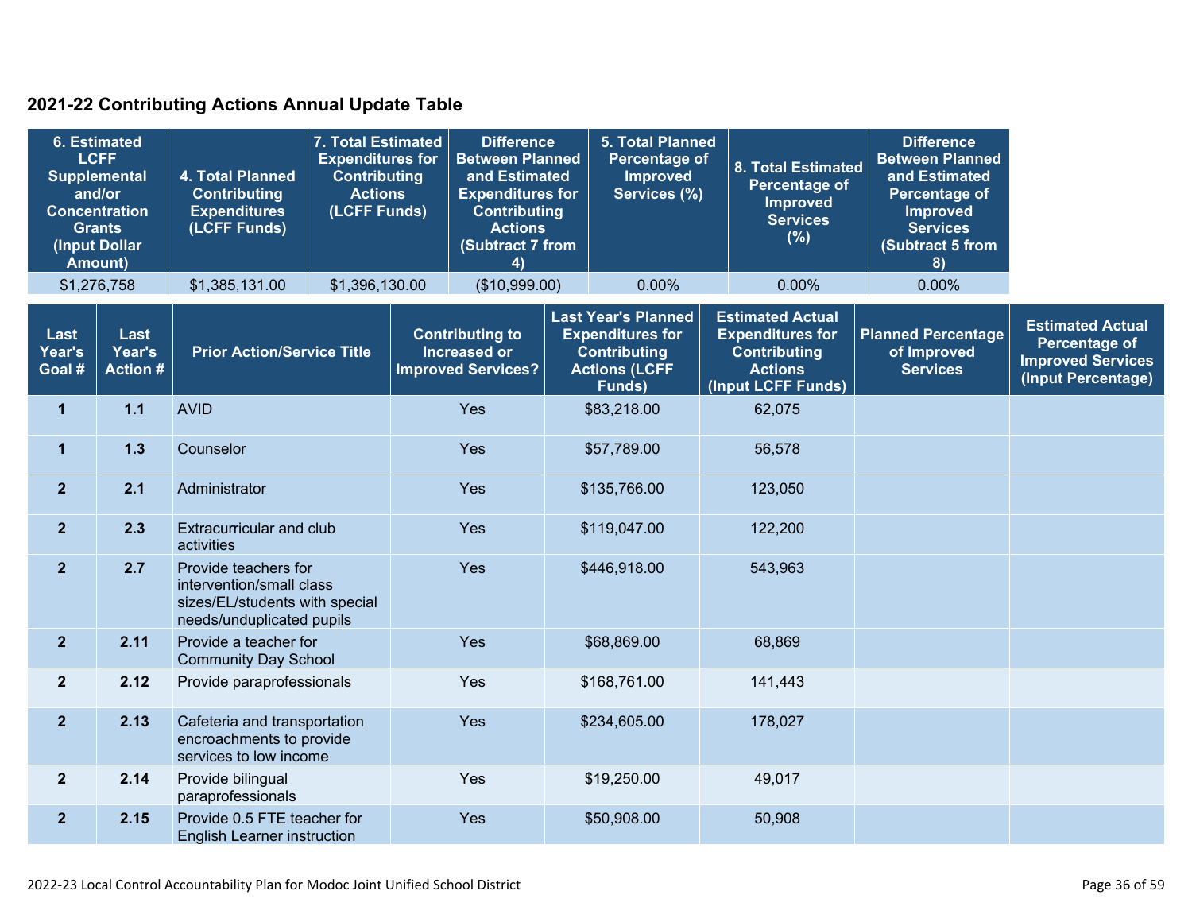## 2021-22 Contributing Actions Annual Update Table

| 6. Estimated LCFF Supplemental and/or Concentration Grants (Input Dollar Amount) | 4. Total Planned Contributing Expenditures (LCFF Funds) | 7. Total Estimated Expenditures for Contributing Actions (LCFF Funds) | Difference Between Planned and Estimated Expenditures for Contributing Actions (Subtract 7 from 4) | 5. Total Planned Percentage of Improved Services (%) | 8. Total Estimated Percentage of Improved Services (%) | Difference Between Planned and Estimated Percentage of Improved Services (Subtract 5 from 8) |
|---|---|---|---|---|---|---|
| $1,276,758 | $1,385,131.00 | $1,396,130.00 | ($10,999.00) | 0.00% | 0.00% | 0.00% |

| Last Year's Goal # | Last Year's Action # | Prior Action/Service Title | Contributing to Increased or Improved Services? | Last Year's Planned Expenditures for Contributing Actions (LCFF Funds) | Estimated Actual Expenditures for Contributing Actions (Input LCFF Funds) | Planned Percentage of Improved Services | Estimated Actual Percentage of Improved Services (Input Percentage) |
|---|---|---|---|---|---|---|---|
| 1 | 1.1 | AVID | Yes | $83,218.00 | 62,075 | | |
| 1 | 1.3 | Counselor | Yes | $57,789.00 | 56,578 | | |
| 2 | 2.1 | Administrator | Yes | $135,766.00 | 123,050 | | |
| 2 | 2.3 | Extracurricular and club activities | Yes | $119,047.00 | 122,200 | | |
| 2 | 2.7 | Provide teachers for intervention/small class sizes/EL/students with special needs/unduplicated pupils | Yes | $446,918.00 | 543,963 | | |
| 2 | 2.11 | Provide a teacher for Community Day School | Yes | $68,869.00 | 68,869 | | |
| 2 | 2.12 | Provide paraprofessionals | Yes | $168,761.00 | 141,443 | | |
| 2 | 2.13 | Cafeteria and transportation encroachments to provide services to low income | Yes | $234,605.00 | 178,027 | | |
| 2 | 2.14 | Provide bilingual paraprofessionals | Yes | $19,250.00 | 49,017 | | |
| 2 | 2.15 | Provide 0.5 FTE teacher for English Learner instruction | Yes | $50,908.00 | 50,908 | | |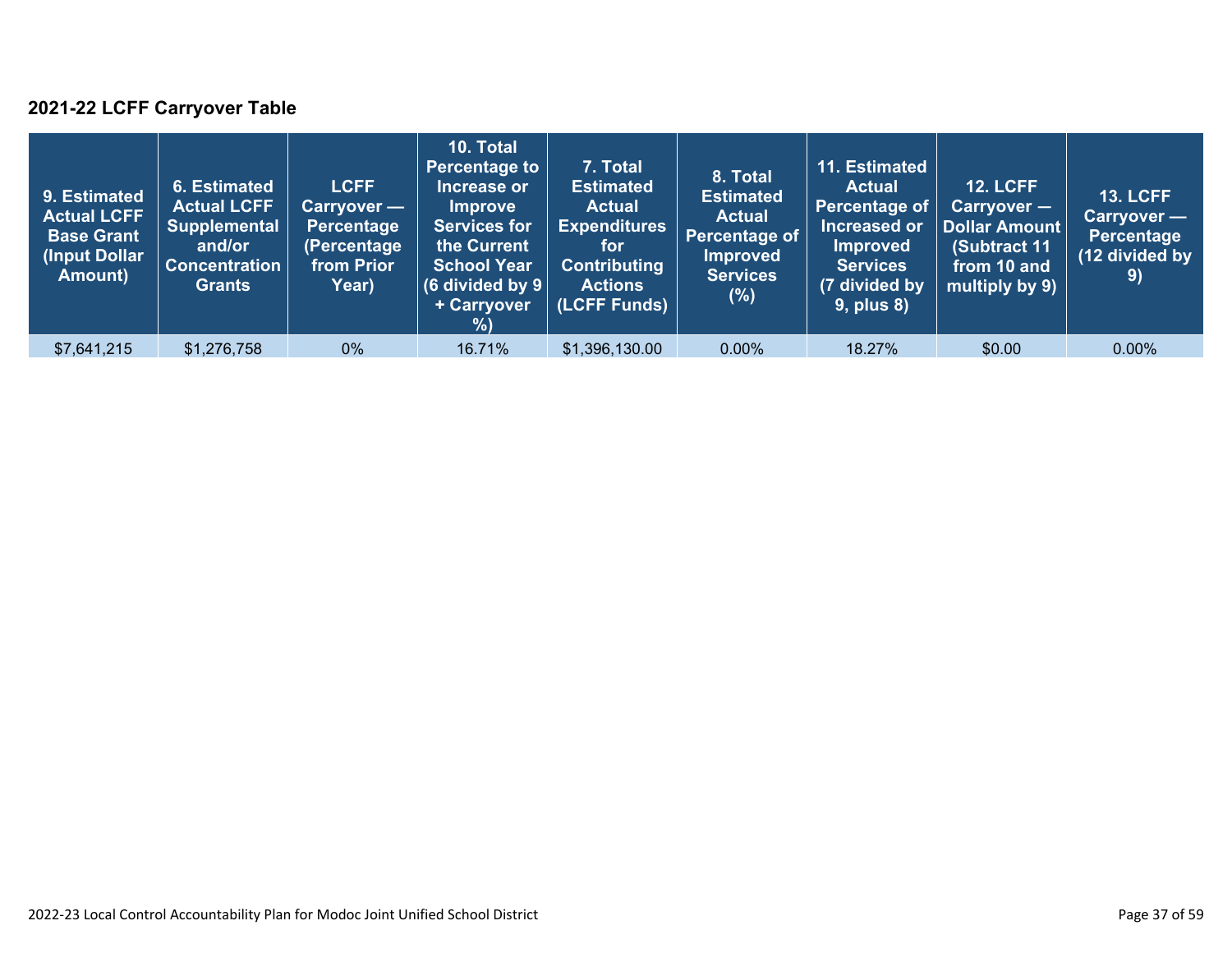## 2021-22 LCFF Carryover Table

| 9. Estimated Actual LCFF Base Grant (Input Dollar Amount) | 6. Estimated Actual LCFF Supplemental and/or Concentration Grants | LCFF Carryover — Percentage (Percentage from Prior Year) | 10. Total Percentage to Increase or Improve Services for the Current School Year (6 divided by 9 + Carryover %) | 7. Total Estimated Actual Expenditures for Contributing Actions (LCFF Funds) | 8. Total Estimated Actual Percentage of Improved Services (%) | 11. Estimated Actual Percentage of Increased or Improved Services (7 divided by 9, plus 8) | 12. LCFF Carryover — Dollar Amount (Subtract 11 from 10 and multiply by 9) | 13. LCFF Carryover — Percentage (12 divided by 9) |
|---|---|---|---|---|---|---|---|---|
| $7,641,215 | $1,276,758 | 0% | 16.71% | $1,396,130.00 | 0.00% | 18.27% | $0.00 | 0.00% |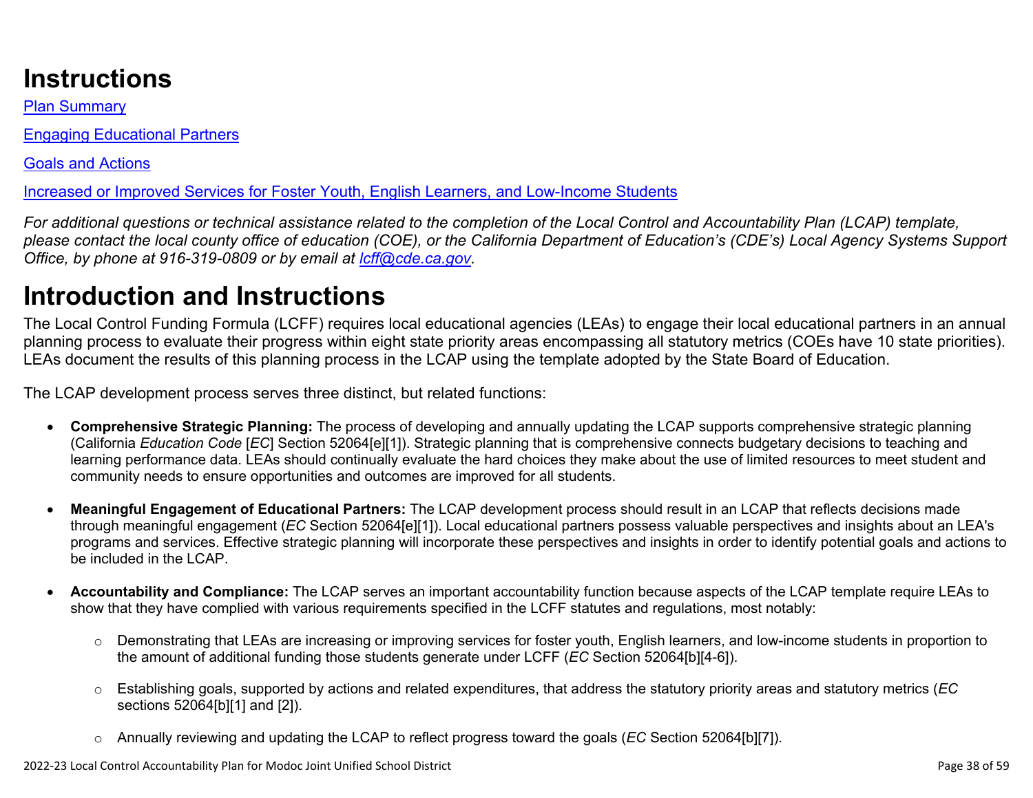# Instructions

[Plan Summary](#)

[Engaging Educational Partners](#)

[Goals and Actions](#)

[Increased or Improved Services for Foster Youth, English Learners, and Low-Income Students](#)

*For additional questions or technical assistance related to the completion of the Local Control and Accountability Plan (LCAP) template, please contact the local county office of education (COE), or the California Department of Education's (CDE's) Local Agency Systems Support Office, by phone at 916-319-0809 or by email at [lcff@cde.ca.gov](mailto:lcff@cde.ca.gov).*

# Introduction and Instructions

The Local Control Funding Formula (LCFF) requires local educational agencies (LEAs) to engage their local educational partners in an annual planning process to evaluate their progress within eight state priority areas encompassing all statutory metrics (COEs have 10 state priorities). LEAs document the results of this planning process in the LCAP using the template adopted by the State Board of Education.

The LCAP development process serves three distinct, but related functions:

- **Comprehensive Strategic Planning:** The process of developing and annually updating the LCAP supports comprehensive strategic planning (California *Education Code* [*EC*] Section 52064[e][1]). Strategic planning that is comprehensive connects budgetary decisions to teaching and learning performance data. LEAs should continually evaluate the hard choices they make about the use of limited resources to meet student and community needs to ensure opportunities and outcomes are improved for all students.

- **Meaningful Engagement of Educational Partners:** The LCAP development process should result in an LCAP that reflects decisions made through meaningful engagement (*EC* Section 52064[e][1]). Local educational partners possess valuable perspectives and insights about an LEA's programs and services. Effective strategic planning will incorporate these perspectives and insights in order to identify potential goals and actions to be included in the LCAP.

- **Accountability and Compliance:** The LCAP serves an important accountability function because aspects of the LCAP template require LEAs to show that they have complied with various requirements specified in the LCFF statutes and regulations, most notably:

  - Demonstrating that LEAs are increasing or improving services for foster youth, English learners, and low-income students in proportion to the amount of additional funding those students generate under LCFF (*EC* Section 52064[b][4-6]).

  - Establishing goals, supported by actions and related expenditures, that address the statutory priority areas and statutory metrics (*EC* sections 52064[b][1] and [2]).

  - Annually reviewing and updating the LCAP to reflect progress toward the goals (*EC* Section 52064[b][7]).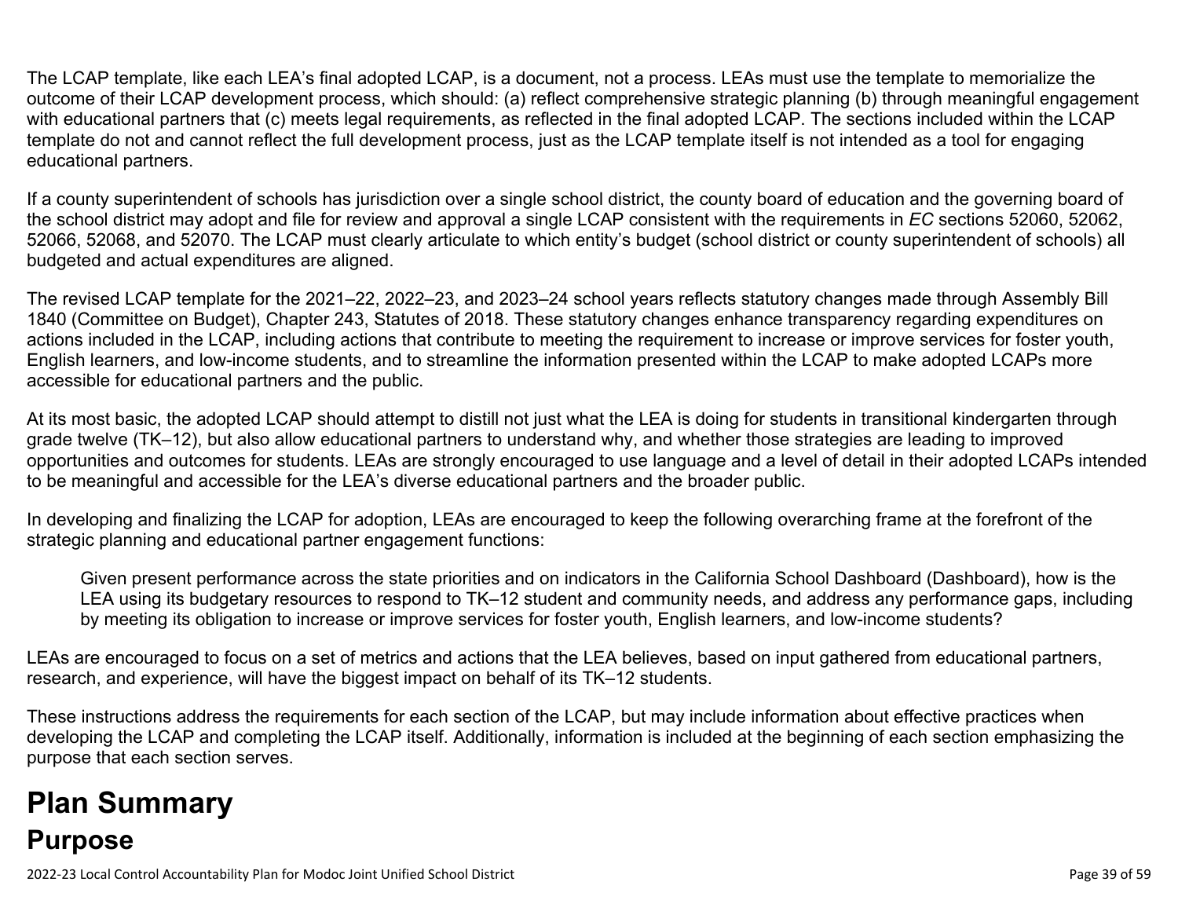The LCAP template, like each LEA's final adopted LCAP, is a document, not a process. LEAs must use the template to memorialize the outcome of their LCAP development process, which should: (a) reflect comprehensive strategic planning (b) through meaningful engagement with educational partners that (c) meets legal requirements, as reflected in the final adopted LCAP. The sections included within the LCAP template do not and cannot reflect the full development process, just as the LCAP template itself is not intended as a tool for engaging educational partners.

If a county superintendent of schools has jurisdiction over a single school district, the county board of education and the governing board of the school district may adopt and file for review and approval a single LCAP consistent with the requirements in *EC* sections 52060, 52062, 52066, 52068, and 52070. The LCAP must clearly articulate to which entity's budget (school district or county superintendent of schools) all budgeted and actual expenditures are aligned.

The revised LCAP template for the 2021–22, 2022–23, and 2023–24 school years reflects statutory changes made through Assembly Bill 1840 (Committee on Budget), Chapter 243, Statutes of 2018. These statutory changes enhance transparency regarding expenditures on actions included in the LCAP, including actions that contribute to meeting the requirement to increase or improve services for foster youth, English learners, and low-income students, and to streamline the information presented within the LCAP to make adopted LCAPs more accessible for educational partners and the public.

At its most basic, the adopted LCAP should attempt to distill not just what the LEA is doing for students in transitional kindergarten through grade twelve (TK–12), but also allow educational partners to understand why, and whether those strategies are leading to improved opportunities and outcomes for students. LEAs are strongly encouraged to use language and a level of detail in their adopted LCAPs intended to be meaningful and accessible for the LEA's diverse educational partners and the broader public.

In developing and finalizing the LCAP for adoption, LEAs are encouraged to keep the following overarching frame at the forefront of the strategic planning and educational partner engagement functions:

> Given present performance across the state priorities and on indicators in the California School Dashboard (Dashboard), how is the LEA using its budgetary resources to respond to TK–12 student and community needs, and address any performance gaps, including by meeting its obligation to increase or improve services for foster youth, English learners, and low-income students?

LEAs are encouraged to focus on a set of metrics and actions that the LEA believes, based on input gathered from educational partners, research, and experience, will have the biggest impact on behalf of its TK–12 students.

These instructions address the requirements for each section of the LCAP, but may include information about effective practices when developing the LCAP and completing the LCAP itself. Additionally, information is included at the beginning of each section emphasizing the purpose that each section serves.

# Plan Summary

## Purpose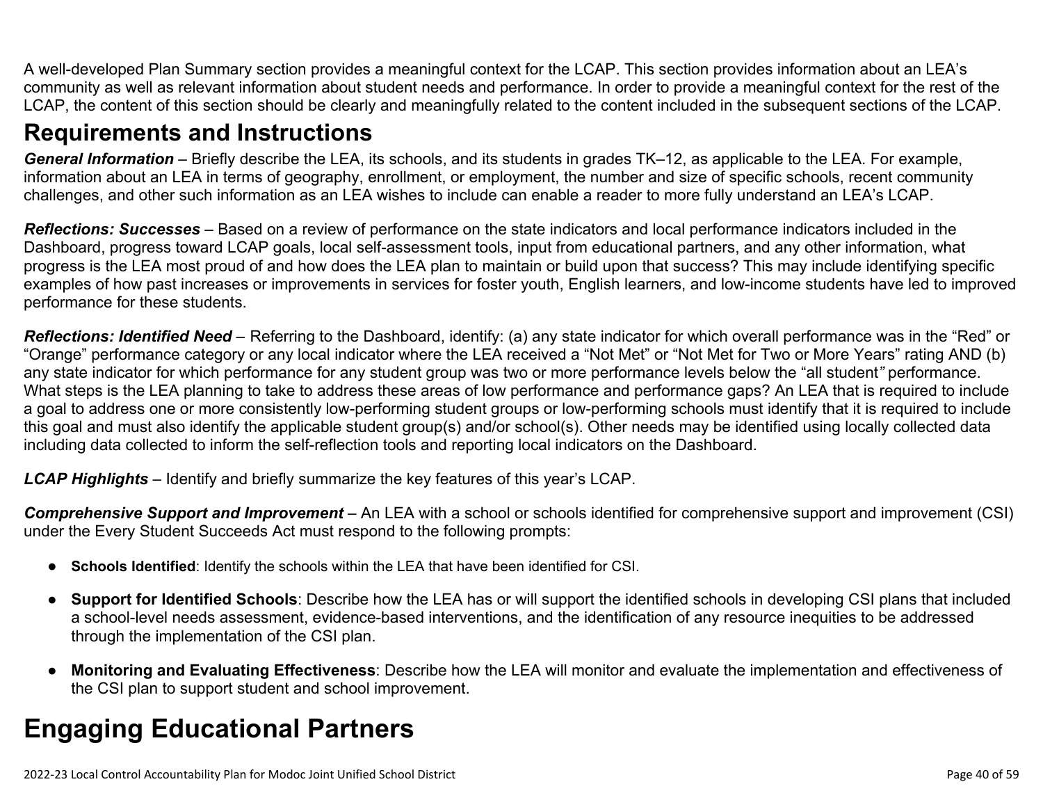A well-developed Plan Summary section provides a meaningful context for the LCAP. This section provides information about an LEA's community as well as relevant information about student needs and performance. In order to provide a meaningful context for the rest of the LCAP, the content of this section should be clearly and meaningfully related to the content included in the subsequent sections of the LCAP.

## Requirements and Instructions

***General Information*** – Briefly describe the LEA, its schools, and its students in grades TK–12, as applicable to the LEA. For example, information about an LEA in terms of geography, enrollment, or employment, the number and size of specific schools, recent community challenges, and other such information as an LEA wishes to include can enable a reader to more fully understand an LEA's LCAP.

***Reflections: Successes*** – Based on a review of performance on the state indicators and local performance indicators included in the Dashboard, progress toward LCAP goals, local self-assessment tools, input from educational partners, and any other information, what progress is the LEA most proud of and how does the LEA plan to maintain or build upon that success? This may include identifying specific examples of how past increases or improvements in services for foster youth, English learners, and low-income students have led to improved performance for these students.

***Reflections: Identified Need*** – Referring to the Dashboard, identify: (a) any state indicator for which overall performance was in the "Red" or "Orange" performance category or any local indicator where the LEA received a "Not Met" or "Not Met for Two or More Years" rating AND (b) any state indicator for which performance for any student group was two or more performance levels below the "all student" performance. What steps is the LEA planning to take to address these areas of low performance and performance gaps? An LEA that is required to include a goal to address one or more consistently low-performing student groups or low-performing schools must identify that it is required to include this goal and must also identify the applicable student group(s) and/or school(s). Other needs may be identified using locally collected data including data collected to inform the self-reflection tools and reporting local indicators on the Dashboard.

***LCAP Highlights*** – Identify and briefly summarize the key features of this year's LCAP.

***Comprehensive Support and Improvement*** – An LEA with a school or schools identified for comprehensive support and improvement (CSI) under the Every Student Succeeds Act must respond to the following prompts:

- **Schools Identified**: Identify the schools within the LEA that have been identified for CSI.
- **Support for Identified Schools**: Describe how the LEA has or will support the identified schools in developing CSI plans that included a school-level needs assessment, evidence-based interventions, and the identification of any resource inequities to be addressed through the implementation of the CSI plan.
- **Monitoring and Evaluating Effectiveness**: Describe how the LEA will monitor and evaluate the implementation and effectiveness of the CSI plan to support student and school improvement.

# Engaging Educational Partners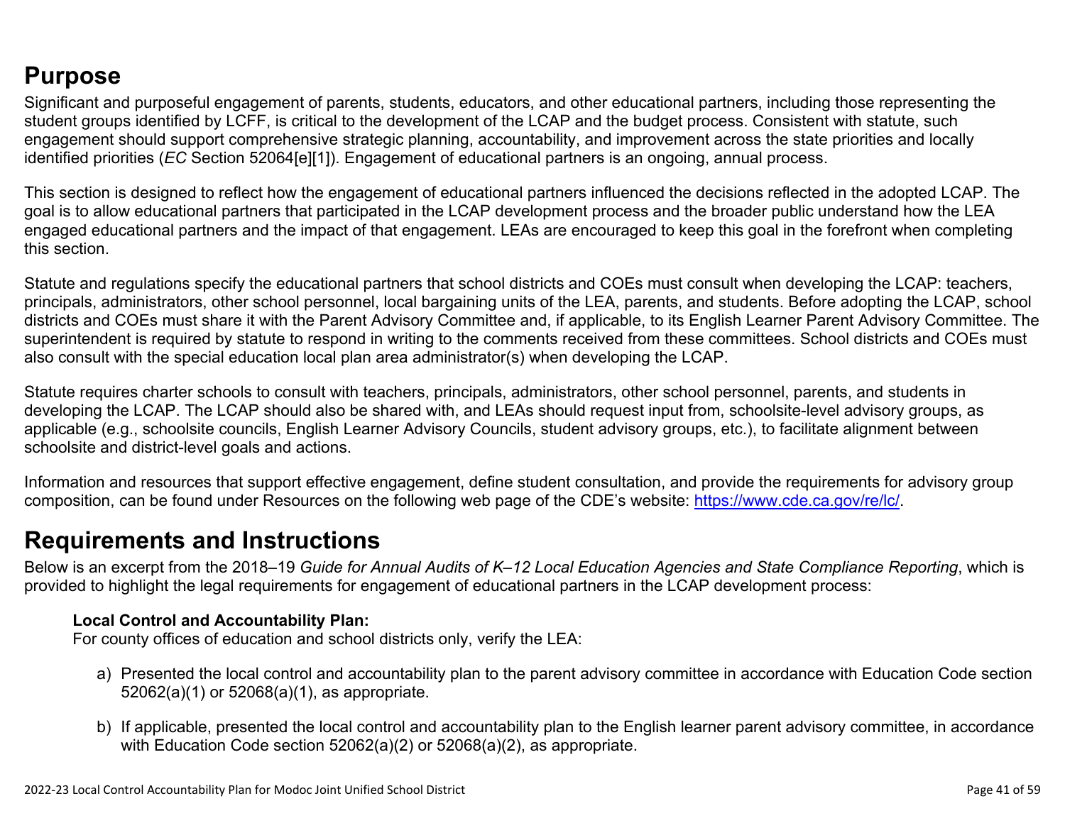## Purpose

Significant and purposeful engagement of parents, students, educators, and other educational partners, including those representing the student groups identified by LCFF, is critical to the development of the LCAP and the budget process. Consistent with statute, such engagement should support comprehensive strategic planning, accountability, and improvement across the state priorities and locally identified priorities (*EC* Section 52064[e][1]). Engagement of educational partners is an ongoing, annual process.

This section is designed to reflect how the engagement of educational partners influenced the decisions reflected in the adopted LCAP. The goal is to allow educational partners that participated in the LCAP development process and the broader public understand how the LEA engaged educational partners and the impact of that engagement. LEAs are encouraged to keep this goal in the forefront when completing this section.

Statute and regulations specify the educational partners that school districts and COEs must consult when developing the LCAP: teachers, principals, administrators, other school personnel, local bargaining units of the LEA, parents, and students. Before adopting the LCAP, school districts and COEs must share it with the Parent Advisory Committee and, if applicable, to its English Learner Parent Advisory Committee. The superintendent is required by statute to respond in writing to the comments received from these committees. School districts and COEs must also consult with the special education local plan area administrator(s) when developing the LCAP.

Statute requires charter schools to consult with teachers, principals, administrators, other school personnel, parents, and students in developing the LCAP. The LCAP should also be shared with, and LEAs should request input from, schoolsite-level advisory groups, as applicable (e.g., schoolsite councils, English Learner Advisory Councils, student advisory groups, etc.), to facilitate alignment between schoolsite and district-level goals and actions.

Information and resources that support effective engagement, define student consultation, and provide the requirements for advisory group composition, can be found under Resources on the following web page of the CDE's website: [https://www.cde.ca.gov/re/lc/](https://www.cde.ca.gov/re/lc/).

## Requirements and Instructions

Below is an excerpt from the 2018–19 *Guide for Annual Audits of K–12 Local Education Agencies and State Compliance Reporting*, which is provided to highlight the legal requirements for engagement of educational partners in the LCAP development process:

> **Local Control and Accountability Plan:**
> For county offices of education and school districts only, verify the LEA:
>
> a) Presented the local control and accountability plan to the parent advisory committee in accordance with Education Code section 52062(a)(1) or 52068(a)(1), as appropriate.
>
> b) If applicable, presented the local control and accountability plan to the English learner parent advisory committee, in accordance with Education Code section 52062(a)(2) or 52068(a)(2), as appropriate.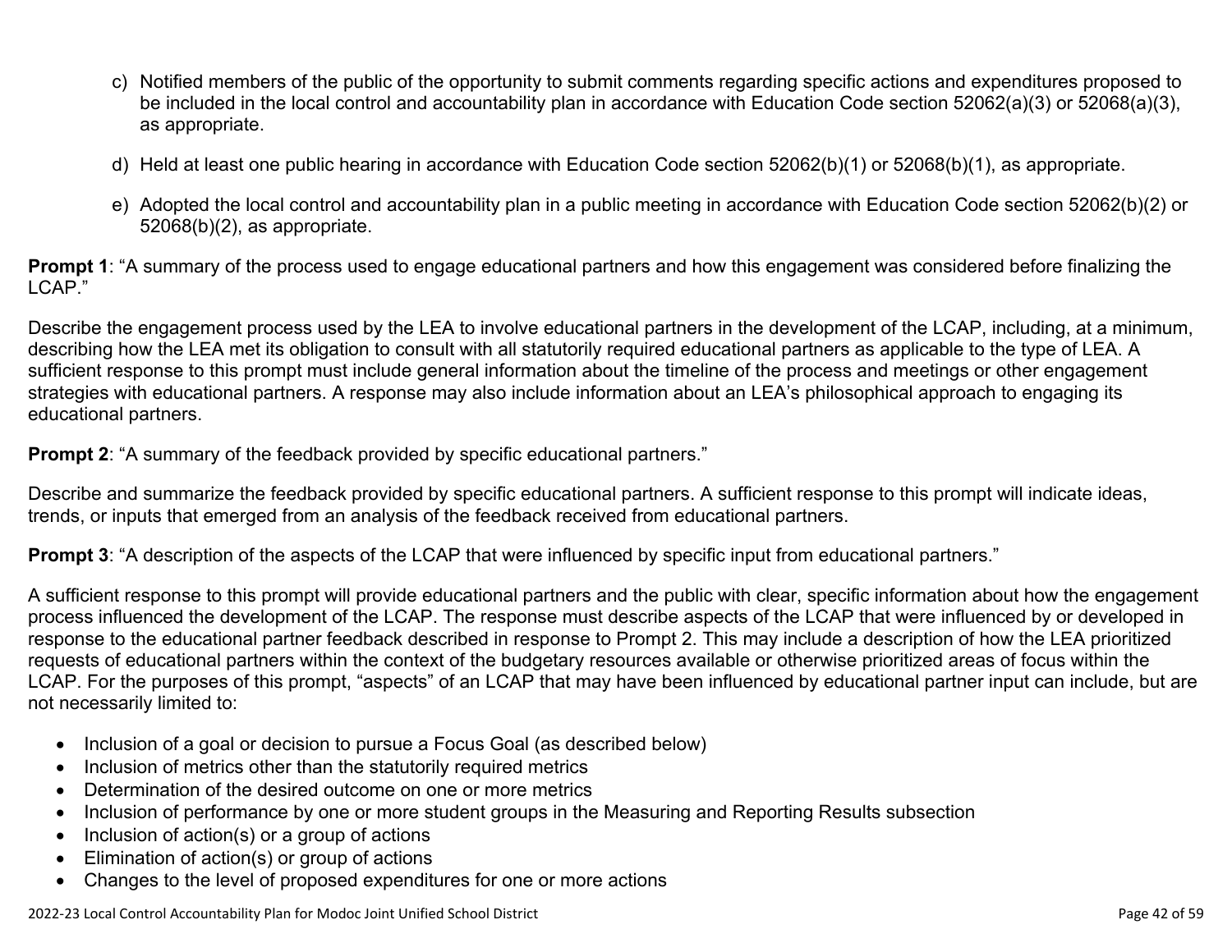c) Notified members of the public of the opportunity to submit comments regarding specific actions and expenditures proposed to be included in the local control and accountability plan in accordance with Education Code section 52062(a)(3) or 52068(a)(3), as appropriate.

d) Held at least one public hearing in accordance with Education Code section 52062(b)(1) or 52068(b)(1), as appropriate.

e) Adopted the local control and accountability plan in a public meeting in accordance with Education Code section 52062(b)(2) or 52068(b)(2), as appropriate.

**Prompt 1**: "A summary of the process used to engage educational partners and how this engagement was considered before finalizing the LCAP."

Describe the engagement process used by the LEA to involve educational partners in the development of the LCAP, including, at a minimum, describing how the LEA met its obligation to consult with all statutorily required educational partners as applicable to the type of LEA. A sufficient response to this prompt must include general information about the timeline of the process and meetings or other engagement strategies with educational partners. A response may also include information about an LEA's philosophical approach to engaging its educational partners.

**Prompt 2**: "A summary of the feedback provided by specific educational partners."

Describe and summarize the feedback provided by specific educational partners. A sufficient response to this prompt will indicate ideas, trends, or inputs that emerged from an analysis of the feedback received from educational partners.

**Prompt 3**: "A description of the aspects of the LCAP that were influenced by specific input from educational partners."

A sufficient response to this prompt will provide educational partners and the public with clear, specific information about how the engagement process influenced the development of the LCAP. The response must describe aspects of the LCAP that were influenced by or developed in response to the educational partner feedback described in response to Prompt 2. This may include a description of how the LEA prioritized requests of educational partners within the context of the budgetary resources available or otherwise prioritized areas of focus within the LCAP. For the purposes of this prompt, "aspects" of an LCAP that may have been influenced by educational partner input can include, but are not necessarily limited to:

- Inclusion of a goal or decision to pursue a Focus Goal (as described below)
- Inclusion of metrics other than the statutorily required metrics
- Determination of the desired outcome on one or more metrics
- Inclusion of performance by one or more student groups in the Measuring and Reporting Results subsection
- Inclusion of action(s) or a group of actions
- Elimination of action(s) or group of actions
- Changes to the level of proposed expenditures for one or more actions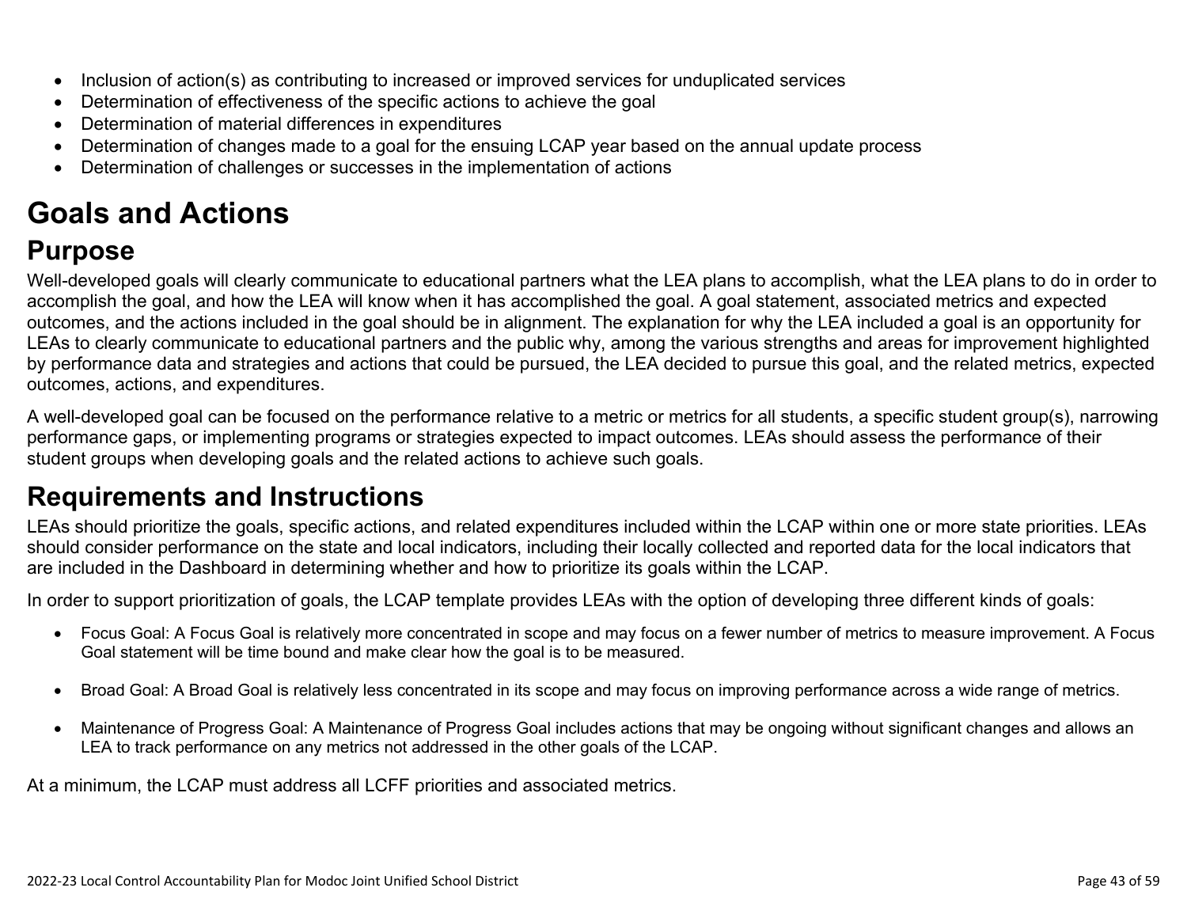- Inclusion of action(s) as contributing to increased or improved services for unduplicated services
- Determination of effectiveness of the specific actions to achieve the goal
- Determination of material differences in expenditures
- Determination of changes made to a goal for the ensuing LCAP year based on the annual update process
- Determination of challenges or successes in the implementation of actions

# Goals and Actions

## Purpose

Well-developed goals will clearly communicate to educational partners what the LEA plans to accomplish, what the LEA plans to do in order to accomplish the goal, and how the LEA will know when it has accomplished the goal. A goal statement, associated metrics and expected outcomes, and the actions included in the goal should be in alignment. The explanation for why the LEA included a goal is an opportunity for LEAs to clearly communicate to educational partners and the public why, among the various strengths and areas for improvement highlighted by performance data and strategies and actions that could be pursued, the LEA decided to pursue this goal, and the related metrics, expected outcomes, actions, and expenditures.

A well-developed goal can be focused on the performance relative to a metric or metrics for all students, a specific student group(s), narrowing performance gaps, or implementing programs or strategies expected to impact outcomes. LEAs should assess the performance of their student groups when developing goals and the related actions to achieve such goals.

## Requirements and Instructions

LEAs should prioritize the goals, specific actions, and related expenditures included within the LCAP within one or more state priorities. LEAs should consider performance on the state and local indicators, including their locally collected and reported data for the local indicators that are included in the Dashboard in determining whether and how to prioritize its goals within the LCAP.

In order to support prioritization of goals, the LCAP template provides LEAs with the option of developing three different kinds of goals:

- Focus Goal: A Focus Goal is relatively more concentrated in scope and may focus on a fewer number of metrics to measure improvement. A Focus Goal statement will be time bound and make clear how the goal is to be measured.

- Broad Goal: A Broad Goal is relatively less concentrated in its scope and may focus on improving performance across a wide range of metrics.

- Maintenance of Progress Goal: A Maintenance of Progress Goal includes actions that may be ongoing without significant changes and allows an LEA to track performance on any metrics not addressed in the other goals of the LCAP.

At a minimum, the LCAP must address all LCFF priorities and associated metrics.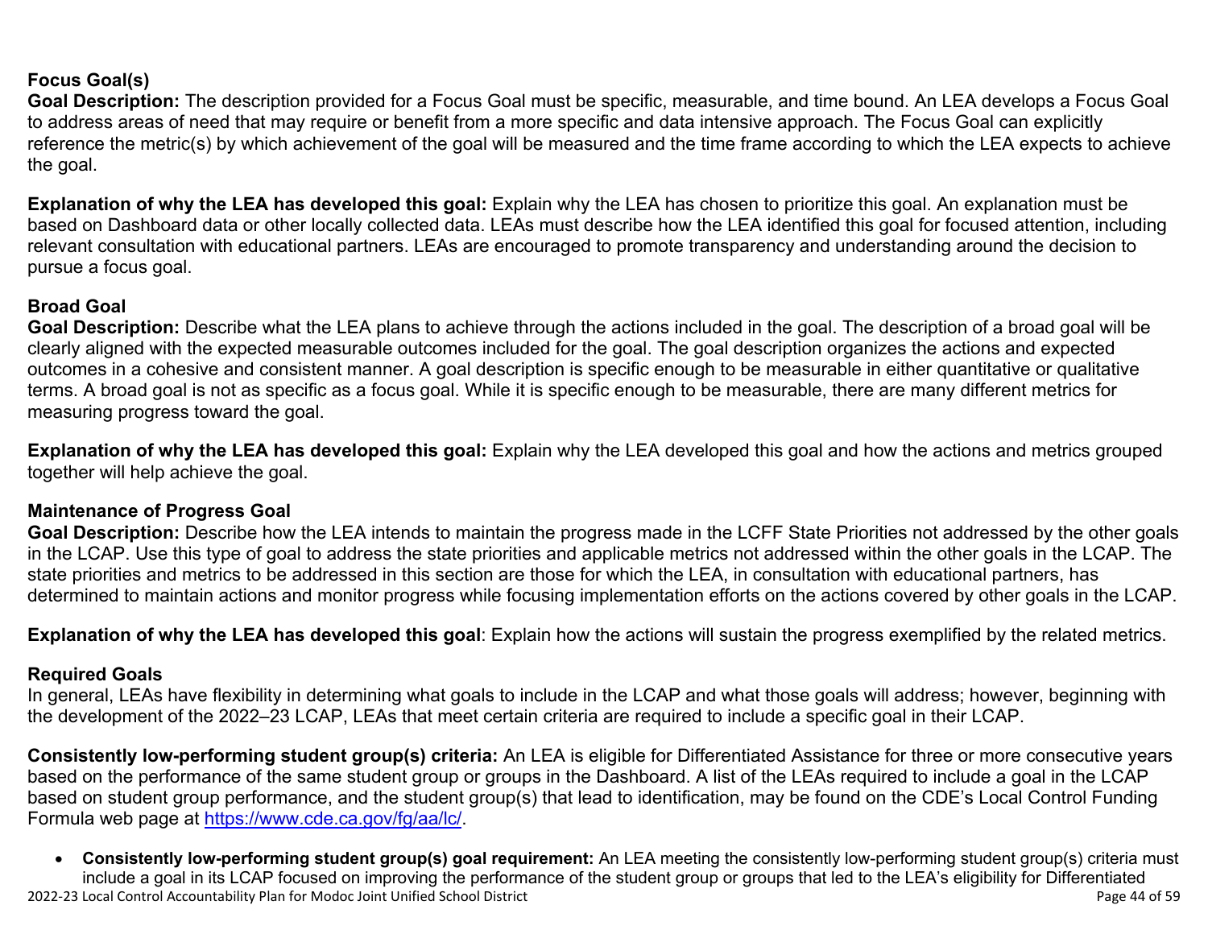**Focus Goal(s)**

**Goal Description:** The description provided for a Focus Goal must be specific, measurable, and time bound. An LEA develops a Focus Goal to address areas of need that may require or benefit from a more specific and data intensive approach. The Focus Goal can explicitly reference the metric(s) by which achievement of the goal will be measured and the time frame according to which the LEA expects to achieve the goal.

**Explanation of why the LEA has developed this goal:** Explain why the LEA has chosen to prioritize this goal. An explanation must be based on Dashboard data or other locally collected data. LEAs must describe how the LEA identified this goal for focused attention, including relevant consultation with educational partners. LEAs are encouraged to promote transparency and understanding around the decision to pursue a focus goal.

**Broad Goal**

**Goal Description:** Describe what the LEA plans to achieve through the actions included in the goal. The description of a broad goal will be clearly aligned with the expected measurable outcomes included for the goal. The goal description organizes the actions and expected outcomes in a cohesive and consistent manner. A goal description is specific enough to be measurable in either quantitative or qualitative terms. A broad goal is not as specific as a focus goal. While it is specific enough to be measurable, there are many different metrics for measuring progress toward the goal.

**Explanation of why the LEA has developed this goal:** Explain why the LEA developed this goal and how the actions and metrics grouped together will help achieve the goal.

**Maintenance of Progress Goal**

**Goal Description:** Describe how the LEA intends to maintain the progress made in the LCFF State Priorities not addressed by the other goals in the LCAP. Use this type of goal to address the state priorities and applicable metrics not addressed within the other goals in the LCAP. The state priorities and metrics to be addressed in this section are those for which the LEA, in consultation with educational partners, has determined to maintain actions and monitor progress while focusing implementation efforts on the actions covered by other goals in the LCAP.

**Explanation of why the LEA has developed this goal**: Explain how the actions will sustain the progress exemplified by the related metrics.

**Required Goals**

In general, LEAs have flexibility in determining what goals to include in the LCAP and what those goals will address; however, beginning with the development of the 2022–23 LCAP, LEAs that meet certain criteria are required to include a specific goal in their LCAP.

**Consistently low-performing student group(s) criteria:** An LEA is eligible for Differentiated Assistance for three or more consecutive years based on the performance of the same student group or groups in the Dashboard. A list of the LEAs required to include a goal in the LCAP based on student group performance, and the student group(s) that lead to identification, may be found on the CDE's Local Control Funding Formula web page at [https://www.cde.ca.gov/fg/aa/lc/](https://www.cde.ca.gov/fg/aa/lc/).

- **Consistently low-performing student group(s) goal requirement:** An LEA meeting the consistently low-performing student group(s) criteria must include a goal in its LCAP focused on improving the performance of the student group or groups that led to the LEA's eligibility for Differentiated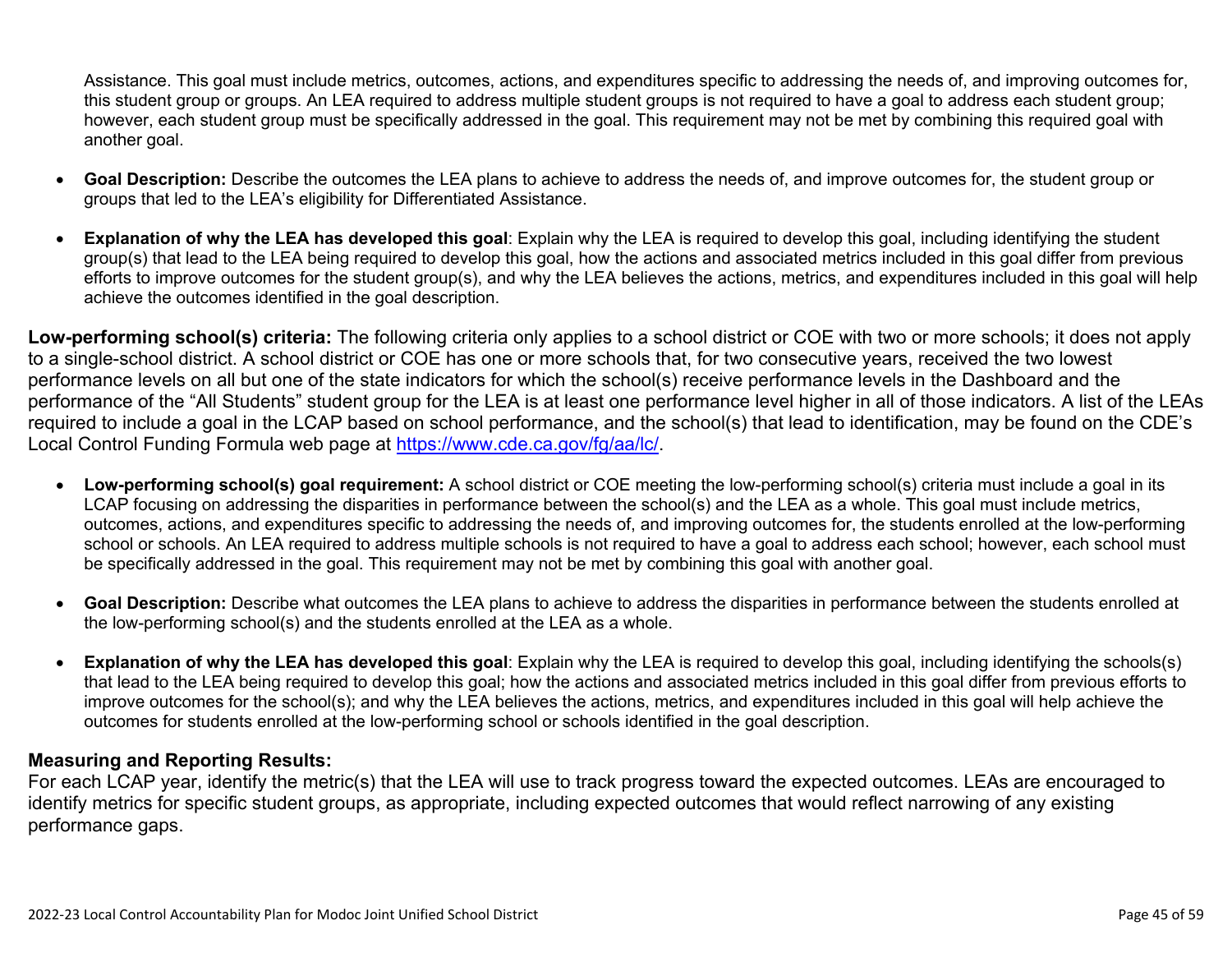Assistance. This goal must include metrics, outcomes, actions, and expenditures specific to addressing the needs of, and improving outcomes for, this student group or groups. An LEA required to address multiple student groups is not required to have a goal to address each student group; however, each student group must be specifically addressed in the goal. This requirement may not be met by combining this required goal with another goal.

- **Goal Description:** Describe the outcomes the LEA plans to achieve to address the needs of, and improve outcomes for, the student group or groups that led to the LEA's eligibility for Differentiated Assistance.
- **Explanation of why the LEA has developed this goal**: Explain why the LEA is required to develop this goal, including identifying the student group(s) that lead to the LEA being required to develop this goal, how the actions and associated metrics included in this goal differ from previous efforts to improve outcomes for the student group(s), and why the LEA believes the actions, metrics, and expenditures included in this goal will help achieve the outcomes identified in the goal description.

**Low-performing school(s) criteria:** The following criteria only applies to a school district or COE with two or more schools; it does not apply to a single-school district. A school district or COE has one or more schools that, for two consecutive years, received the two lowest performance levels on all but one of the state indicators for which the school(s) receive performance levels in the Dashboard and the performance of the "All Students" student group for the LEA is at least one performance level higher in all of those indicators. A list of the LEAs required to include a goal in the LCAP based on school performance, and the school(s) that lead to identification, may be found on the CDE's Local Control Funding Formula web page at https://www.cde.ca.gov/fg/aa/lc/.

- **Low-performing school(s) goal requirement:** A school district or COE meeting the low-performing school(s) criteria must include a goal in its LCAP focusing on addressing the disparities in performance between the school(s) and the LEA as a whole. This goal must include metrics, outcomes, actions, and expenditures specific to addressing the needs of, and improving outcomes for, the students enrolled at the low-performing school or schools. An LEA required to address multiple schools is not required to have a goal to address each school; however, each school must be specifically addressed in the goal. This requirement may not be met by combining this goal with another goal.
- **Goal Description:** Describe what outcomes the LEA plans to achieve to address the disparities in performance between the students enrolled at the low-performing school(s) and the students enrolled at the LEA as a whole.
- **Explanation of why the LEA has developed this goal**: Explain why the LEA is required to develop this goal, including identifying the schools(s) that lead to the LEA being required to develop this goal; how the actions and associated metrics included in this goal differ from previous efforts to improve outcomes for the school(s); and why the LEA believes the actions, metrics, and expenditures included in this goal will help achieve the outcomes for students enrolled at the low-performing school or schools identified in the goal description.

**Measuring and Reporting Results:**

For each LCAP year, identify the metric(s) that the LEA will use to track progress toward the expected outcomes. LEAs are encouraged to identify metrics for specific student groups, as appropriate, including expected outcomes that would reflect narrowing of any existing performance gaps.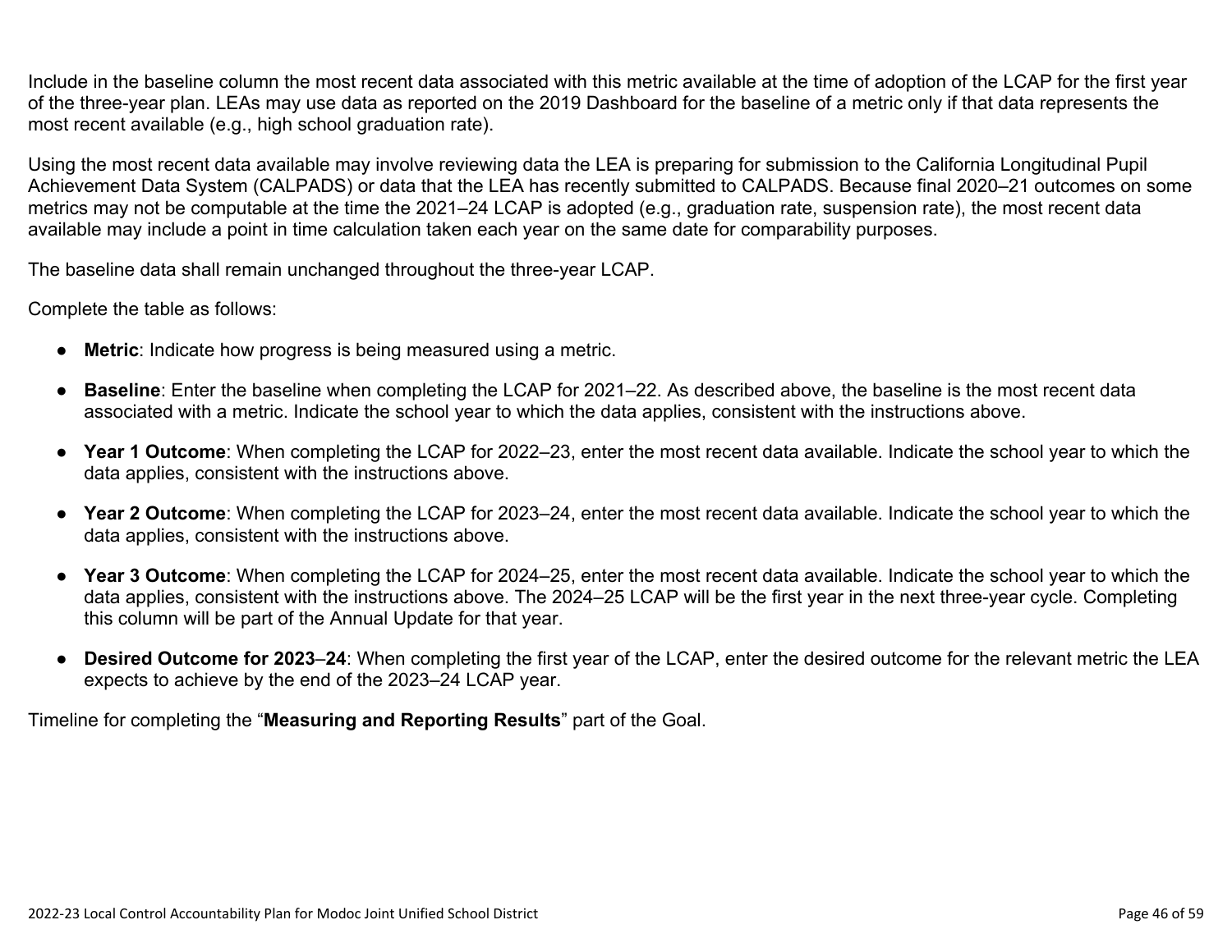Include in the baseline column the most recent data associated with this metric available at the time of adoption of the LCAP for the first year of the three-year plan. LEAs may use data as reported on the 2019 Dashboard for the baseline of a metric only if that data represents the most recent available (e.g., high school graduation rate).

Using the most recent data available may involve reviewing data the LEA is preparing for submission to the California Longitudinal Pupil Achievement Data System (CALPADS) or data that the LEA has recently submitted to CALPADS. Because final 2020–21 outcomes on some metrics may not be computable at the time the 2021–24 LCAP is adopted (e.g., graduation rate, suspension rate), the most recent data available may include a point in time calculation taken each year on the same date for comparability purposes.

The baseline data shall remain unchanged throughout the three-year LCAP.

Complete the table as follows:

- **Metric**: Indicate how progress is being measured using a metric.
- **Baseline**: Enter the baseline when completing the LCAP for 2021–22. As described above, the baseline is the most recent data associated with a metric. Indicate the school year to which the data applies, consistent with the instructions above.
- **Year 1 Outcome**: When completing the LCAP for 2022–23, enter the most recent data available. Indicate the school year to which the data applies, consistent with the instructions above.
- **Year 2 Outcome**: When completing the LCAP for 2023–24, enter the most recent data available. Indicate the school year to which the data applies, consistent with the instructions above.
- **Year 3 Outcome**: When completing the LCAP for 2024–25, enter the most recent data available. Indicate the school year to which the data applies, consistent with the instructions above. The 2024–25 LCAP will be the first year in the next three-year cycle. Completing this column will be part of the Annual Update for that year.
- **Desired Outcome for 2023–24**: When completing the first year of the LCAP, enter the desired outcome for the relevant metric the LEA expects to achieve by the end of the 2023–24 LCAP year.

Timeline for completing the "**Measuring and Reporting Results**" part of the Goal.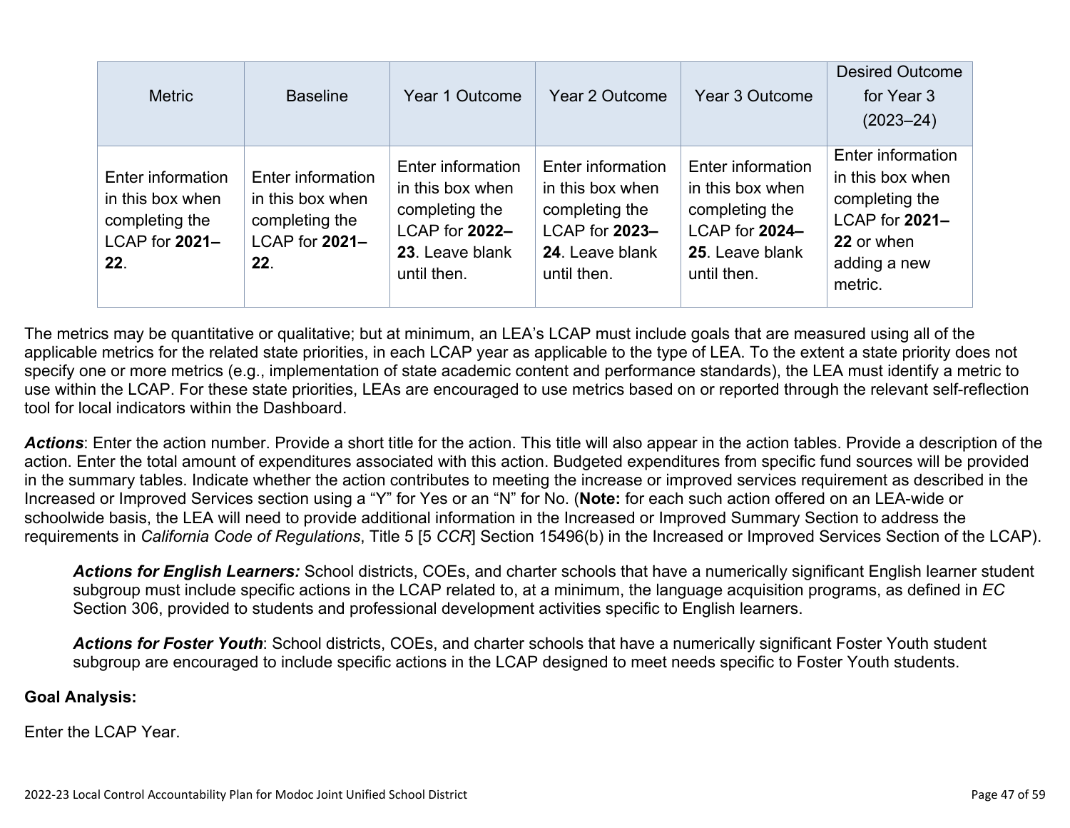| Metric | Baseline | Year 1 Outcome | Year 2 Outcome | Year 3 Outcome | Desired Outcome for Year 3 (2023–24) |
|---|---|---|---|---|---|
| Enter information in this box when completing the LCAP for **2021–22**. | Enter information in this box when completing the LCAP for **2021–22**. | Enter information in this box when completing the LCAP for **2022–23**. Leave blank until then. | Enter information in this box when completing the LCAP for **2023–24**. Leave blank until then. | Enter information in this box when completing the LCAP for **2024–25**. Leave blank until then. | Enter information in this box when completing the LCAP for **2021–22** or when adding a new metric. |

The metrics may be quantitative or qualitative; but at minimum, an LEA's LCAP must include goals that are measured using all of the applicable metrics for the related state priorities, in each LCAP year as applicable to the type of LEA. To the extent a state priority does not specify one or more metrics (e.g., implementation of state academic content and performance standards), the LEA must identify a metric to use within the LCAP. For these state priorities, LEAs are encouraged to use metrics based on or reported through the relevant self-reflection tool for local indicators within the Dashboard.

***Actions***: Enter the action number. Provide a short title for the action. This title will also appear in the action tables. Provide a description of the action. Enter the total amount of expenditures associated with this action. Budgeted expenditures from specific fund sources will be provided in the summary tables. Indicate whether the action contributes to meeting the increase or improved services requirement as described in the Increased or Improved Services section using a "Y" for Yes or an "N" for No. (**Note:** for each such action offered on an LEA-wide or schoolwide basis, the LEA will need to provide additional information in the Increased or Improved Summary Section to address the requirements in *California Code of Regulations*, Title 5 [5 *CCR*] Section 15496(b) in the Increased or Improved Services Section of the LCAP).

> ***Actions for English Learners:*** School districts, COEs, and charter schools that have a numerically significant English learner student subgroup must include specific actions in the LCAP related to, at a minimum, the language acquisition programs, as defined in *EC* Section 306, provided to students and professional development activities specific to English learners.
>
> ***Actions for Foster Youth***: School districts, COEs, and charter schools that have a numerically significant Foster Youth student subgroup are encouraged to include specific actions in the LCAP designed to meet needs specific to Foster Youth students.

**Goal Analysis:**

Enter the LCAP Year.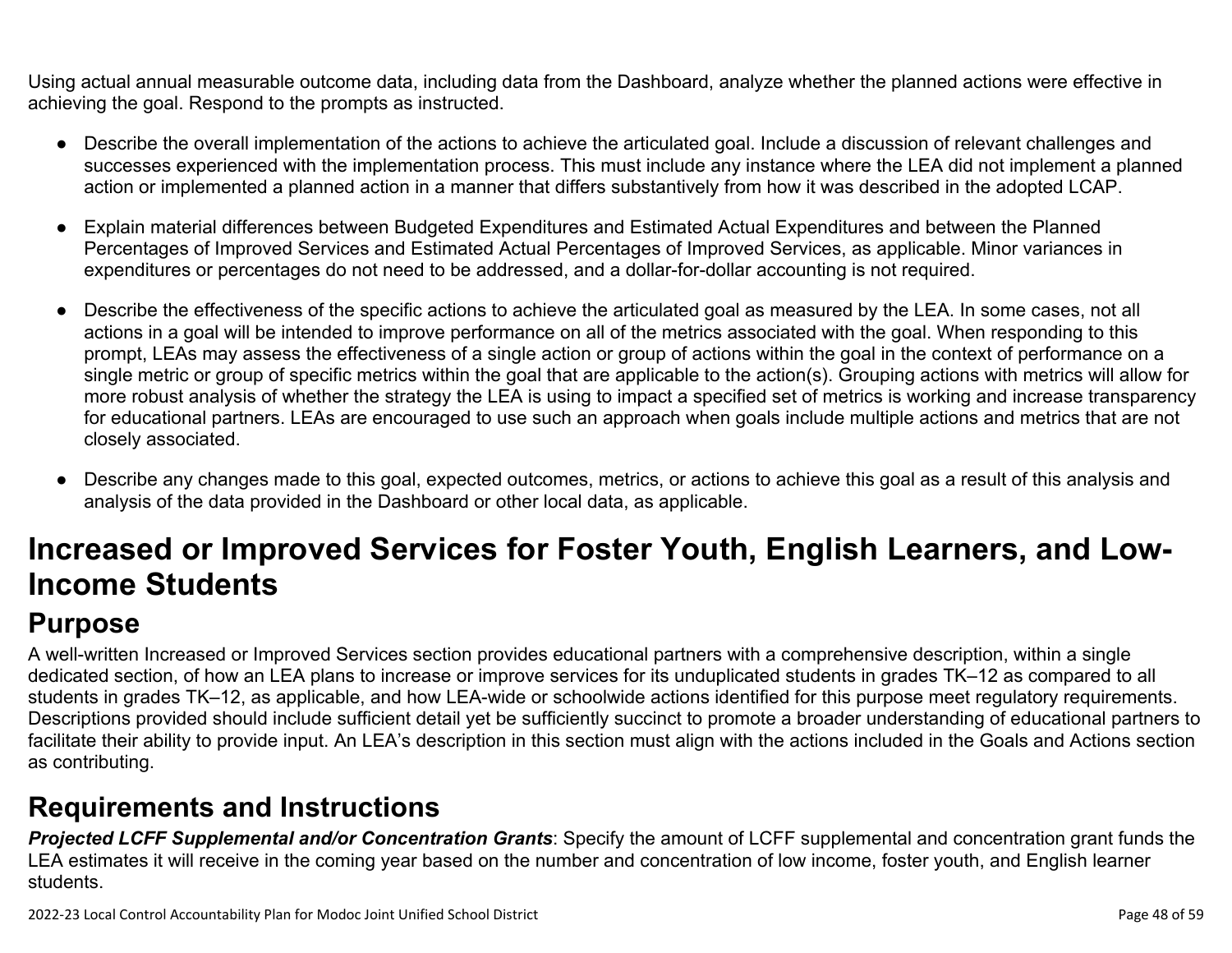Using actual annual measurable outcome data, including data from the Dashboard, analyze whether the planned actions were effective in achieving the goal. Respond to the prompts as instructed.

- Describe the overall implementation of the actions to achieve the articulated goal. Include a discussion of relevant challenges and successes experienced with the implementation process. This must include any instance where the LEA did not implement a planned action or implemented a planned action in a manner that differs substantively from how it was described in the adopted LCAP.
- Explain material differences between Budgeted Expenditures and Estimated Actual Expenditures and between the Planned Percentages of Improved Services and Estimated Actual Percentages of Improved Services, as applicable. Minor variances in expenditures or percentages do not need to be addressed, and a dollar-for-dollar accounting is not required.
- Describe the effectiveness of the specific actions to achieve the articulated goal as measured by the LEA. In some cases, not all actions in a goal will be intended to improve performance on all of the metrics associated with the goal. When responding to this prompt, LEAs may assess the effectiveness of a single action or group of actions within the goal in the context of performance on a single metric or group of specific metrics within the goal that are applicable to the action(s). Grouping actions with metrics will allow for more robust analysis of whether the strategy the LEA is using to impact a specified set of metrics is working and increase transparency for educational partners. LEAs are encouraged to use such an approach when goals include multiple actions and metrics that are not closely associated.
- Describe any changes made to this goal, expected outcomes, metrics, or actions to achieve this goal as a result of this analysis and analysis of the data provided in the Dashboard or other local data, as applicable.

# Increased or Improved Services for Foster Youth, English Learners, and Low-Income Students

## Purpose

A well-written Increased or Improved Services section provides educational partners with a comprehensive description, within a single dedicated section, of how an LEA plans to increase or improve services for its unduplicated students in grades TK–12 as compared to all students in grades TK–12, as applicable, and how LEA-wide or schoolwide actions identified for this purpose meet regulatory requirements. Descriptions provided should include sufficient detail yet be sufficiently succinct to promote a broader understanding of educational partners to facilitate their ability to provide input. An LEA's description in this section must align with the actions included in the Goals and Actions section as contributing.

## Requirements and Instructions

***Projected LCFF Supplemental and/or Concentration Grants***: Specify the amount of LCFF supplemental and concentration grant funds the LEA estimates it will receive in the coming year based on the number and concentration of low income, foster youth, and English learner students.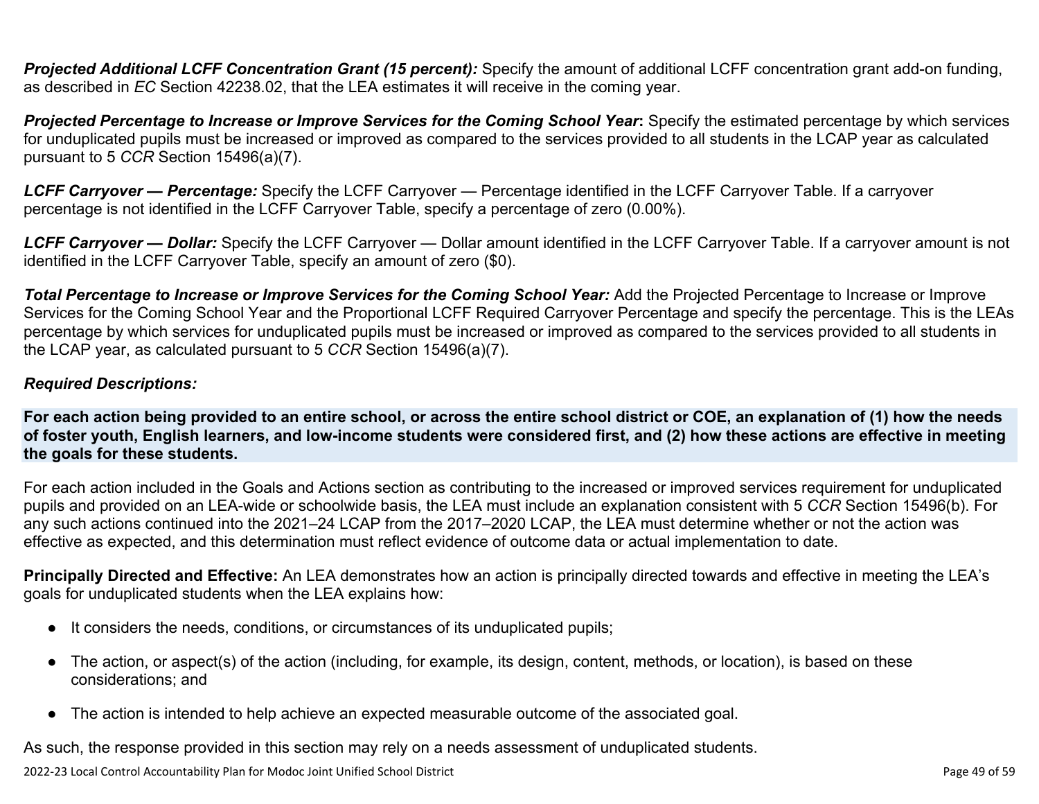***Projected Additional LCFF Concentration Grant (15 percent):*** Specify the amount of additional LCFF concentration grant add-on funding, as described in *EC* Section 42238.02, that the LEA estimates it will receive in the coming year.

***Projected Percentage to Increase or Improve Services for the Coming School Year*:** Specify the estimated percentage by which services for unduplicated pupils must be increased or improved as compared to the services provided to all students in the LCAP year as calculated pursuant to 5 *CCR* Section 15496(a)(7).

***LCFF Carryover — Percentage:*** Specify the LCFF Carryover — Percentage identified in the LCFF Carryover Table. If a carryover percentage is not identified in the LCFF Carryover Table, specify a percentage of zero (0.00%).

***LCFF Carryover — Dollar:*** Specify the LCFF Carryover — Dollar amount identified in the LCFF Carryover Table. If a carryover amount is not identified in the LCFF Carryover Table, specify an amount of zero ($0).

***Total Percentage to Increase or Improve Services for the Coming School Year:*** Add the Projected Percentage to Increase or Improve Services for the Coming School Year and the Proportional LCFF Required Carryover Percentage and specify the percentage. This is the LEAs percentage by which services for unduplicated pupils must be increased or improved as compared to the services provided to all students in the LCAP year, as calculated pursuant to 5 *CCR* Section 15496(a)(7).

***Required Descriptions:***

**For each action being provided to an entire school, or across the entire school district or COE, an explanation of (1) how the needs of foster youth, English learners, and low-income students were considered first, and (2) how these actions are effective in meeting the goals for these students.**

For each action included in the Goals and Actions section as contributing to the increased or improved services requirement for unduplicated pupils and provided on an LEA-wide or schoolwide basis, the LEA must include an explanation consistent with 5 *CCR* Section 15496(b). For any such actions continued into the 2021–24 LCAP from the 2017–2020 LCAP, the LEA must determine whether or not the action was effective as expected, and this determination must reflect evidence of outcome data or actual implementation to date.

**Principally Directed and Effective:** An LEA demonstrates how an action is principally directed towards and effective in meeting the LEA's goals for unduplicated students when the LEA explains how:

- It considers the needs, conditions, or circumstances of its unduplicated pupils;
- The action, or aspect(s) of the action (including, for example, its design, content, methods, or location), is based on these considerations; and
- The action is intended to help achieve an expected measurable outcome of the associated goal.

As such, the response provided in this section may rely on a needs assessment of unduplicated students.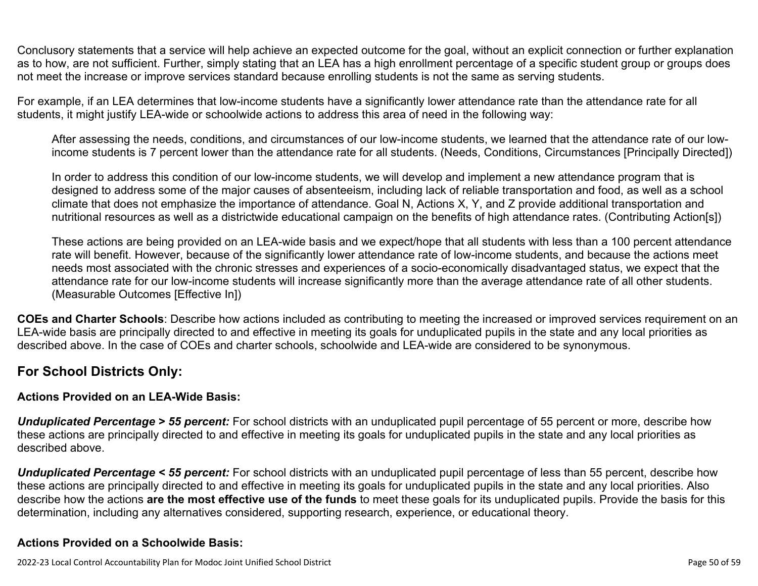Conclusory statements that a service will help achieve an expected outcome for the goal, without an explicit connection or further explanation as to how, are not sufficient. Further, simply stating that an LEA has a high enrollment percentage of a specific student group or groups does not meet the increase or improve services standard because enrolling students is not the same as serving students.

For example, if an LEA determines that low-income students have a significantly lower attendance rate than the attendance rate for all students, it might justify LEA-wide or schoolwide actions to address this area of need in the following way:

> After assessing the needs, conditions, and circumstances of our low-income students, we learned that the attendance rate of our low-income students is 7 percent lower than the attendance rate for all students. (Needs, Conditions, Circumstances [Principally Directed])
>
> In order to address this condition of our low-income students, we will develop and implement a new attendance program that is designed to address some of the major causes of absenteeism, including lack of reliable transportation and food, as well as a school climate that does not emphasize the importance of attendance. Goal N, Actions X, Y, and Z provide additional transportation and nutritional resources as well as a districtwide educational campaign on the benefits of high attendance rates. (Contributing Action[s])
>
> These actions are being provided on an LEA-wide basis and we expect/hope that all students with less than a 100 percent attendance rate will benefit. However, because of the significantly lower attendance rate of low-income students, and because the actions meet needs most associated with the chronic stresses and experiences of a socio-economically disadvantaged status, we expect that the attendance rate for our low-income students will increase significantly more than the average attendance rate of all other students. (Measurable Outcomes [Effective In])

**COEs and Charter Schools**: Describe how actions included as contributing to meeting the increased or improved services requirement on an LEA-wide basis are principally directed to and effective in meeting its goals for unduplicated pupils in the state and any local priorities as described above. In the case of COEs and charter schools, schoolwide and LEA-wide are considered to be synonymous.

## For School Districts Only:

### Actions Provided on an LEA-Wide Basis:

***Unduplicated Percentage > 55 percent:*** For school districts with an unduplicated pupil percentage of 55 percent or more, describe how these actions are principally directed to and effective in meeting its goals for unduplicated pupils in the state and any local priorities as described above.

***Unduplicated Percentage < 55 percent:*** For school districts with an unduplicated pupil percentage of less than 55 percent, describe how these actions are principally directed to and effective in meeting its goals for unduplicated pupils in the state and any local priorities. Also describe how the actions **are the most effective use of the funds** to meet these goals for its unduplicated pupils. Provide the basis for this determination, including any alternatives considered, supporting research, experience, or educational theory.

### Actions Provided on a Schoolwide Basis: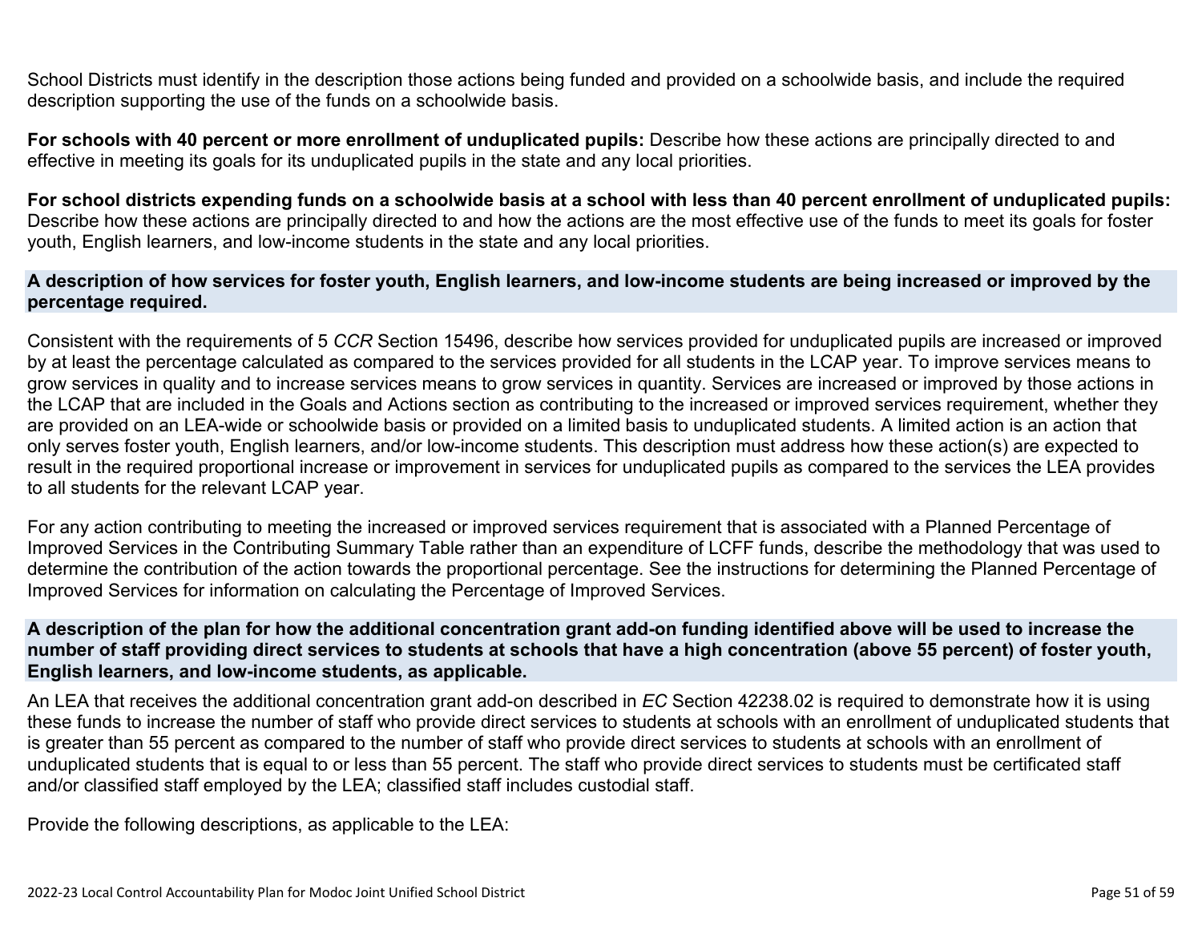School Districts must identify in the description those actions being funded and provided on a schoolwide basis, and include the required description supporting the use of the funds on a schoolwide basis.

**For schools with 40 percent or more enrollment of unduplicated pupils:** Describe how these actions are principally directed to and effective in meeting its goals for its unduplicated pupils in the state and any local priorities.

**For school districts expending funds on a schoolwide basis at a school with less than 40 percent enrollment of unduplicated pupils:** Describe how these actions are principally directed to and how the actions are the most effective use of the funds to meet its goals for foster youth, English learners, and low-income students in the state and any local priorities.

### A description of how services for foster youth, English learners, and low-income students are being increased or improved by the percentage required.

Consistent with the requirements of 5 *CCR* Section 15496, describe how services provided for unduplicated pupils are increased or improved by at least the percentage calculated as compared to the services provided for all students in the LCAP year. To improve services means to grow services in quality and to increase services means to grow services in quantity. Services are increased or improved by those actions in the LCAP that are included in the Goals and Actions section as contributing to the increased or improved services requirement, whether they are provided on an LEA-wide or schoolwide basis or provided on a limited basis to unduplicated students. A limited action is an action that only serves foster youth, English learners, and/or low-income students. This description must address how these action(s) are expected to result in the required proportional increase or improvement in services for unduplicated pupils as compared to the services the LEA provides to all students for the relevant LCAP year.

For any action contributing to meeting the increased or improved services requirement that is associated with a Planned Percentage of Improved Services in the Contributing Summary Table rather than an expenditure of LCFF funds, describe the methodology that was used to determine the contribution of the action towards the proportional percentage. See the instructions for determining the Planned Percentage of Improved Services for information on calculating the Percentage of Improved Services.

### A description of the plan for how the additional concentration grant add-on funding identified above will be used to increase the number of staff providing direct services to students at schools that have a high concentration (above 55 percent) of foster youth, English learners, and low-income students, as applicable.

An LEA that receives the additional concentration grant add-on described in *EC* Section 42238.02 is required to demonstrate how it is using these funds to increase the number of staff who provide direct services to students at schools with an enrollment of unduplicated students that is greater than 55 percent as compared to the number of staff who provide direct services to students at schools with an enrollment of unduplicated students that is equal to or less than 55 percent. The staff who provide direct services to students must be certificated staff and/or classified staff employed by the LEA; classified staff includes custodial staff.

Provide the following descriptions, as applicable to the LEA: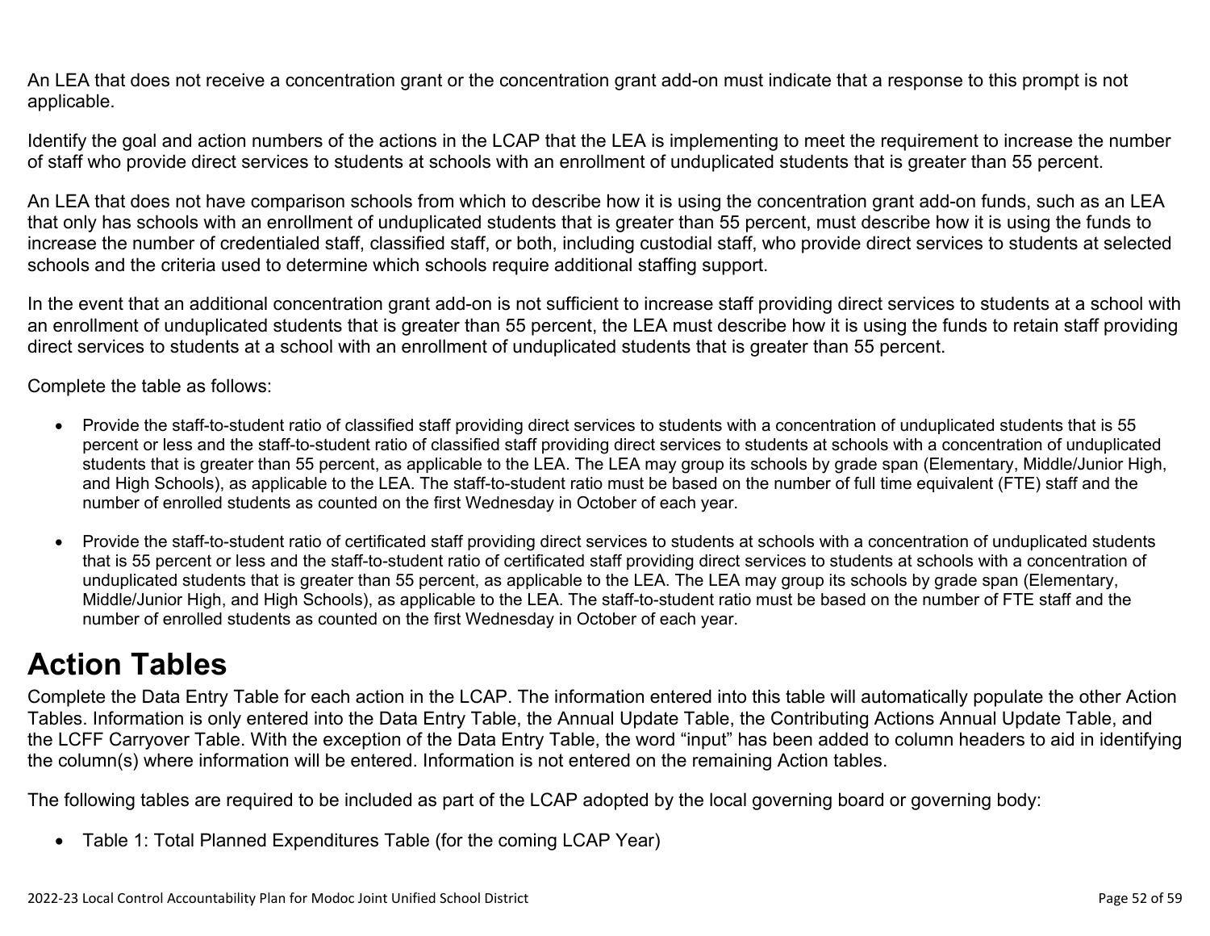An LEA that does not receive a concentration grant or the concentration grant add-on must indicate that a response to this prompt is not applicable.

Identify the goal and action numbers of the actions in the LCAP that the LEA is implementing to meet the requirement to increase the number of staff who provide direct services to students at schools with an enrollment of unduplicated students that is greater than 55 percent.

An LEA that does not have comparison schools from which to describe how it is using the concentration grant add-on funds, such as an LEA that only has schools with an enrollment of unduplicated students that is greater than 55 percent, must describe how it is using the funds to increase the number of credentialed staff, classified staff, or both, including custodial staff, who provide direct services to students at selected schools and the criteria used to determine which schools require additional staffing support.

In the event that an additional concentration grant add-on is not sufficient to increase staff providing direct services to students at a school with an enrollment of unduplicated students that is greater than 55 percent, the LEA must describe how it is using the funds to retain staff providing direct services to students at a school with an enrollment of unduplicated students that is greater than 55 percent.

Complete the table as follows:

- Provide the staff-to-student ratio of classified staff providing direct services to students with a concentration of unduplicated students that is 55 percent or less and the staff-to-student ratio of classified staff providing direct services to students at schools with a concentration of unduplicated students that is greater than 55 percent, as applicable to the LEA. The LEA may group its schools by grade span (Elementary, Middle/Junior High, and High Schools), as applicable to the LEA. The staff-to-student ratio must be based on the number of full time equivalent (FTE) staff and the number of enrolled students as counted on the first Wednesday in October of each year.

- Provide the staff-to-student ratio of certificated staff providing direct services to students at schools with a concentration of unduplicated students that is 55 percent or less and the staff-to-student ratio of certificated staff providing direct services to students at schools with a concentration of unduplicated students that is greater than 55 percent, as applicable to the LEA. The LEA may group its schools by grade span (Elementary, Middle/Junior High, and High Schools), as applicable to the LEA. The staff-to-student ratio must be based on the number of FTE staff and the number of enrolled students as counted on the first Wednesday in October of each year.

# Action Tables

Complete the Data Entry Table for each action in the LCAP. The information entered into this table will automatically populate the other Action Tables. Information is only entered into the Data Entry Table, the Annual Update Table, the Contributing Actions Annual Update Table, and the LCFF Carryover Table. With the exception of the Data Entry Table, the word "input" has been added to column headers to aid in identifying the column(s) where information will be entered. Information is not entered on the remaining Action tables.

The following tables are required to be included as part of the LCAP adopted by the local governing board or governing body:

- Table 1: Total Planned Expenditures Table (for the coming LCAP Year)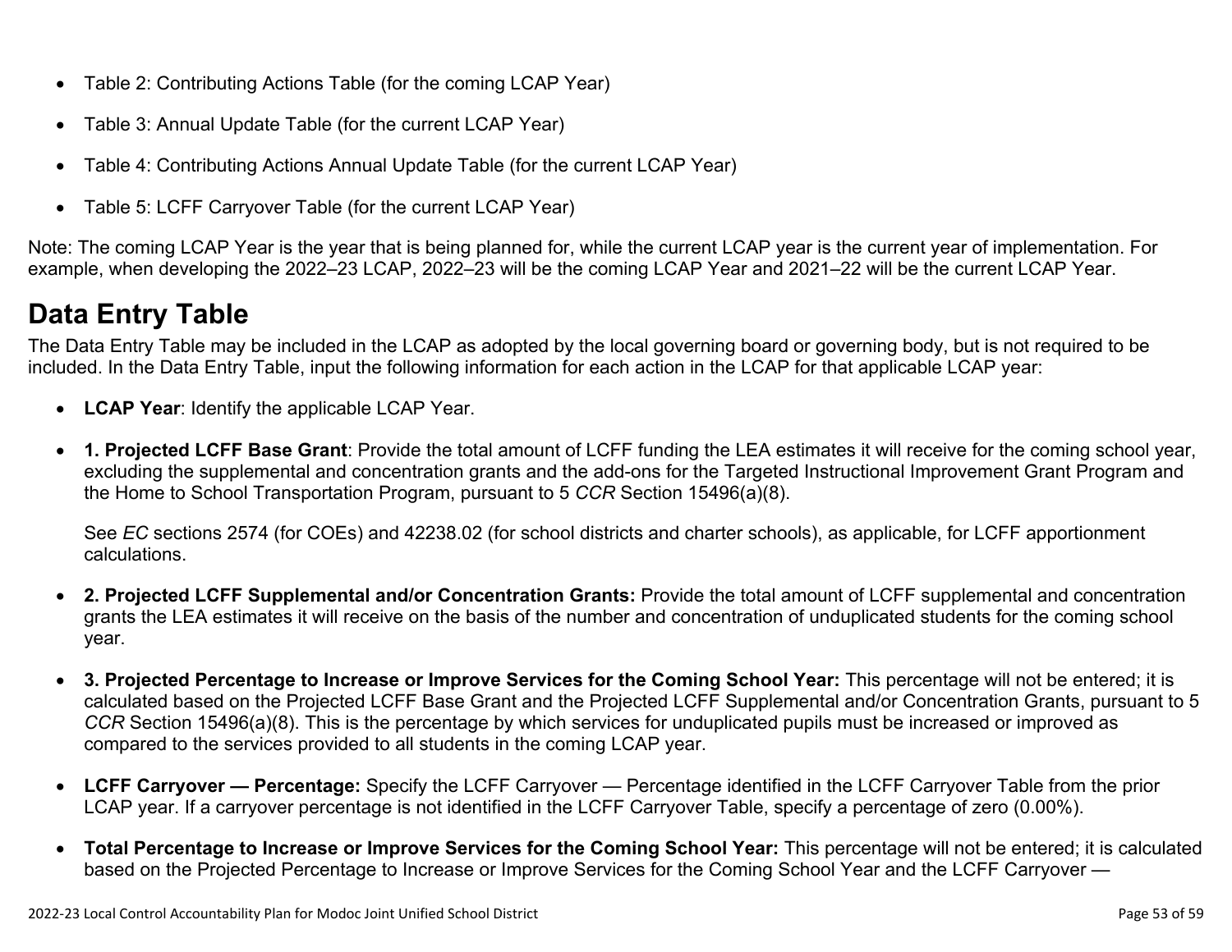- Table 2: Contributing Actions Table (for the coming LCAP Year)
- Table 3: Annual Update Table (for the current LCAP Year)
- Table 4: Contributing Actions Annual Update Table (for the current LCAP Year)
- Table 5: LCFF Carryover Table (for the current LCAP Year)

Note: The coming LCAP Year is the year that is being planned for, while the current LCAP year is the current year of implementation. For example, when developing the 2022–23 LCAP, 2022–23 will be the coming LCAP Year and 2021–22 will be the current LCAP Year.

# Data Entry Table

The Data Entry Table may be included in the LCAP as adopted by the local governing board or governing body, but is not required to be included. In the Data Entry Table, input the following information for each action in the LCAP for that applicable LCAP year:

- **LCAP Year**: Identify the applicable LCAP Year.
- **1. Projected LCFF Base Grant**: Provide the total amount of LCFF funding the LEA estimates it will receive for the coming school year, excluding the supplemental and concentration grants and the add-ons for the Targeted Instructional Improvement Grant Program and the Home to School Transportation Program, pursuant to 5 *CCR* Section 15496(a)(8).

  See *EC* sections 2574 (for COEs) and 42238.02 (for school districts and charter schools), as applicable, for LCFF apportionment calculations.
- **2. Projected LCFF Supplemental and/or Concentration Grants:** Provide the total amount of LCFF supplemental and concentration grants the LEA estimates it will receive on the basis of the number and concentration of unduplicated students for the coming school year.
- **3. Projected Percentage to Increase or Improve Services for the Coming School Year:** This percentage will not be entered; it is calculated based on the Projected LCFF Base Grant and the Projected LCFF Supplemental and/or Concentration Grants, pursuant to 5 *CCR* Section 15496(a)(8). This is the percentage by which services for unduplicated pupils must be increased or improved as compared to the services provided to all students in the coming LCAP year.
- **LCFF Carryover — Percentage:** Specify the LCFF Carryover — Percentage identified in the LCFF Carryover Table from the prior LCAP year. If a carryover percentage is not identified in the LCFF Carryover Table, specify a percentage of zero (0.00%).
- **Total Percentage to Increase or Improve Services for the Coming School Year:** This percentage will not be entered; it is calculated based on the Projected Percentage to Increase or Improve Services for the Coming School Year and the LCFF Carryover —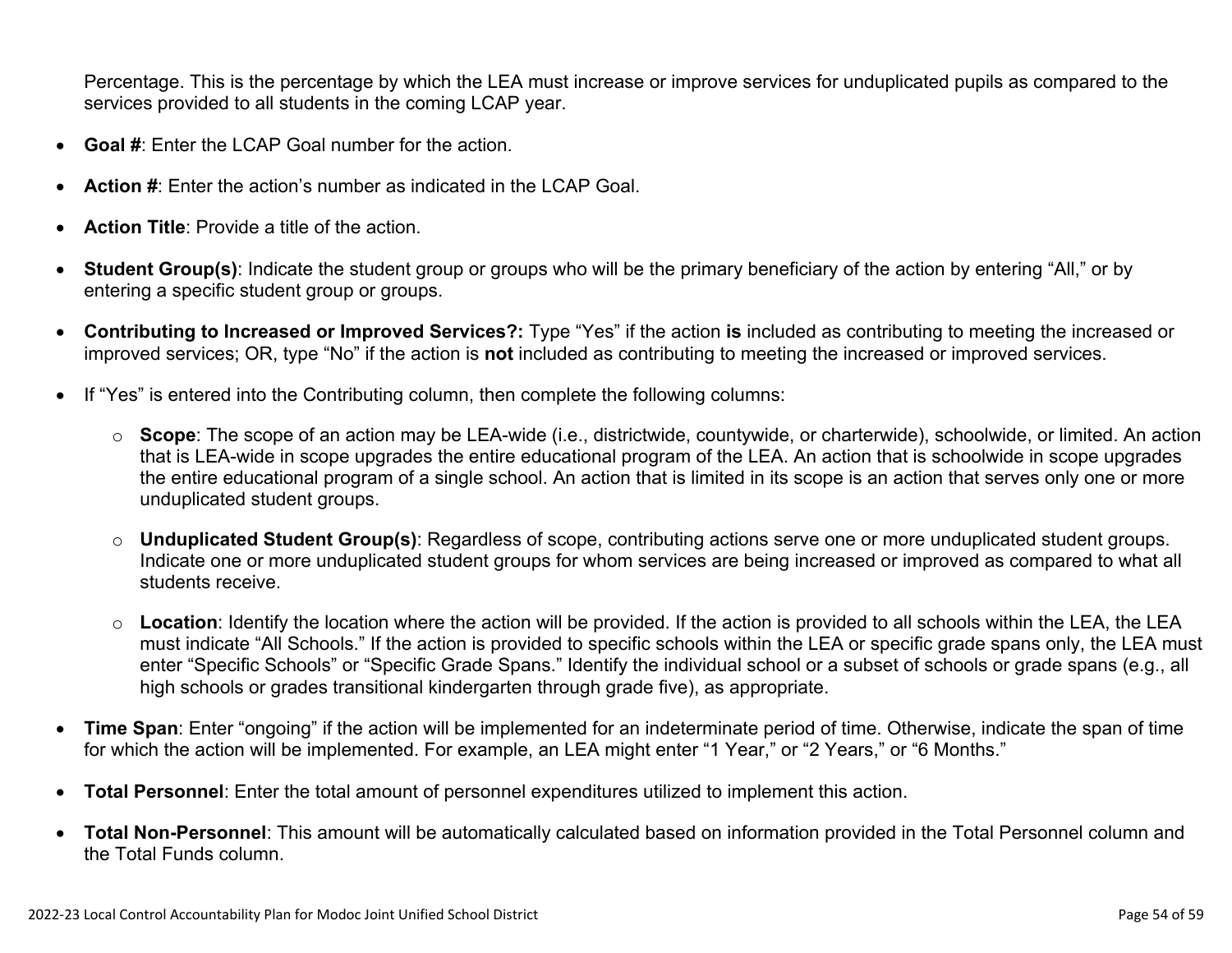Percentage. This is the percentage by which the LEA must increase or improve services for unduplicated pupils as compared to the services provided to all students in the coming LCAP year.

- **Goal #**: Enter the LCAP Goal number for the action.
- **Action #**: Enter the action's number as indicated in the LCAP Goal.
- **Action Title**: Provide a title of the action.
- **Student Group(s)**: Indicate the student group or groups who will be the primary beneficiary of the action by entering "All," or by entering a specific student group or groups.
- **Contributing to Increased or Improved Services?:** Type "Yes" if the action **is** included as contributing to meeting the increased or improved services; OR, type "No" if the action is **not** included as contributing to meeting the increased or improved services.
- If "Yes" is entered into the Contributing column, then complete the following columns:
  - **Scope**: The scope of an action may be LEA-wide (i.e., districtwide, countywide, or charterwide), schoolwide, or limited. An action that is LEA-wide in scope upgrades the entire educational program of the LEA. An action that is schoolwide in scope upgrades the entire educational program of a single school. An action that is limited in its scope is an action that serves only one or more unduplicated student groups.
  - **Unduplicated Student Group(s)**: Regardless of scope, contributing actions serve one or more unduplicated student groups. Indicate one or more unduplicated student groups for whom services are being increased or improved as compared to what all students receive.
  - **Location**: Identify the location where the action will be provided. If the action is provided to all schools within the LEA, the LEA must indicate "All Schools." If the action is provided to specific schools within the LEA or specific grade spans only, the LEA must enter "Specific Schools" or "Specific Grade Spans." Identify the individual school or a subset of schools or grade spans (e.g., all high schools or grades transitional kindergarten through grade five), as appropriate.
- **Time Span**: Enter "ongoing" if the action will be implemented for an indeterminate period of time. Otherwise, indicate the span of time for which the action will be implemented. For example, an LEA might enter "1 Year," or "2 Years," or "6 Months."
- **Total Personnel**: Enter the total amount of personnel expenditures utilized to implement this action.
- **Total Non-Personnel**: This amount will be automatically calculated based on information provided in the Total Personnel column and the Total Funds column.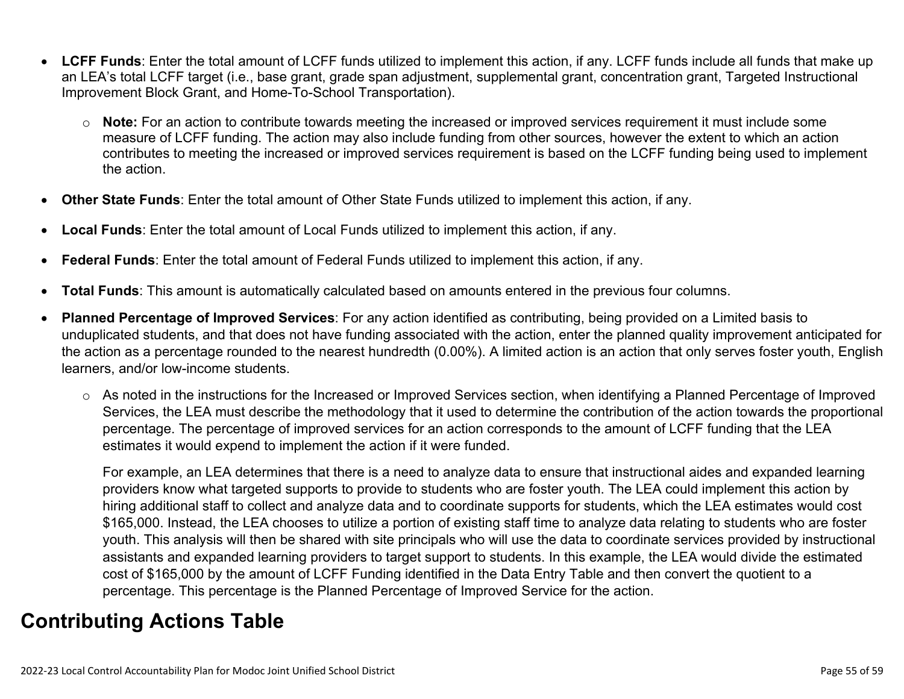- **LCFF Funds**: Enter the total amount of LCFF funds utilized to implement this action, if any. LCFF funds include all funds that make up an LEA's total LCFF target (i.e., base grant, grade span adjustment, supplemental grant, concentration grant, Targeted Instructional Improvement Block Grant, and Home-To-School Transportation).
  - **Note:** For an action to contribute towards meeting the increased or improved services requirement it must include some measure of LCFF funding. The action may also include funding from other sources, however the extent to which an action contributes to meeting the increased or improved services requirement is based on the LCFF funding being used to implement the action.
- **Other State Funds**: Enter the total amount of Other State Funds utilized to implement this action, if any.
- **Local Funds**: Enter the total amount of Local Funds utilized to implement this action, if any.
- **Federal Funds**: Enter the total amount of Federal Funds utilized to implement this action, if any.
- **Total Funds**: This amount is automatically calculated based on amounts entered in the previous four columns.
- **Planned Percentage of Improved Services**: For any action identified as contributing, being provided on a Limited basis to unduplicated students, and that does not have funding associated with the action, enter the planned quality improvement anticipated for the action as a percentage rounded to the nearest hundredth (0.00%). A limited action is an action that only serves foster youth, English learners, and/or low-income students.
  - As noted in the instructions for the Increased or Improved Services section, when identifying a Planned Percentage of Improved Services, the LEA must describe the methodology that it used to determine the contribution of the action towards the proportional percentage. The percentage of improved services for an action corresponds to the amount of LCFF funding that the LEA estimates it would expend to implement the action if it were funded.

    For example, an LEA determines that there is a need to analyze data to ensure that instructional aides and expanded learning providers know what targeted supports to provide to students who are foster youth. The LEA could implement this action by hiring additional staff to collect and analyze data and to coordinate supports for students, which the LEA estimates would cost $165,000. Instead, the LEA chooses to utilize a portion of existing staff time to analyze data relating to students who are foster youth. This analysis will then be shared with site principals who will use the data to coordinate services provided by instructional assistants and expanded learning providers to target support to students. In this example, the LEA would divide the estimated cost of $165,000 by the amount of LCFF Funding identified in the Data Entry Table and then convert the quotient to a percentage. This percentage is the Planned Percentage of Improved Service for the action.

## Contributing Actions Table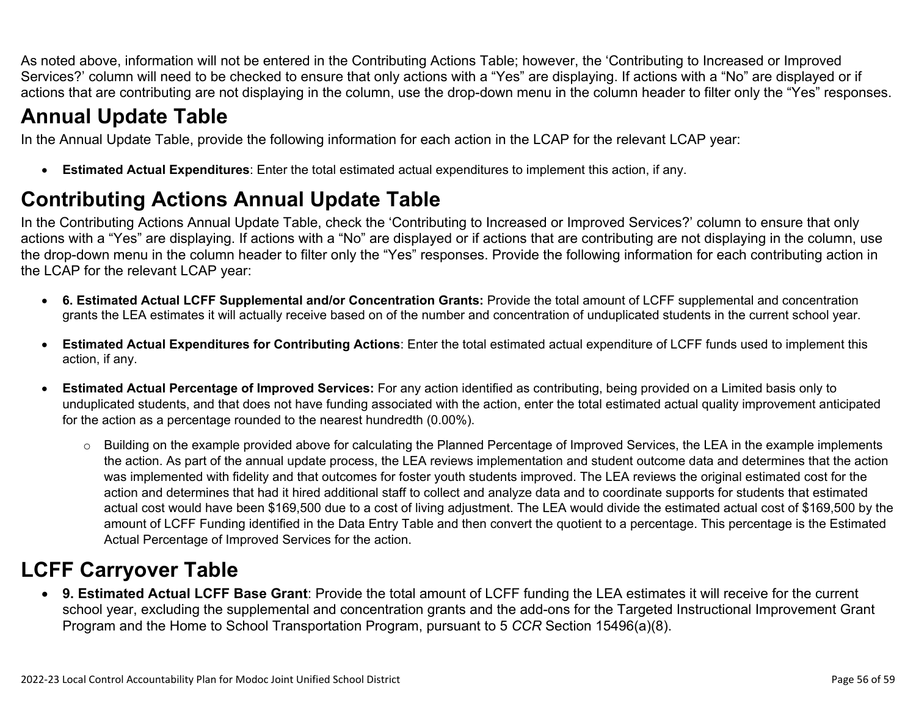As noted above, information will not be entered in the Contributing Actions Table; however, the 'Contributing to Increased or Improved Services?' column will need to be checked to ensure that only actions with a "Yes" are displaying. If actions with a "No" are displayed or if actions that are contributing are not displaying in the column, use the drop-down menu in the column header to filter only the "Yes" responses.

# Annual Update Table

In the Annual Update Table, provide the following information for each action in the LCAP for the relevant LCAP year:

- **Estimated Actual Expenditures**: Enter the total estimated actual expenditures to implement this action, if any.

# Contributing Actions Annual Update Table

In the Contributing Actions Annual Update Table, check the 'Contributing to Increased or Improved Services?' column to ensure that only actions with a "Yes" are displaying. If actions with a "No" are displayed or if actions that are contributing are not displaying in the column, use the drop-down menu in the column header to filter only the "Yes" responses. Provide the following information for each contributing action in the LCAP for the relevant LCAP year:

- **6. Estimated Actual LCFF Supplemental and/or Concentration Grants:** Provide the total amount of LCFF supplemental and concentration grants the LEA estimates it will actually receive based on of the number and concentration of unduplicated students in the current school year.
- **Estimated Actual Expenditures for Contributing Actions**: Enter the total estimated actual expenditure of LCFF funds used to implement this action, if any.
- **Estimated Actual Percentage of Improved Services:** For any action identified as contributing, being provided on a Limited basis only to unduplicated students, and that does not have funding associated with the action, enter the total estimated actual quality improvement anticipated for the action as a percentage rounded to the nearest hundredth (0.00%).
  - Building on the example provided above for calculating the Planned Percentage of Improved Services, the LEA in the example implements the action. As part of the annual update process, the LEA reviews implementation and student outcome data and determines that the action was implemented with fidelity and that outcomes for foster youth students improved. The LEA reviews the original estimated cost for the action and determines that had it hired additional staff to collect and analyze data and to coordinate supports for students that estimated actual cost would have been $169,500 due to a cost of living adjustment. The LEA would divide the estimated actual cost of $169,500 by the amount of LCFF Funding identified in the Data Entry Table and then convert the quotient to a percentage. This percentage is the Estimated Actual Percentage of Improved Services for the action.

# LCFF Carryover Table

- **9. Estimated Actual LCFF Base Grant**: Provide the total amount of LCFF funding the LEA estimates it will receive for the current school year, excluding the supplemental and concentration grants and the add-ons for the Targeted Instructional Improvement Grant Program and the Home to School Transportation Program, pursuant to 5 *CCR* Section 15496(a)(8).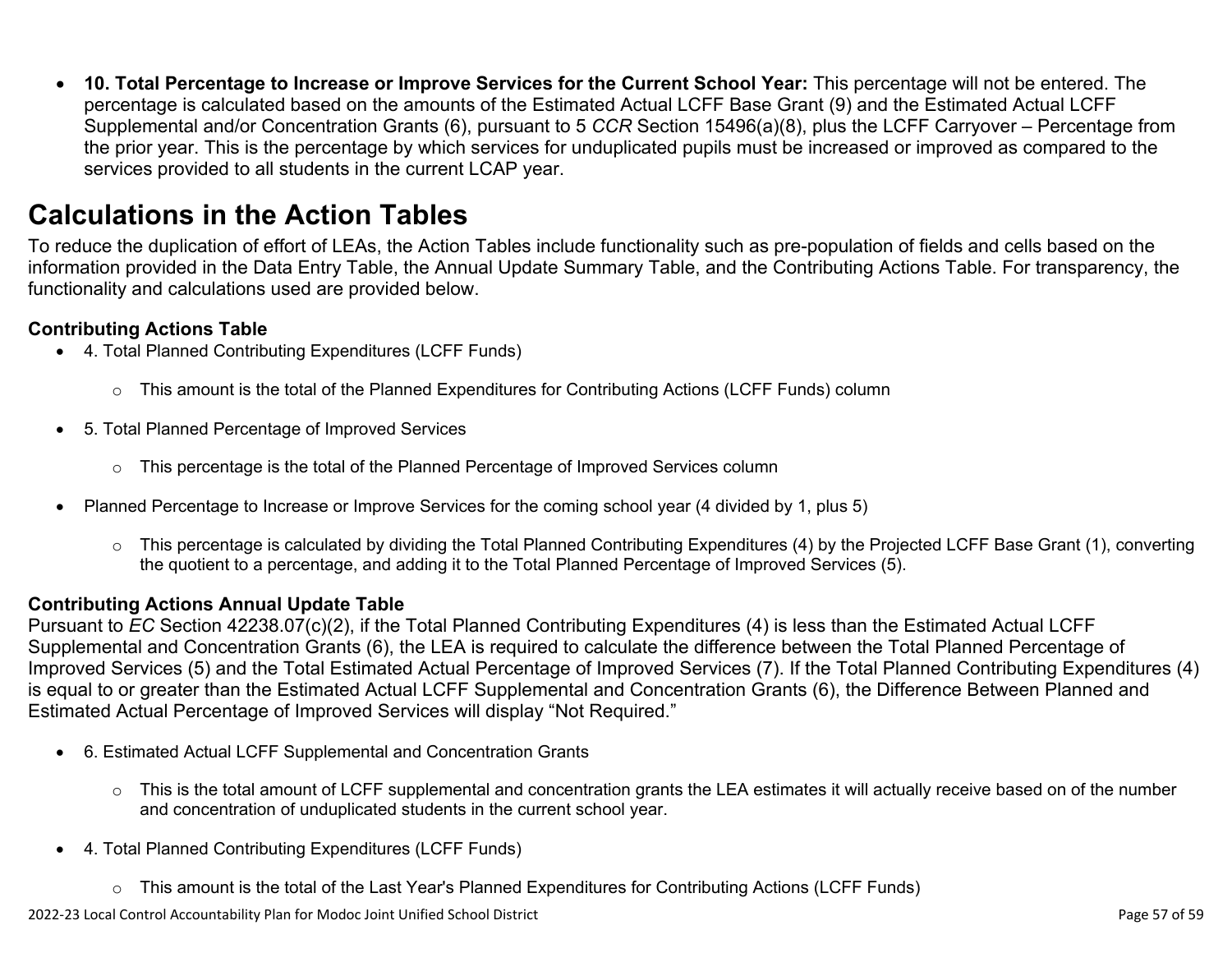- **10. Total Percentage to Increase or Improve Services for the Current School Year:** This percentage will not be entered. The percentage is calculated based on the amounts of the Estimated Actual LCFF Base Grant (9) and the Estimated Actual LCFF Supplemental and/or Concentration Grants (6), pursuant to 5 *CCR* Section 15496(a)(8), plus the LCFF Carryover – Percentage from the prior year. This is the percentage by which services for unduplicated pupils must be increased or improved as compared to the services provided to all students in the current LCAP year.

# Calculations in the Action Tables

To reduce the duplication of effort of LEAs, the Action Tables include functionality such as pre-population of fields and cells based on the information provided in the Data Entry Table, the Annual Update Summary Table, and the Contributing Actions Table. For transparency, the functionality and calculations used are provided below.

### Contributing Actions Table

- 4. Total Planned Contributing Expenditures (LCFF Funds)
  - This amount is the total of the Planned Expenditures for Contributing Actions (LCFF Funds) column
- 5. Total Planned Percentage of Improved Services
  - This percentage is the total of the Planned Percentage of Improved Services column
- Planned Percentage to Increase or Improve Services for the coming school year (4 divided by 1, plus 5)
  - This percentage is calculated by dividing the Total Planned Contributing Expenditures (4) by the Projected LCFF Base Grant (1), converting the quotient to a percentage, and adding it to the Total Planned Percentage of Improved Services (5).

### Contributing Actions Annual Update Table

Pursuant to *EC* Section 42238.07(c)(2), if the Total Planned Contributing Expenditures (4) is less than the Estimated Actual LCFF Supplemental and Concentration Grants (6), the LEA is required to calculate the difference between the Total Planned Percentage of Improved Services (5) and the Total Estimated Actual Percentage of Improved Services (7). If the Total Planned Contributing Expenditures (4) is equal to or greater than the Estimated Actual LCFF Supplemental and Concentration Grants (6), the Difference Between Planned and Estimated Actual Percentage of Improved Services will display "Not Required."

- 6. Estimated Actual LCFF Supplemental and Concentration Grants
  - This is the total amount of LCFF supplemental and concentration grants the LEA estimates it will actually receive based on of the number and concentration of unduplicated students in the current school year.
- 4. Total Planned Contributing Expenditures (LCFF Funds)
  - This amount is the total of the Last Year's Planned Expenditures for Contributing Actions (LCFF Funds)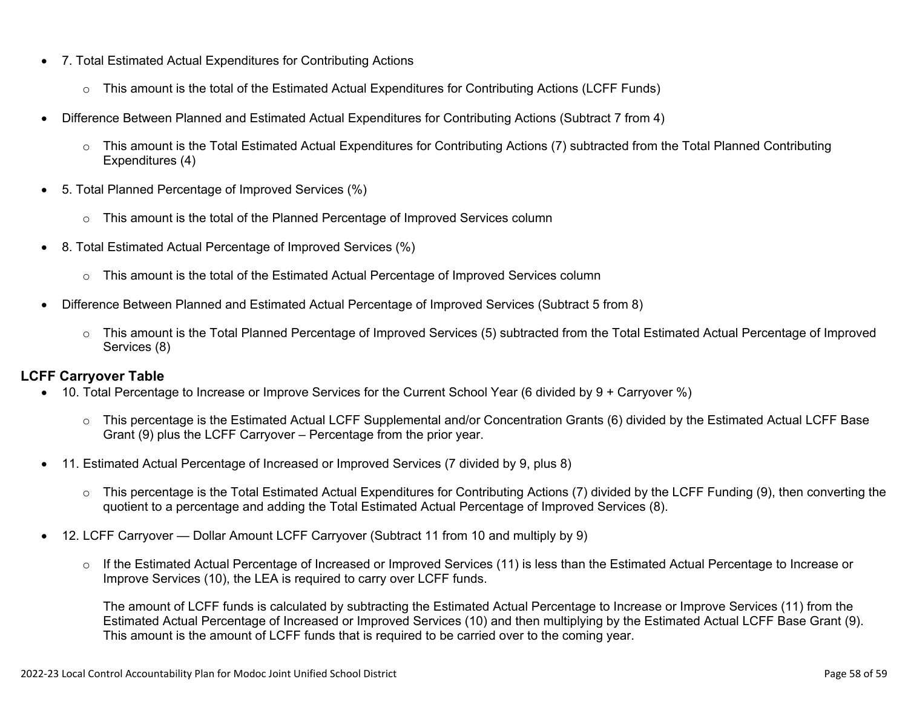- 7. Total Estimated Actual Expenditures for Contributing Actions
    - This amount is the total of the Estimated Actual Expenditures for Contributing Actions (LCFF Funds)
- Difference Between Planned and Estimated Actual Expenditures for Contributing Actions (Subtract 7 from 4)
    - This amount is the Total Estimated Actual Expenditures for Contributing Actions (7) subtracted from the Total Planned Contributing Expenditures (4)
- 5. Total Planned Percentage of Improved Services (%)
    - This amount is the total of the Planned Percentage of Improved Services column
- 8. Total Estimated Actual Percentage of Improved Services (%)
    - This amount is the total of the Estimated Actual Percentage of Improved Services column
- Difference Between Planned and Estimated Actual Percentage of Improved Services (Subtract 5 from 8)
    - This amount is the Total Planned Percentage of Improved Services (5) subtracted from the Total Estimated Actual Percentage of Improved Services (8)

**LCFF Carryover Table**

- 10. Total Percentage to Increase or Improve Services for the Current School Year (6 divided by 9 + Carryover %)
    - This percentage is the Estimated Actual LCFF Supplemental and/or Concentration Grants (6) divided by the Estimated Actual LCFF Base Grant (9) plus the LCFF Carryover – Percentage from the prior year.
- 11. Estimated Actual Percentage of Increased or Improved Services (7 divided by 9, plus 8)
    - This percentage is the Total Estimated Actual Expenditures for Contributing Actions (7) divided by the LCFF Funding (9), then converting the quotient to a percentage and adding the Total Estimated Actual Percentage of Improved Services (8).
- 12. LCFF Carryover — Dollar Amount LCFF Carryover (Subtract 11 from 10 and multiply by 9)
    - If the Estimated Actual Percentage of Increased or Improved Services (11) is less than the Estimated Actual Percentage to Increase or Improve Services (10), the LEA is required to carry over LCFF funds.

      The amount of LCFF funds is calculated by subtracting the Estimated Actual Percentage to Increase or Improve Services (11) from the Estimated Actual Percentage of Increased or Improved Services (10) and then multiplying by the Estimated Actual LCFF Base Grant (9). This amount is the amount of LCFF funds that is required to be carried over to the coming year.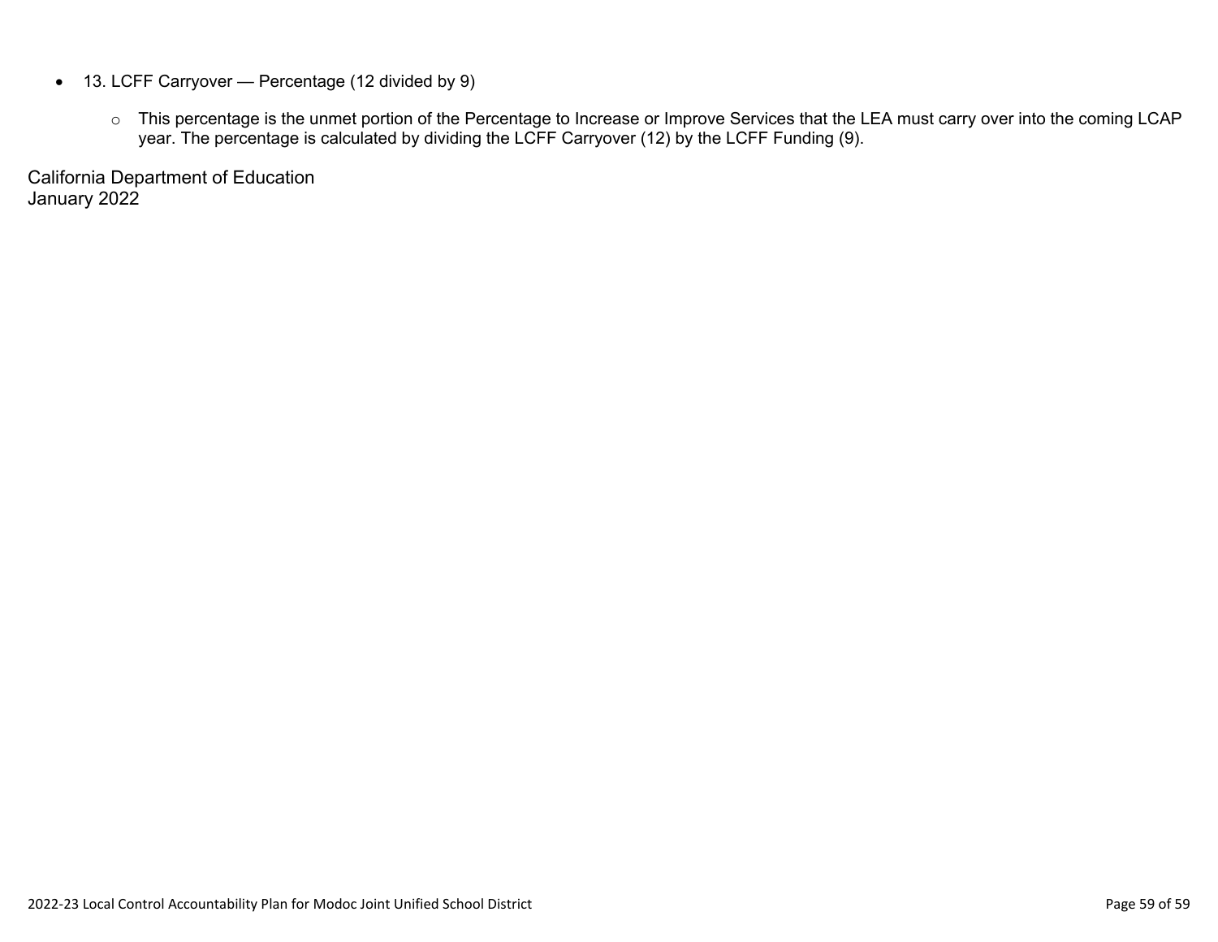- 13. LCFF Carryover — Percentage (12 divided by 9)
  - This percentage is the unmet portion of the Percentage to Increase or Improve Services that the LEA must carry over into the coming LCAP year. The percentage is calculated by dividing the LCFF Carryover (12) by the LCFF Funding (9).

California Department of Education
January 2022